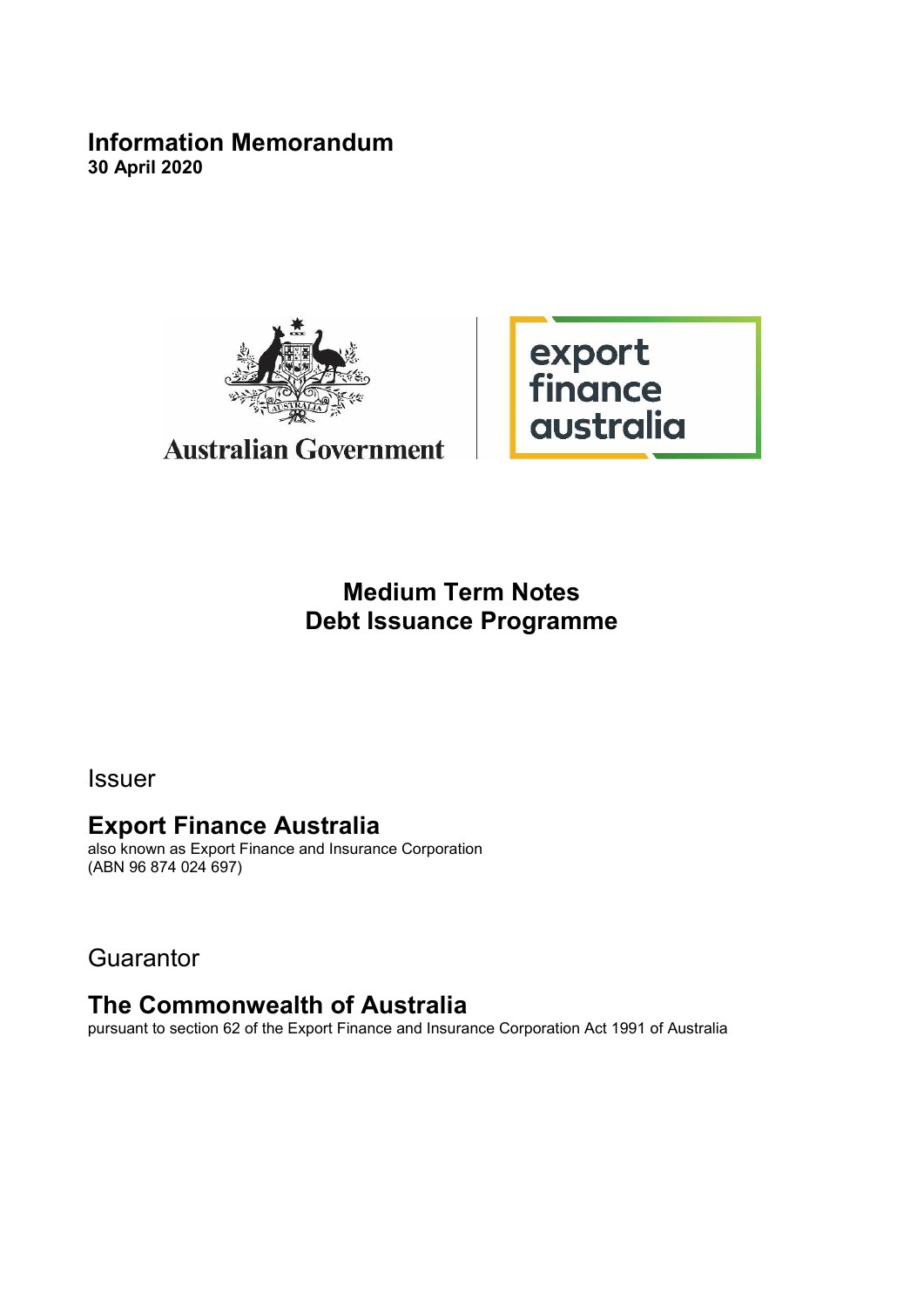# Information Memorandum

**30 April 2020**

Australian Government

export finance australia

## Medium Term Notes
## Debt Issuance Programme

Issuer

## Export Finance Australia

also known as Export Finance and Insurance Corporation
(ABN 96 874 024 697)

Guarantor

## The Commonwealth of Australia

pursuant to section 62 of the Export Finance and Insurance Corporation Act 1991 of Australia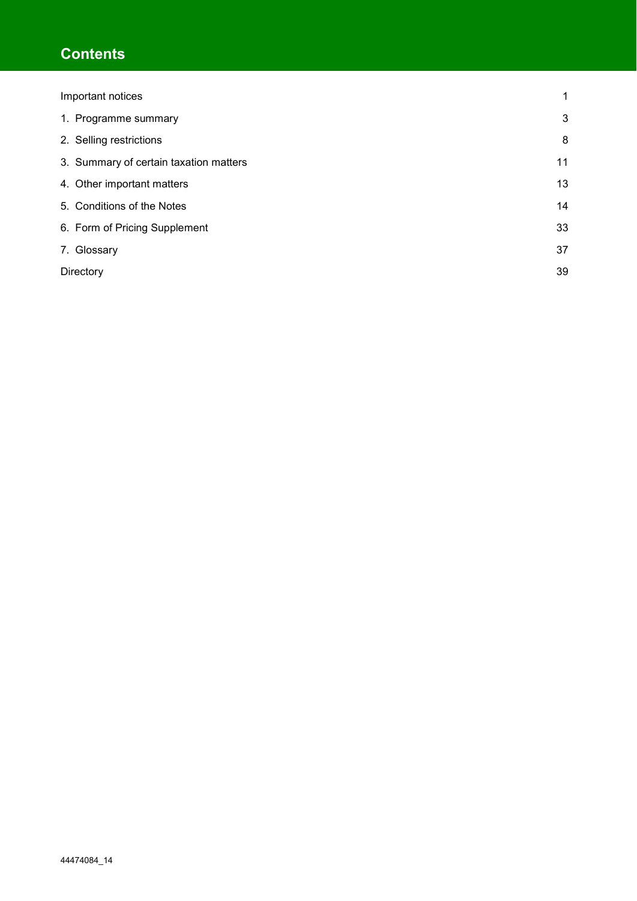# Contents

| | |
|---|---|
| Important notices | 1 |
| 1. Programme summary | 3 |
| 2. Selling restrictions | 8 |
| 3. Summary of certain taxation matters | 11 |
| 4. Other important matters | 13 |
| 5. Conditions of the Notes | 14 |
| 6. Form of Pricing Supplement | 33 |
| 7. Glossary | 37 |
| Directory | 39 |

44474084_14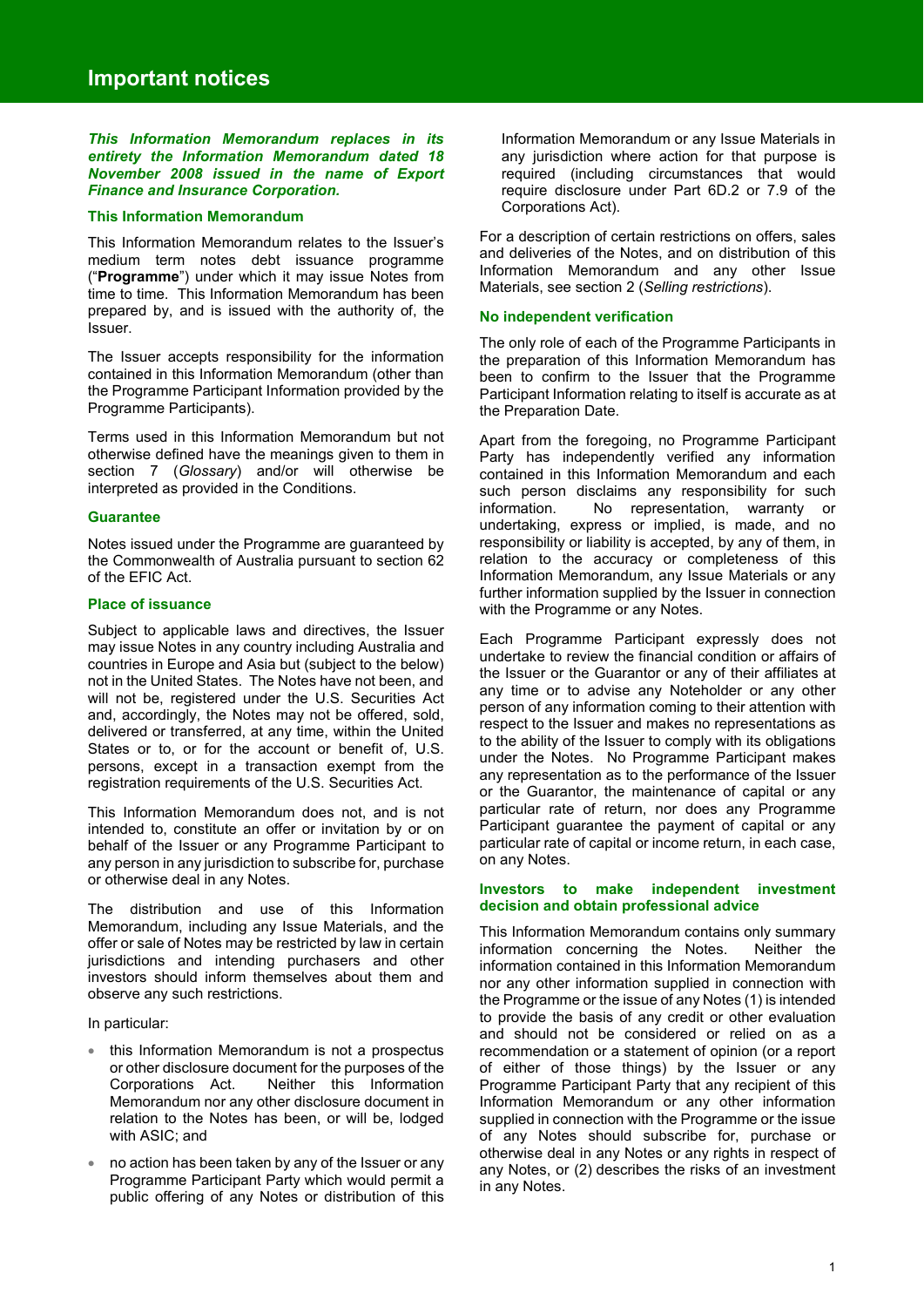# Important notices

***This Information Memorandum replaces in its entirety the Information Memorandum dated 18 November 2008 issued in the name of Export Finance and Insurance Corporation.***

## This Information Memorandum

This Information Memorandum relates to the Issuer's medium term notes debt issuance programme ("**Programme**") under which it may issue Notes from time to time. This Information Memorandum has been prepared by, and is issued with the authority of, the Issuer.

The Issuer accepts responsibility for the information contained in this Information Memorandum (other than the Programme Participant Information provided by the Programme Participants).

Terms used in this Information Memorandum but not otherwise defined have the meanings given to them in section 7 (*Glossary*) and/or will otherwise be interpreted as provided in the Conditions.

## Guarantee

Notes issued under the Programme are guaranteed by the Commonwealth of Australia pursuant to section 62 of the EFIC Act.

## Place of issuance

Subject to applicable laws and directives, the Issuer may issue Notes in any country including Australia and countries in Europe and Asia but (subject to the below) not in the United States. The Notes have not been, and will not be, registered under the U.S. Securities Act and, accordingly, the Notes may not be offered, sold, delivered or transferred, at any time, within the United States or to, or for the account or benefit of, U.S. persons, except in a transaction exempt from the registration requirements of the U.S. Securities Act.

This Information Memorandum does not, and is not intended to, constitute an offer or invitation by or on behalf of the Issuer or any Programme Participant to any person in any jurisdiction to subscribe for, purchase or otherwise deal in any Notes.

The distribution and use of this Information Memorandum, including any Issue Materials, and the offer or sale of Notes may be restricted by law in certain jurisdictions and intending purchasers and other investors should inform themselves about them and observe any such restrictions.

In particular:

- this Information Memorandum is not a prospectus or other disclosure document for the purposes of the Corporations Act. Neither this Information Memorandum nor any other disclosure document in relation to the Notes has been, or will be, lodged with ASIC; and
- no action has been taken by any of the Issuer or any Programme Participant Party which would permit a public offering of any Notes or distribution of this Information Memorandum or any Issue Materials in any jurisdiction where action for that purpose is required (including circumstances that would require disclosure under Part 6D.2 or 7.9 of the Corporations Act).

For a description of certain restrictions on offers, sales and deliveries of the Notes, and on distribution of this Information Memorandum and any other Issue Materials, see section 2 (*Selling restrictions*).

## No independent verification

The only role of each of the Programme Participants in the preparation of this Information Memorandum has been to confirm to the Issuer that the Programme Participant Information relating to itself is accurate as at the Preparation Date.

Apart from the foregoing, no Programme Participant Party has independently verified any information contained in this Information Memorandum and each such person disclaims any responsibility for such information. No representation, warranty or undertaking, express or implied, is made, and no responsibility or liability is accepted, by any of them, in relation to the accuracy or completeness of this Information Memorandum, any Issue Materials or any further information supplied by the Issuer in connection with the Programme or any Notes.

Each Programme Participant expressly does not undertake to review the financial condition or affairs of the Issuer or the Guarantor or any of their affiliates at any time or to advise any Noteholder or any other person of any information coming to their attention with respect to the Issuer and makes no representations as to the ability of the Issuer to comply with its obligations under the Notes. No Programme Participant makes any representation as to the performance of the Issuer or the Guarantor, the maintenance of capital or any particular rate of return, nor does any Programme Participant guarantee the payment of capital or any particular rate of capital or income return, in each case, on any Notes.

## Investors to make independent investment decision and obtain professional advice

This Information Memorandum contains only summary information concerning the Notes. Neither the information contained in this Information Memorandum nor any other information supplied in connection with the Programme or the issue of any Notes (1) is intended to provide the basis of any credit or other evaluation and should not be considered or relied on as a recommendation or a statement of opinion (or a report of either of those things) by the Issuer or any Programme Participant Party that any recipient of this Information Memorandum or any other information supplied in connection with the Programme or the issue of any Notes should subscribe for, purchase or otherwise deal in any Notes or any rights in respect of any Notes, or (2) describes the risks of an investment in any Notes.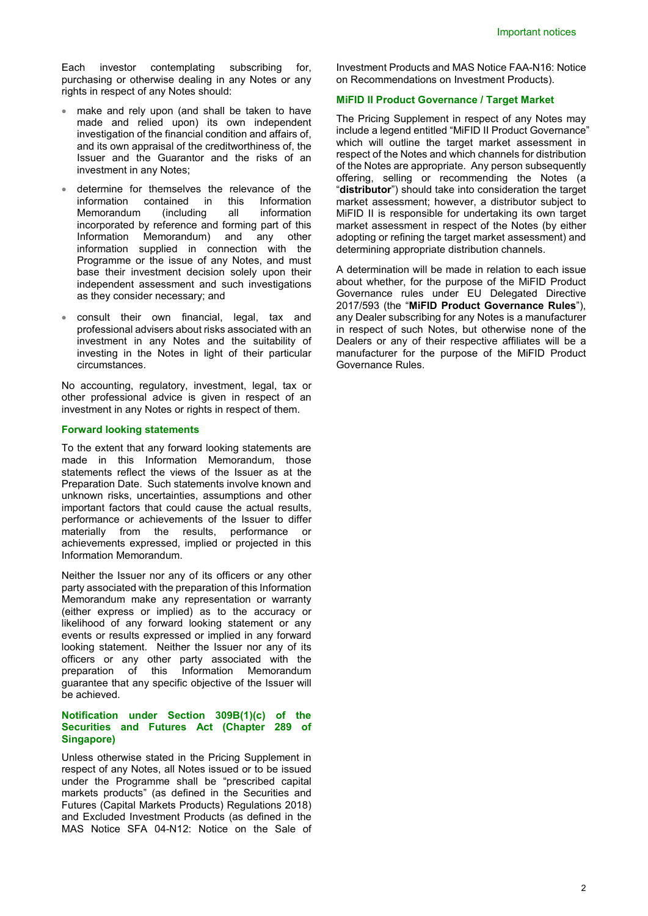Each investor contemplating subscribing for, purchasing or otherwise dealing in any Notes or any rights in respect of any Notes should:

- make and rely upon (and shall be taken to have made and relied upon) its own independent investigation of the financial condition and affairs of, and its own appraisal of the creditworthiness of, the Issuer and the Guarantor and the risks of an investment in any Notes;
- determine for themselves the relevance of the information contained in this Information Memorandum (including all information incorporated by reference and forming part of this Information Memorandum) and any other information supplied in connection with the Programme or the issue of any Notes, and must base their investment decision solely upon their independent assessment and such investigations as they consider necessary; and
- consult their own financial, legal, tax and professional advisers about risks associated with an investment in any Notes and the suitability of investing in the Notes in light of their particular circumstances.

No accounting, regulatory, investment, legal, tax or other professional advice is given in respect of an investment in any Notes or rights in respect of them.

### Forward looking statements

To the extent that any forward looking statements are made in this Information Memorandum, those statements reflect the views of the Issuer as at the Preparation Date. Such statements involve known and unknown risks, uncertainties, assumptions and other important factors that could cause the actual results, performance or achievements of the Issuer to differ materially from the results, performance or achievements expressed, implied or projected in this Information Memorandum.

Neither the Issuer nor any of its officers or any other party associated with the preparation of this Information Memorandum make any representation or warranty (either express or implied) as to the accuracy or likelihood of any forward looking statement or any events or results expressed or implied in any forward looking statement. Neither the Issuer nor any of its officers or any other party associated with the preparation of this Information Memorandum guarantee that any specific objective of the Issuer will be achieved.

### Notification under Section 309B(1)(c) of the Securities and Futures Act (Chapter 289 of Singapore)

Unless otherwise stated in the Pricing Supplement in respect of any Notes, all Notes issued or to be issued under the Programme shall be "prescribed capital markets products" (as defined in the Securities and Futures (Capital Markets Products) Regulations 2018) and Excluded Investment Products (as defined in the MAS Notice SFA 04-N12: Notice on the Sale of Investment Products and MAS Notice FAA-N16: Notice on Recommendations on Investment Products).

### MiFID II Product Governance / Target Market

The Pricing Supplement in respect of any Notes may include a legend entitled "MiFID II Product Governance" which will outline the target market assessment in respect of the Notes and which channels for distribution of the Notes are appropriate. Any person subsequently offering, selling or recommending the Notes (a "**distributor**") should take into consideration the target market assessment; however, a distributor subject to MiFID II is responsible for undertaking its own target market assessment in respect of the Notes (by either adopting or refining the target market assessment) and determining appropriate distribution channels.

A determination will be made in relation to each issue about whether, for the purpose of the MiFID Product Governance rules under EU Delegated Directive 2017/593 (the "**MiFID Product Governance Rules**"), any Dealer subscribing for any Notes is a manufacturer in respect of such Notes, but otherwise none of the Dealers or any of their respective affiliates will be a manufacturer for the purpose of the MiFID Product Governance Rules.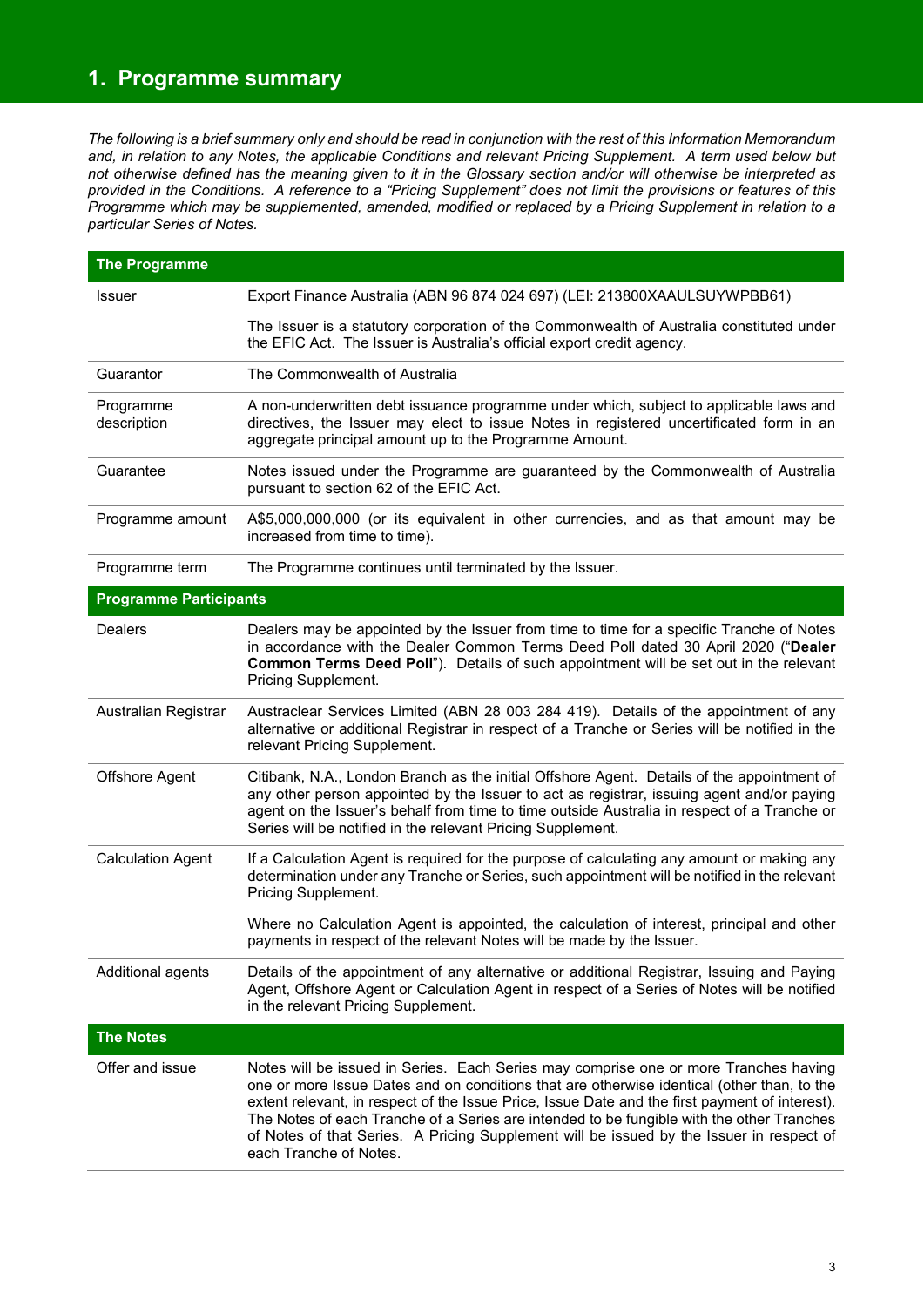# 1. Programme summary

*The following is a brief summary only and should be read in conjunction with the rest of this Information Memorandum and, in relation to any Notes, the applicable Conditions and relevant Pricing Supplement. A term used below but not otherwise defined has the meaning given to it in the Glossary section and/or will otherwise be interpreted as provided in the Conditions. A reference to a "Pricing Supplement" does not limit the provisions or features of this Programme which may be supplemented, amended, modified or replaced by a Pricing Supplement in relation to a particular Series of Notes.*

| **The Programme** | |
|---|---|
| Issuer | Export Finance Australia (ABN 96 874 024 697) (LEI: 213800XAAULSUYWPBB61)<br><br>The Issuer is a statutory corporation of the Commonwealth of Australia constituted under the EFIC Act. The Issuer is Australia's official export credit agency. |
| Guarantor | The Commonwealth of Australia |
| Programme description | A non-underwritten debt issuance programme under which, subject to applicable laws and directives, the Issuer may elect to issue Notes in registered uncertificated form in an aggregate principal amount up to the Programme Amount. |
| Guarantee | Notes issued under the Programme are guaranteed by the Commonwealth of Australia pursuant to section 62 of the EFIC Act. |
| Programme amount | A$5,000,000,000 (or its equivalent in other currencies, and as that amount may be increased from time to time). |
| Programme term | The Programme continues until terminated by the Issuer. |
| **Programme Participants** | |
| Dealers | Dealers may be appointed by the Issuer from time to time for a specific Tranche of Notes in accordance with the Dealer Common Terms Deed Poll dated 30 April 2020 ("**Dealer Common Terms Deed Poll**"). Details of such appointment will be set out in the relevant Pricing Supplement. |
| Australian Registrar | Austraclear Services Limited (ABN 28 003 284 419). Details of the appointment of any alternative or additional Registrar in respect of a Tranche or Series will be notified in the relevant Pricing Supplement. |
| Offshore Agent | Citibank, N.A., London Branch as the initial Offshore Agent. Details of the appointment of any other person appointed by the Issuer to act as registrar, issuing agent and/or paying agent on the Issuer's behalf from time to time outside Australia in respect of a Tranche or Series will be notified in the relevant Pricing Supplement. |
| Calculation Agent | If a Calculation Agent is required for the purpose of calculating any amount or making any determination under any Tranche or Series, such appointment will be notified in the relevant Pricing Supplement.<br><br>Where no Calculation Agent is appointed, the calculation of interest, principal and other payments in respect of the relevant Notes will be made by the Issuer. |
| Additional agents | Details of the appointment of any alternative or additional Registrar, Issuing and Paying Agent, Offshore Agent or Calculation Agent in respect of a Series of Notes will be notified in the relevant Pricing Supplement. |
| **The Notes** | |
| Offer and issue | Notes will be issued in Series. Each Series may comprise one or more Tranches having one or more Issue Dates and on conditions that are otherwise identical (other than, to the extent relevant, in respect of the Issue Price, Issue Date and the first payment of interest). The Notes of each Tranche of a Series are intended to be fungible with the other Tranches of Notes of that Series. A Pricing Supplement will be issued by the Issuer in respect of each Tranche of Notes. |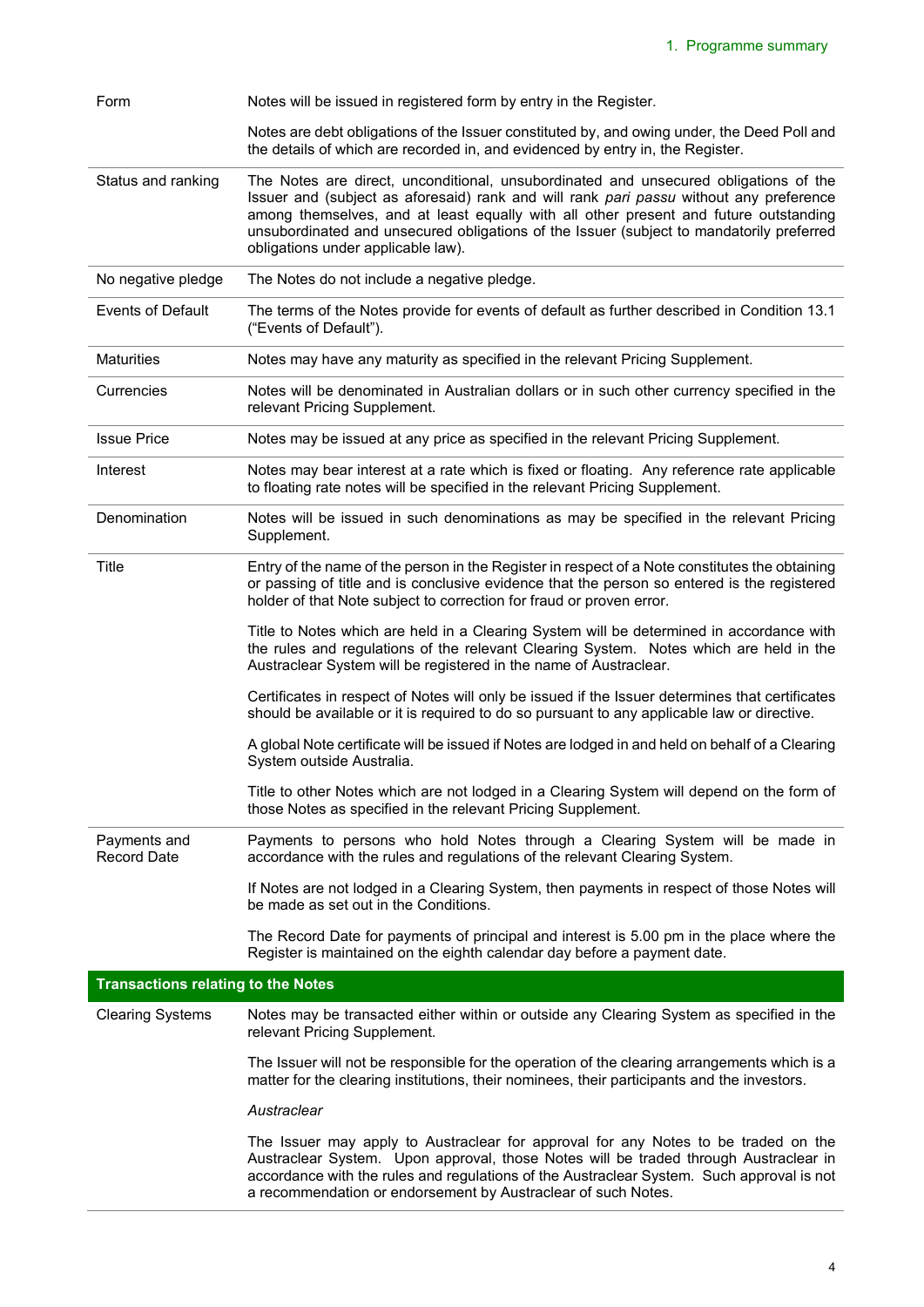| | |
|---|---|
| Form | Notes will be issued in registered form by entry in the Register.<br><br>Notes are debt obligations of the Issuer constituted by, and owing under, the Deed Poll and the details of which are recorded in, and evidenced by entry in, the Register. |
| Status and ranking | The Notes are direct, unconditional, unsubordinated and unsecured obligations of the Issuer and (subject as aforesaid) rank and will rank *pari passu* without any preference among themselves, and at least equally with all other present and future outstanding unsubordinated and unsecured obligations of the Issuer (subject to mandatorily preferred obligations under applicable law). |
| No negative pledge | The Notes do not include a negative pledge. |
| Events of Default | The terms of the Notes provide for events of default as further described in Condition 13.1 ("Events of Default"). |
| Maturities | Notes may have any maturity as specified in the relevant Pricing Supplement. |
| Currencies | Notes will be denominated in Australian dollars or in such other currency specified in the relevant Pricing Supplement. |
| Issue Price | Notes may be issued at any price as specified in the relevant Pricing Supplement. |
| Interest | Notes may bear interest at a rate which is fixed or floating. Any reference rate applicable to floating rate notes will be specified in the relevant Pricing Supplement. |
| Denomination | Notes will be issued in such denominations as may be specified in the relevant Pricing Supplement. |
| Title | Entry of the name of the person in the Register in respect of a Note constitutes the obtaining or passing of title and is conclusive evidence that the person so entered is the registered holder of that Note subject to correction for fraud or proven error.<br><br>Title to Notes which are held in a Clearing System will be determined in accordance with the rules and regulations of the relevant Clearing System. Notes which are held in the Austraclear System will be registered in the name of Austraclear.<br><br>Certificates in respect of Notes will only be issued if the Issuer determines that certificates should be available or it is required to do so pursuant to any applicable law or directive.<br><br>A global Note certificate will be issued if Notes are lodged in and held on behalf of a Clearing System outside Australia.<br><br>Title to other Notes which are not lodged in a Clearing System will depend on the form of those Notes as specified in the relevant Pricing Supplement. |
| Payments and Record Date | Payments to persons who hold Notes through a Clearing System will be made in accordance with the rules and regulations of the relevant Clearing System.<br><br>If Notes are not lodged in a Clearing System, then payments in respect of those Notes will be made as set out in the Conditions.<br><br>The Record Date for payments of principal and interest is 5.00 pm in the place where the Register is maintained on the eighth calendar day before a payment date. |
| **Transactions relating to the Notes** | |
| Clearing Systems | Notes may be transacted either within or outside any Clearing System as specified in the relevant Pricing Supplement.<br><br>The Issuer will not be responsible for the operation of the clearing arrangements which is a matter for the clearing institutions, their nominees, their participants and the investors.<br><br>*Austraclear*<br><br>The Issuer may apply to Austraclear for approval for any Notes to be traded on the Austraclear System. Upon approval, those Notes will be traded through Austraclear in accordance with the rules and regulations of the Austraclear System. Such approval is not a recommendation or endorsement by Austraclear of such Notes. |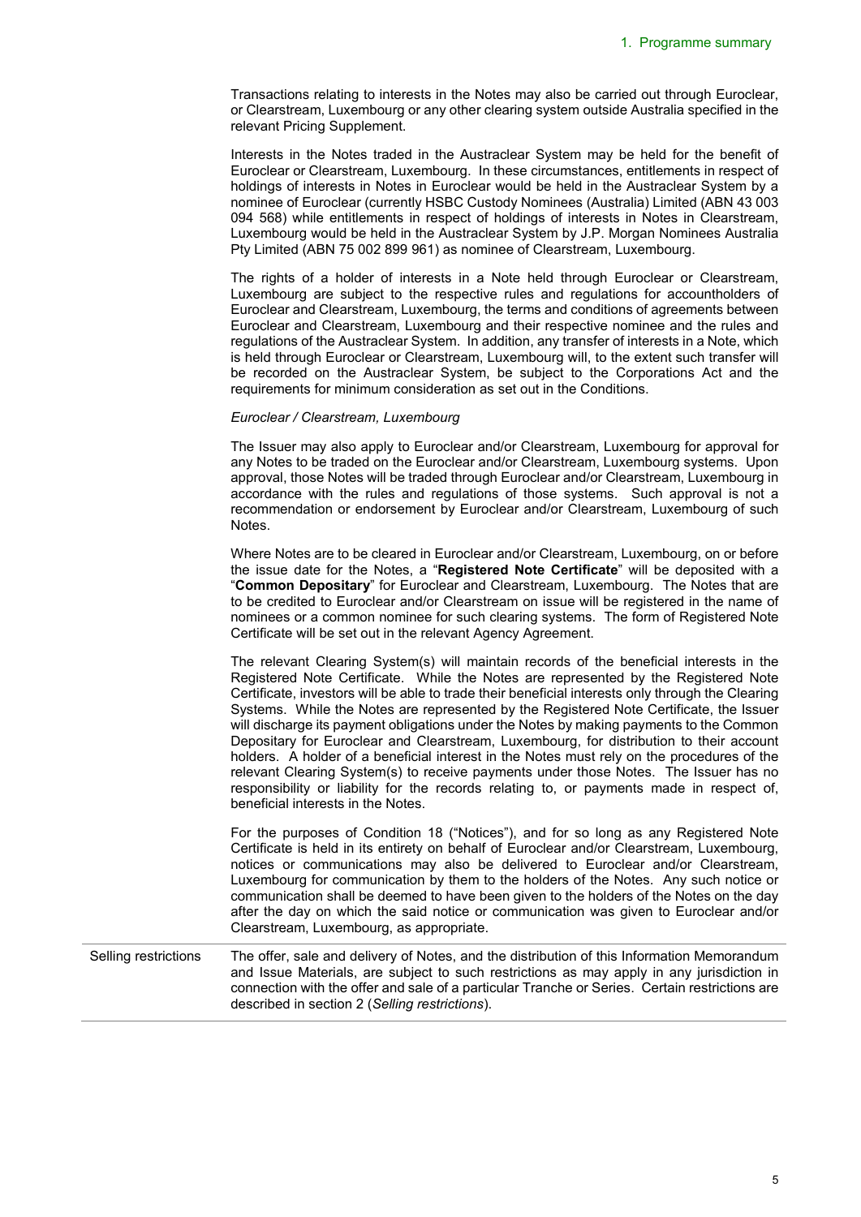| | |
|---|---|
| | Transactions relating to interests in the Notes may also be carried out through Euroclear, or Clearstream, Luxembourg or any other clearing system outside Australia specified in the relevant Pricing Supplement.<br><br>Interests in the Notes traded in the Austraclear System may be held for the benefit of Euroclear or Clearstream, Luxembourg. In these circumstances, entitlements in respect of holdings of interests in Notes in Euroclear would be held in the Austraclear System by a nominee of Euroclear (currently HSBC Custody Nominees (Australia) Limited (ABN 43 003 094 568) while entitlements in respect of holdings of interests in Notes in Clearstream, Luxembourg would be held in the Austraclear System by J.P. Morgan Nominees Australia Pty Limited (ABN 75 002 899 961) as nominee of Clearstream, Luxembourg.<br><br>The rights of a holder of interests in a Note held through Euroclear or Clearstream, Luxembourg are subject to the respective rules and regulations for accountholders of Euroclear and Clearstream, Luxembourg, the terms and conditions of agreements between Euroclear and Clearstream, Luxembourg and their respective nominee and the rules and regulations of the Austraclear System. In addition, any transfer of interests in a Note, which is held through Euroclear or Clearstream, Luxembourg will, to the extent such transfer will be recorded on the Austraclear System, be subject to the Corporations Act and the requirements for minimum consideration as set out in the Conditions.<br><br>*Euroclear / Clearstream, Luxembourg*<br><br>The Issuer may also apply to Euroclear and/or Clearstream, Luxembourg for approval for any Notes to be traded on the Euroclear and/or Clearstream, Luxembourg systems. Upon approval, those Notes will be traded through Euroclear and/or Clearstream, Luxembourg in accordance with the rules and regulations of those systems. Such approval is not a recommendation or endorsement by Euroclear and/or Clearstream, Luxembourg of such Notes.<br><br>Where Notes are to be cleared in Euroclear and/or Clearstream, Luxembourg, on or before the issue date for the Notes, a "**Registered Note Certificate**" will be deposited with a "**Common Depositary**" for Euroclear and Clearstream, Luxembourg. The Notes that are to be credited to Euroclear and/or Clearstream on issue will be registered in the name of nominees or a common nominee for such clearing systems. The form of Registered Note Certificate will be set out in the relevant Agency Agreement.<br><br>The relevant Clearing System(s) will maintain records of the beneficial interests in the Registered Note Certificate. While the Notes are represented by the Registered Note Certificate, investors will be able to trade their beneficial interests only through the Clearing Systems. While the Notes are represented by the Registered Note Certificate, the Issuer will discharge its payment obligations under the Notes by making payments to the Common Depositary for Euroclear and Clearstream, Luxembourg, for distribution to their account holders. A holder of a beneficial interest in the Notes must rely on the procedures of the relevant Clearing System(s) to receive payments under those Notes. The Issuer has no responsibility or liability for the records relating to, or payments made in respect of, beneficial interests in the Notes.<br><br>For the purposes of Condition 18 ("Notices"), and for so long as any Registered Note Certificate is held in its entirety on behalf of Euroclear and/or Clearstream, Luxembourg, notices or communications may also be delivered to Euroclear and/or Clearstream, Luxembourg for communication by them to the holders of the Notes. Any such notice or communication shall be deemed to have been given to the holders of the Notes on the day after the day on which the said notice or communication was given to Euroclear and/or Clearstream, Luxembourg, as appropriate. |
| Selling restrictions | The offer, sale and delivery of Notes, and the distribution of this Information Memorandum and Issue Materials, are subject to such restrictions as may apply in any jurisdiction in connection with the offer and sale of a particular Tranche or Series. Certain restrictions are described in section 2 (*Selling restrictions*). |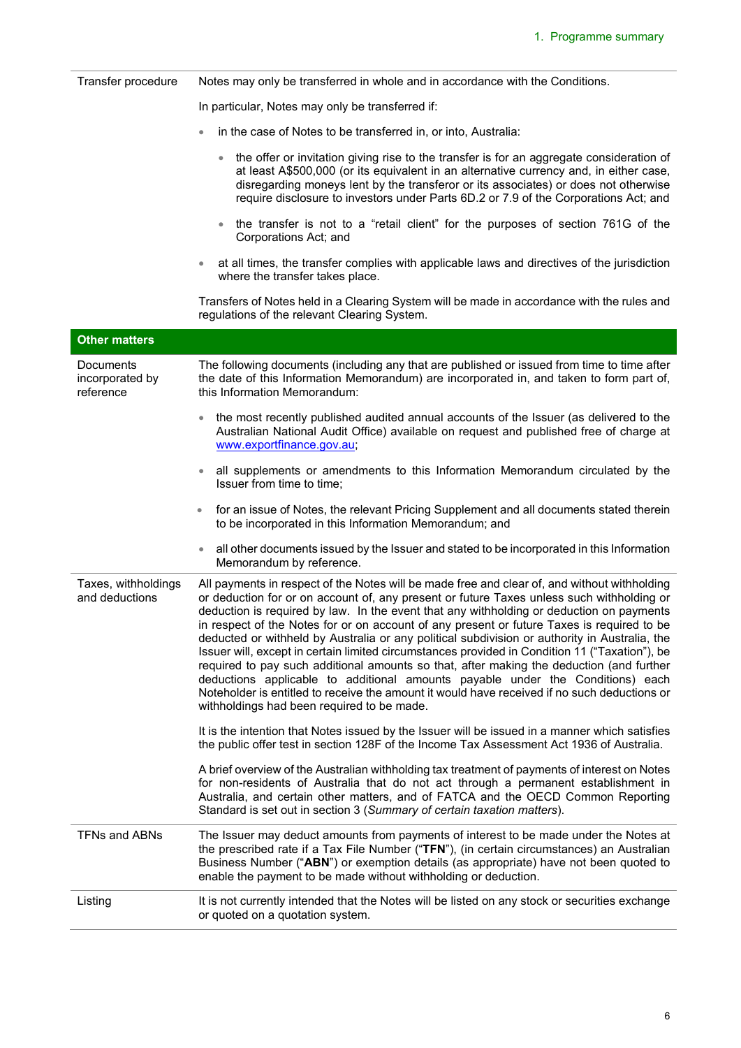| | |
|---|---|
| Transfer procedure | Notes may only be transferred in whole and in accordance with the Conditions.<br><br>In particular, Notes may only be transferred if:<br><br>• in the case of Notes to be transferred in, or into, Australia:<br>&nbsp;&nbsp;&nbsp;&nbsp;• the offer or invitation giving rise to the transfer is for an aggregate consideration of at least A$500,000 (or its equivalent in an alternative currency and, in either case, disregarding moneys lent by the transferor or its associates) or does not otherwise require disclosure to investors under Parts 6D.2 or 7.9 of the Corporations Act; and<br>&nbsp;&nbsp;&nbsp;&nbsp;• the transfer is not to a "retail client" for the purposes of section 761G of the Corporations Act; and<br><br>• at all times, the transfer complies with applicable laws and directives of the jurisdiction where the transfer takes place.<br><br>Transfers of Notes held in a Clearing System will be made in accordance with the rules and regulations of the relevant Clearing System. |
| **Other matters** | |
| Documents incorporated by reference | The following documents (including any that are published or issued from time to time after the date of this Information Memorandum) are incorporated in, and taken to form part of, this Information Memorandum:<br><br>• the most recently published audited annual accounts of the Issuer (as delivered to the Australian National Audit Office) available on request and published free of charge at www.exportfinance.gov.au;<br><br>• all supplements or amendments to this Information Memorandum circulated by the Issuer from time to time;<br><br>• for an issue of Notes, the relevant Pricing Supplement and all documents stated therein to be incorporated in this Information Memorandum; and<br><br>• all other documents issued by the Issuer and stated to be incorporated in this Information Memorandum by reference. |
| Taxes, withholdings and deductions | All payments in respect of the Notes will be made free and clear of, and without withholding or deduction for or on account of, any present or future Taxes unless such withholding or deduction is required by law. In the event that any withholding or deduction on payments in respect of the Notes for or on account of any present or future Taxes is required to be deducted or withheld by Australia or any political subdivision or authority in Australia, the Issuer will, except in certain limited circumstances provided in Condition 11 ("Taxation"), be required to pay such additional amounts so that, after making the deduction (and further deductions applicable to additional amounts payable under the Conditions) each Noteholder is entitled to receive the amount it would have received if no such deductions or withholdings had been required to be made.<br><br>It is the intention that Notes issued by the Issuer will be issued in a manner which satisfies the public offer test in section 128F of the Income Tax Assessment Act 1936 of Australia.<br><br>A brief overview of the Australian withholding tax treatment of payments of interest on Notes for non-residents of Australia that do not act through a permanent establishment in Australia, and certain other matters, and of FATCA and the OECD Common Reporting Standard is set out in section 3 (*Summary of certain taxation matters*). |
| TFNs and ABNs | The Issuer may deduct amounts from payments of interest to be made under the Notes at the prescribed rate if a Tax File Number ("**TFN**"), (in certain circumstances) an Australian Business Number ("**ABN**") or exemption details (as appropriate) have not been quoted to enable the payment to be made without withholding or deduction. |
| Listing | It is not currently intended that the Notes will be listed on any stock or securities exchange or quoted on a quotation system. |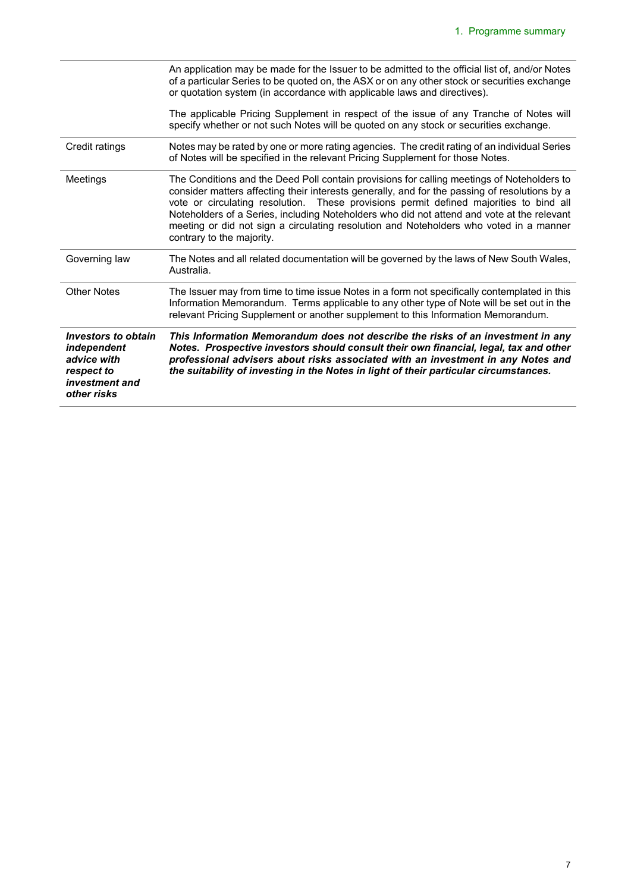| | |
|---|---|
| | An application may be made for the Issuer to be admitted to the official list of, and/or Notes of a particular Series to be quoted on, the ASX or on any other stock or securities exchange or quotation system (in accordance with applicable laws and directives).<br><br>The applicable Pricing Supplement in respect of the issue of any Tranche of Notes will specify whether or not such Notes will be quoted on any stock or securities exchange. |
| Credit ratings | Notes may be rated by one or more rating agencies. The credit rating of an individual Series of Notes will be specified in the relevant Pricing Supplement for those Notes. |
| Meetings | The Conditions and the Deed Poll contain provisions for calling meetings of Noteholders to consider matters affecting their interests generally, and for the passing of resolutions by a vote or circulating resolution. These provisions permit defined majorities to bind all Noteholders of a Series, including Noteholders who did not attend and vote at the relevant meeting or did not sign a circulating resolution and Noteholders who voted in a manner contrary to the majority. |
| Governing law | The Notes and all related documentation will be governed by the laws of New South Wales, Australia. |
| Other Notes | The Issuer may from time to time issue Notes in a form not specifically contemplated in this Information Memorandum. Terms applicable to any other type of Note will be set out in the relevant Pricing Supplement or another supplement to this Information Memorandum. |
| ***Investors to obtain independent advice with respect to investment and other risks*** | ***This Information Memorandum does not describe the risks of an investment in any Notes. Prospective investors should consult their own financial, legal, tax and other professional advisers about risks associated with an investment in any Notes and the suitability of investing in the Notes in light of their particular circumstances.*** |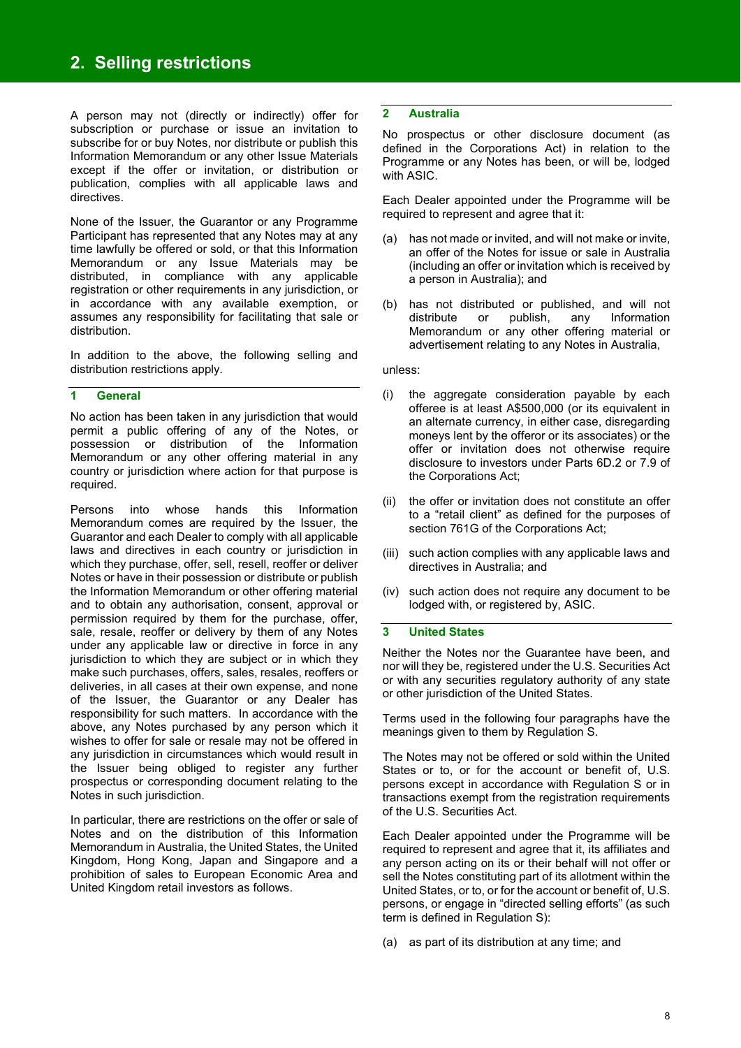## 2. Selling restrictions

A person may not (directly or indirectly) offer for subscription or purchase or issue an invitation to subscribe for or buy Notes, nor distribute or publish this Information Memorandum or any other Issue Materials except if the offer or invitation, or distribution or publication, complies with all applicable laws and directives.

None of the Issuer, the Guarantor or any Programme Participant has represented that any Notes may at any time lawfully be offered or sold, or that this Information Memorandum or any Issue Materials may be distributed, in compliance with any applicable registration or other requirements in any jurisdiction, or in accordance with any available exemption, or assumes any responsibility for facilitating that sale or distribution.

In addition to the above, the following selling and distribution restrictions apply.

### 1 General

No action has been taken in any jurisdiction that would permit a public offering of any of the Notes, or possession or distribution of the Information Memorandum or any other offering material in any country or jurisdiction where action for that purpose is required.

Persons into whose hands this Information Memorandum comes are required by the Issuer, the Guarantor and each Dealer to comply with all applicable laws and directives in each country or jurisdiction in which they purchase, offer, sell, resell, reoffer or deliver Notes or have in their possession or distribute or publish the Information Memorandum or other offering material and to obtain any authorisation, consent, approval or permission required by them for the purchase, offer, sale, resale, reoffer or delivery by them of any Notes under any applicable law or directive in force in any jurisdiction to which they are subject or in which they make such purchases, offers, sales, resales, reoffers or deliveries, in all cases at their own expense, and none of the Issuer, the Guarantor or any Dealer has responsibility for such matters. In accordance with the above, any Notes purchased by any person which it wishes to offer for sale or resale may not be offered in any jurisdiction in circumstances which would result in the Issuer being obliged to register any further prospectus or corresponding document relating to the Notes in such jurisdiction.

In particular, there are restrictions on the offer or sale of Notes and on the distribution of this Information Memorandum in Australia, the United States, the United Kingdom, Hong Kong, Japan and Singapore and a prohibition of sales to European Economic Area and United Kingdom retail investors as follows.

### 2 Australia

No prospectus or other disclosure document (as defined in the Corporations Act) in relation to the Programme or any Notes has been, or will be, lodged with ASIC.

Each Dealer appointed under the Programme will be required to represent and agree that it:

(a) has not made or invited, and will not make or invite, an offer of the Notes for issue or sale in Australia (including an offer or invitation which is received by a person in Australia); and

(b) has not distributed or published, and will not distribute or publish, any Information Memorandum or any other offering material or advertisement relating to any Notes in Australia,

unless:

(i) the aggregate consideration payable by each offeree is at least A$500,000 (or its equivalent in an alternate currency, in either case, disregarding moneys lent by the offeror or its associates) or the offer or invitation does not otherwise require disclosure to investors under Parts 6D.2 or 7.9 of the Corporations Act;

(ii) the offer or invitation does not constitute an offer to a "retail client" as defined for the purposes of section 761G of the Corporations Act;

(iii) such action complies with any applicable laws and directives in Australia; and

(iv) such action does not require any document to be lodged with, or registered by, ASIC.

### 3 United States

Neither the Notes nor the Guarantee have been, and nor will they be, registered under the U.S. Securities Act or with any securities regulatory authority of any state or other jurisdiction of the United States.

Terms used in the following four paragraphs have the meanings given to them by Regulation S.

The Notes may not be offered or sold within the United States or to, or for the account or benefit of, U.S. persons except in accordance with Regulation S or in transactions exempt from the registration requirements of the U.S. Securities Act.

Each Dealer appointed under the Programme will be required to represent and agree that it, its affiliates and any person acting on its or their behalf will not offer or sell the Notes constituting part of its allotment within the United States, or to, or for the account or benefit of, U.S. persons, or engage in "directed selling efforts" (as such term is defined in Regulation S):

(a) as part of its distribution at any time; and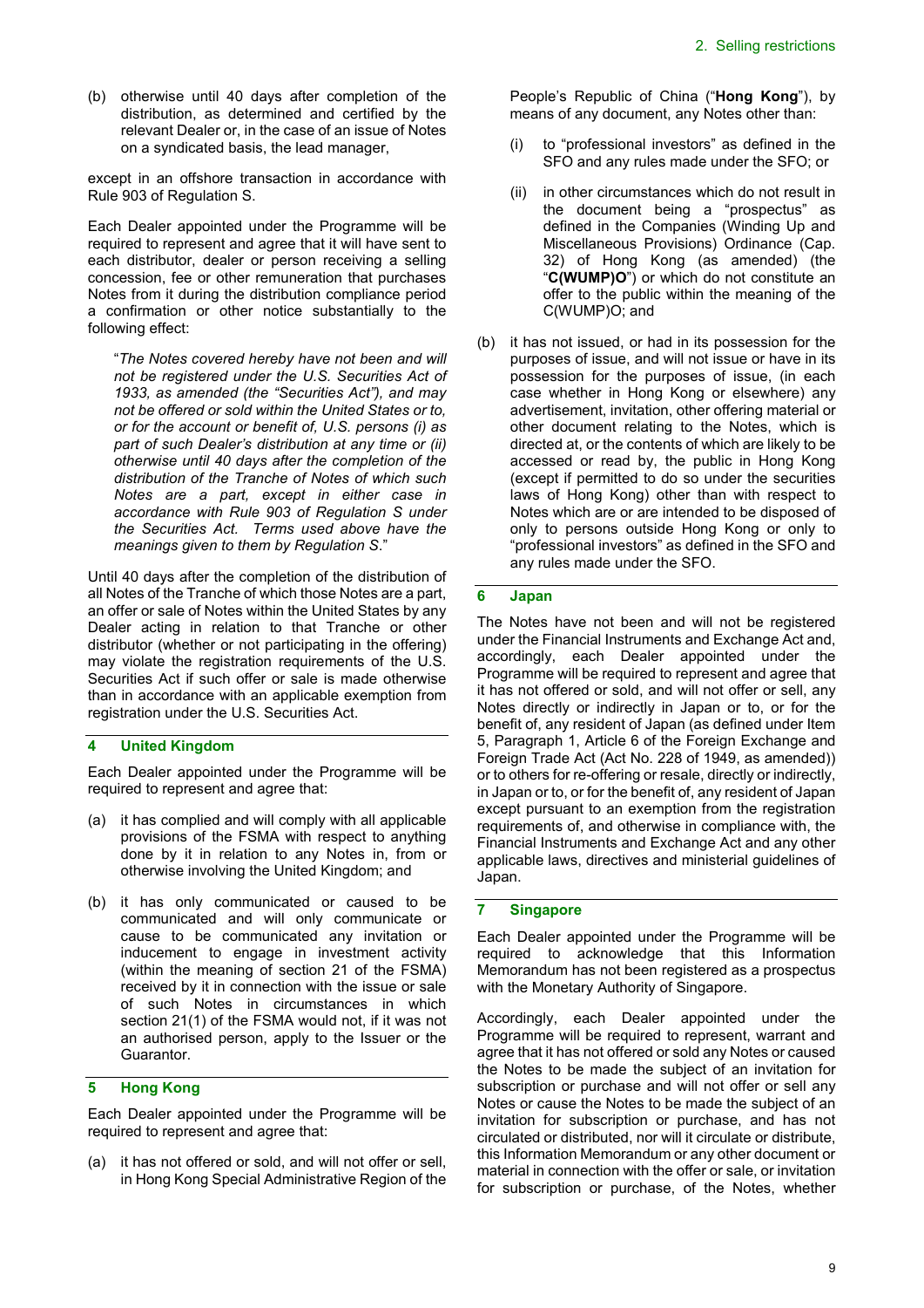(b) otherwise until 40 days after completion of the distribution, as determined and certified by the relevant Dealer or, in the case of an issue of Notes on a syndicated basis, the lead manager,

except in an offshore transaction in accordance with Rule 903 of Regulation S.

Each Dealer appointed under the Programme will be required to represent and agree that it will have sent to each distributor, dealer or person receiving a selling concession, fee or other remuneration that purchases Notes from it during the distribution compliance period a confirmation or other notice substantially to the following effect:

> "*The Notes covered hereby have not been and will not be registered under the U.S. Securities Act of 1933, as amended (the "Securities Act"), and may not be offered or sold within the United States or to, or for the account or benefit of, U.S. persons (i) as part of such Dealer's distribution at any time or (ii) otherwise until 40 days after the completion of the distribution of the Tranche of Notes of which such Notes are a part, except in either case in accordance with Rule 903 of Regulation S under the Securities Act. Terms used above have the meanings given to them by Regulation S.*"

Until 40 days after the completion of the distribution of all Notes of the Tranche of which those Notes are a part, an offer or sale of Notes within the United States by any Dealer acting in relation to that Tranche or other distributor (whether or not participating in the offering) may violate the registration requirements of the U.S. Securities Act if such offer or sale is made otherwise than in accordance with an applicable exemption from registration under the U.S. Securities Act.

## 4 United Kingdom

Each Dealer appointed under the Programme will be required to represent and agree that:

(a) it has complied and will comply with all applicable provisions of the FSMA with respect to anything done by it in relation to any Notes in, from or otherwise involving the United Kingdom; and

(b) it has only communicated or caused to be communicated and will only communicate or cause to be communicated any invitation or inducement to engage in investment activity (within the meaning of section 21 of the FSMA) received by it in connection with the issue or sale of such Notes in circumstances in which section 21(1) of the FSMA would not, if it was not an authorised person, apply to the Issuer or the Guarantor.

## 5 Hong Kong

Each Dealer appointed under the Programme will be required to represent and agree that:

(a) it has not offered or sold, and will not offer or sell, in Hong Kong Special Administrative Region of the People's Republic of China ("**Hong Kong**"), by means of any document, any Notes other than:

   (i) to "professional investors" as defined in the SFO and any rules made under the SFO; or

   (ii) in other circumstances which do not result in the document being a "prospectus" as defined in the Companies (Winding Up and Miscellaneous Provisions) Ordinance (Cap. 32) of Hong Kong (as amended) (the "**C(WUMP)O**") or which do not constitute an offer to the public within the meaning of the C(WUMP)O; and

(b) it has not issued, or had in its possession for the purposes of issue, and will not issue or have in its possession for the purposes of issue, (in each case whether in Hong Kong or elsewhere) any advertisement, invitation, other offering material or other document relating to the Notes, which is directed at, or the contents of which are likely to be accessed or read by, the public in Hong Kong (except if permitted to do so under the securities laws of Hong Kong) other than with respect to Notes which are or are intended to be disposed of only to persons outside Hong Kong or only to "professional investors" as defined in the SFO and any rules made under the SFO.

## 6 Japan

The Notes have not been and will not be registered under the Financial Instruments and Exchange Act and, accordingly, each Dealer appointed under the Programme will be required to represent and agree that it has not offered or sold, and will not offer or sell, any Notes directly or indirectly in Japan or to, or for the benefit of, any resident of Japan (as defined under Item 5, Paragraph 1, Article 6 of the Foreign Exchange and Foreign Trade Act (Act No. 228 of 1949, as amended)) or to others for re-offering or resale, directly or indirectly, in Japan or to, or for the benefit of, any resident of Japan except pursuant to an exemption from the registration requirements of, and otherwise in compliance with, the Financial Instruments and Exchange Act and any other applicable laws, directives and ministerial guidelines of Japan.

## 7 Singapore

Each Dealer appointed under the Programme will be required to acknowledge that this Information Memorandum has not been registered as a prospectus with the Monetary Authority of Singapore.

Accordingly, each Dealer appointed under the Programme will be required to represent, warrant and agree that it has not offered or sold any Notes or caused the Notes to be made the subject of an invitation for subscription or purchase and will not offer or sell any Notes or cause the Notes to be made the subject of an invitation for subscription or purchase, and has not circulated or distributed, nor will it circulate or distribute, this Information Memorandum or any other document or material in connection with the offer or sale, or invitation for subscription or purchase, of the Notes, whether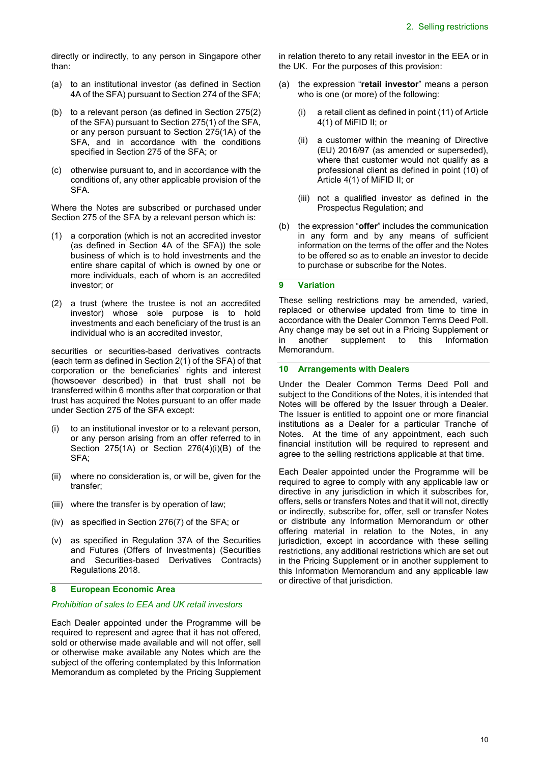directly or indirectly, to any person in Singapore other than:

(a) to an institutional investor (as defined in Section 4A of the SFA) pursuant to Section 274 of the SFA;

(b) to a relevant person (as defined in Section 275(2) of the SFA) pursuant to Section 275(1) of the SFA, or any person pursuant to Section 275(1A) of the SFA, and in accordance with the conditions specified in Section 275 of the SFA; or

(c) otherwise pursuant to, and in accordance with the conditions of, any other applicable provision of the SFA.

Where the Notes are subscribed or purchased under Section 275 of the SFA by a relevant person which is:

(1) a corporation (which is not an accredited investor (as defined in Section 4A of the SFA)) the sole business of which is to hold investments and the entire share capital of which is owned by one or more individuals, each of whom is an accredited investor; or

(2) a trust (where the trustee is not an accredited investor) whose sole purpose is to hold investments and each beneficiary of the trust is an individual who is an accredited investor,

securities or securities-based derivatives contracts (each term as defined in Section 2(1) of the SFA) of that corporation or the beneficiaries' rights and interest (howsoever described) in that trust shall not be transferred within 6 months after that corporation or that trust has acquired the Notes pursuant to an offer made under Section 275 of the SFA except:

(i) to an institutional investor or to a relevant person, or any person arising from an offer referred to in Section 275(1A) or Section 276(4)(i)(B) of the SFA;

(ii) where no consideration is, or will be, given for the transfer;

(iii) where the transfer is by operation of law;

(iv) as specified in Section 276(7) of the SFA; or

(v) as specified in Regulation 37A of the Securities and Futures (Offers of Investments) (Securities and Securities-based Derivatives Contracts) Regulations 2018.

## 8 European Economic Area

*Prohibition of sales to EEA and UK retail investors*

Each Dealer appointed under the Programme will be required to represent and agree that it has not offered, sold or otherwise made available and will not offer, sell or otherwise make available any Notes which are the subject of the offering contemplated by this Information Memorandum as completed by the Pricing Supplement in relation thereto to any retail investor in the EEA or in the UK. For the purposes of this provision:

(a) the expression "**retail investor**" means a person who is one (or more) of the following:

   (i) a retail client as defined in point (11) of Article 4(1) of MiFID II; or

   (ii) a customer within the meaning of Directive (EU) 2016/97 (as amended or superseded), where that customer would not qualify as a professional client as defined in point (10) of Article 4(1) of MiFID II; or

   (iii) not a qualified investor as defined in the Prospectus Regulation; and

(b) the expression "**offer**" includes the communication in any form and by any means of sufficient information on the terms of the offer and the Notes to be offered so as to enable an investor to decide to purchase or subscribe for the Notes.

## 9 Variation

These selling restrictions may be amended, varied, replaced or otherwise updated from time to time in accordance with the Dealer Common Terms Deed Poll. Any change may be set out in a Pricing Supplement or in another supplement to this Information Memorandum.

## 10 Arrangements with Dealers

Under the Dealer Common Terms Deed Poll and subject to the Conditions of the Notes, it is intended that Notes will be offered by the Issuer through a Dealer. The Issuer is entitled to appoint one or more financial institutions as a Dealer for a particular Tranche of Notes. At the time of any appointment, each such financial institution will be required to represent and agree to the selling restrictions applicable at that time.

Each Dealer appointed under the Programme will be required to agree to comply with any applicable law or directive in any jurisdiction in which it subscribes for, offers, sells or transfers Notes and that it will not, directly or indirectly, subscribe for, offer, sell or transfer Notes or distribute any Information Memorandum or other offering material in relation to the Notes, in any jurisdiction, except in accordance with these selling restrictions, any additional restrictions which are set out in the Pricing Supplement or in another supplement to this Information Memorandum and any applicable law or directive of that jurisdiction.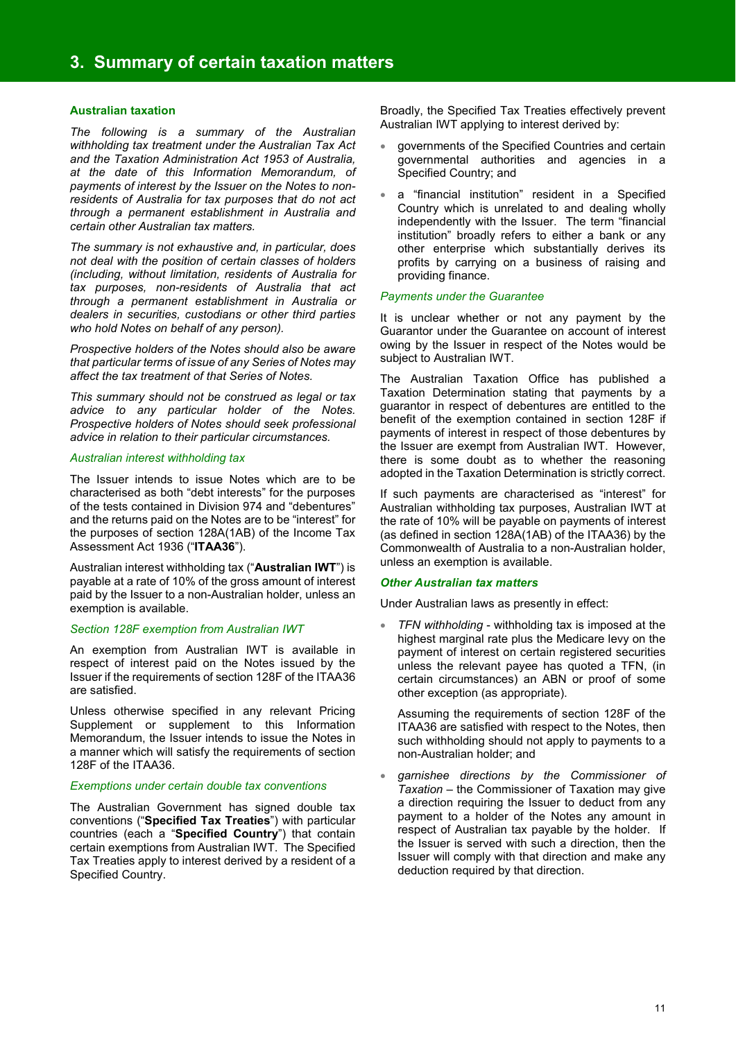# 3. Summary of certain taxation matters

## Australian taxation

*The following is a summary of the Australian withholding tax treatment under the Australian Tax Act and the Taxation Administration Act 1953 of Australia, at the date of this Information Memorandum, of payments of interest by the Issuer on the Notes to non-residents of Australia for tax purposes that do not act through a permanent establishment in Australia and certain other Australian tax matters.*

*The summary is not exhaustive and, in particular, does not deal with the position of certain classes of holders (including, without limitation, residents of Australia for tax purposes, non-residents of Australia that act through a permanent establishment in Australia or dealers in securities, custodians or other third parties who hold Notes on behalf of any person).*

*Prospective holders of the Notes should also be aware that particular terms of issue of any Series of Notes may affect the tax treatment of that Series of Notes.*

*This summary should not be construed as legal or tax advice to any particular holder of the Notes. Prospective holders of Notes should seek professional advice in relation to their particular circumstances.*

### *Australian interest withholding tax*

The Issuer intends to issue Notes which are to be characterised as both "debt interests" for the purposes of the tests contained in Division 974 and "debentures" and the returns paid on the Notes are to be "interest" for the purposes of section 128A(1AB) of the Income Tax Assessment Act 1936 ("**ITAA36**").

Australian interest withholding tax ("**Australian IWT**") is payable at a rate of 10% of the gross amount of interest paid by the Issuer to a non-Australian holder, unless an exemption is available.

### *Section 128F exemption from Australian IWT*

An exemption from Australian IWT is available in respect of interest paid on the Notes issued by the Issuer if the requirements of section 128F of the ITAA36 are satisfied.

Unless otherwise specified in any relevant Pricing Supplement or supplement to this Information Memorandum, the Issuer intends to issue the Notes in a manner which will satisfy the requirements of section 128F of the ITAA36.

### *Exemptions under certain double tax conventions*

The Australian Government has signed double tax conventions ("**Specified Tax Treaties**") with particular countries (each a "**Specified Country**") that contain certain exemptions from Australian IWT. The Specified Tax Treaties apply to interest derived by a resident of a Specified Country.

Broadly, the Specified Tax Treaties effectively prevent Australian IWT applying to interest derived by:

- governments of the Specified Countries and certain governmental authorities and agencies in a Specified Country; and
- a "financial institution" resident in a Specified Country which is unrelated to and dealing wholly independently with the Issuer. The term "financial institution" broadly refers to either a bank or any other enterprise which substantially derives its profits by carrying on a business of raising and providing finance.

### *Payments under the Guarantee*

It is unclear whether or not any payment by the Guarantor under the Guarantee on account of interest owing by the Issuer in respect of the Notes would be subject to Australian IWT.

The Australian Taxation Office has published a Taxation Determination stating that payments by a guarantor in respect of debentures are entitled to the benefit of the exemption contained in section 128F if payments of interest in respect of those debentures by the Issuer are exempt from Australian IWT. However, there is some doubt as to whether the reasoning adopted in the Taxation Determination is strictly correct.

If such payments are characterised as "interest" for Australian withholding tax purposes, Australian IWT at the rate of 10% will be payable on payments of interest (as defined in section 128A(1AB) of the ITAA36) by the Commonwealth of Australia to a non-Australian holder, unless an exemption is available.

### ***Other Australian tax matters***

Under Australian laws as presently in effect:

- *TFN withholding* - withholding tax is imposed at the highest marginal rate plus the Medicare levy on the payment of interest on certain registered securities unless the relevant payee has quoted a TFN, (in certain circumstances) an ABN or proof of some other exception (as appropriate).

  Assuming the requirements of section 128F of the ITAA36 are satisfied with respect to the Notes, then such withholding should not apply to payments to a non-Australian holder; and

- *garnishee directions by the Commissioner of Taxation* – the Commissioner of Taxation may give a direction requiring the Issuer to deduct from any payment to a holder of the Notes any amount in respect of Australian tax payable by the holder. If the Issuer is served with such a direction, then the Issuer will comply with that direction and make any deduction required by that direction.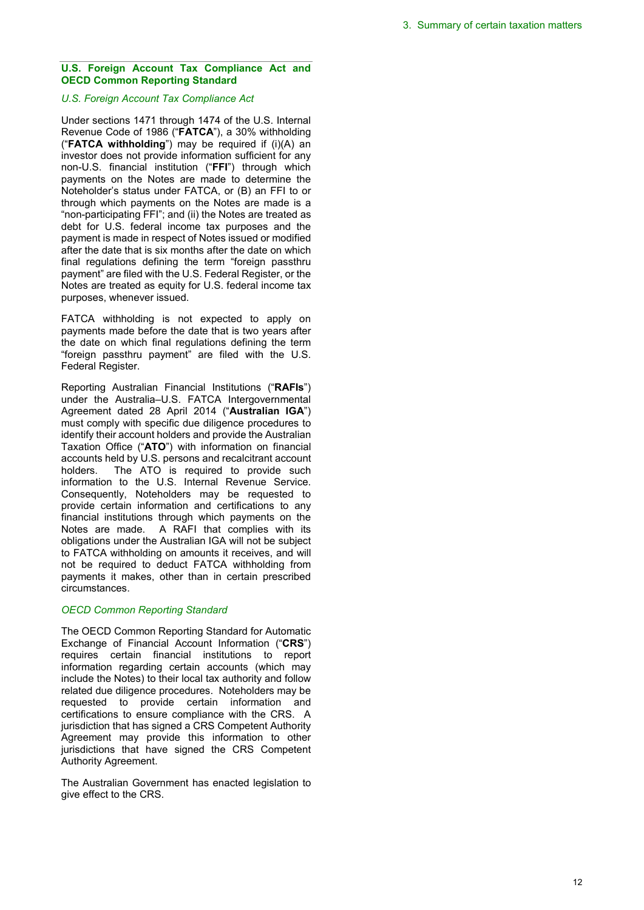## U.S. Foreign Account Tax Compliance Act and OECD Common Reporting Standard

### *U.S. Foreign Account Tax Compliance Act*

Under sections 1471 through 1474 of the U.S. Internal Revenue Code of 1986 ("**FATCA**"), a 30% withholding ("**FATCA withholding**") may be required if (i)(A) an investor does not provide information sufficient for any non-U.S. financial institution ("**FFI**") through which payments on the Notes are made to determine the Noteholder's status under FATCA, or (B) an FFI to or through which payments on the Notes are made is a "non-participating FFI"; and (ii) the Notes are treated as debt for U.S. federal income tax purposes and the payment is made in respect of Notes issued or modified after the date that is six months after the date on which final regulations defining the term "foreign passthru payment" are filed with the U.S. Federal Register, or the Notes are treated as equity for U.S. federal income tax purposes, whenever issued.

FATCA withholding is not expected to apply on payments made before the date that is two years after the date on which final regulations defining the term "foreign passthru payment" are filed with the U.S. Federal Register.

Reporting Australian Financial Institutions ("**RAFIs**") under the Australia–U.S. FATCA Intergovernmental Agreement dated 28 April 2014 ("**Australian IGA**") must comply with specific due diligence procedures to identify their account holders and provide the Australian Taxation Office ("**ATO**") with information on financial accounts held by U.S. persons and recalcitrant account holders. The ATO is required to provide such information to the U.S. Internal Revenue Service. Consequently, Noteholders may be requested to provide certain information and certifications to any financial institutions through which payments on the Notes are made. A RAFI that complies with its obligations under the Australian IGA will not be subject to FATCA withholding on amounts it receives, and will not be required to deduct FATCA withholding from payments it makes, other than in certain prescribed circumstances.

### *OECD Common Reporting Standard*

The OECD Common Reporting Standard for Automatic Exchange of Financial Account Information ("**CRS**") requires certain financial institutions to report information regarding certain accounts (which may include the Notes) to their local tax authority and follow related due diligence procedures. Noteholders may be requested to provide certain information and certifications to ensure compliance with the CRS. A jurisdiction that has signed a CRS Competent Authority Agreement may provide this information to other jurisdictions that have signed the CRS Competent Authority Agreement.

The Australian Government has enacted legislation to give effect to the CRS.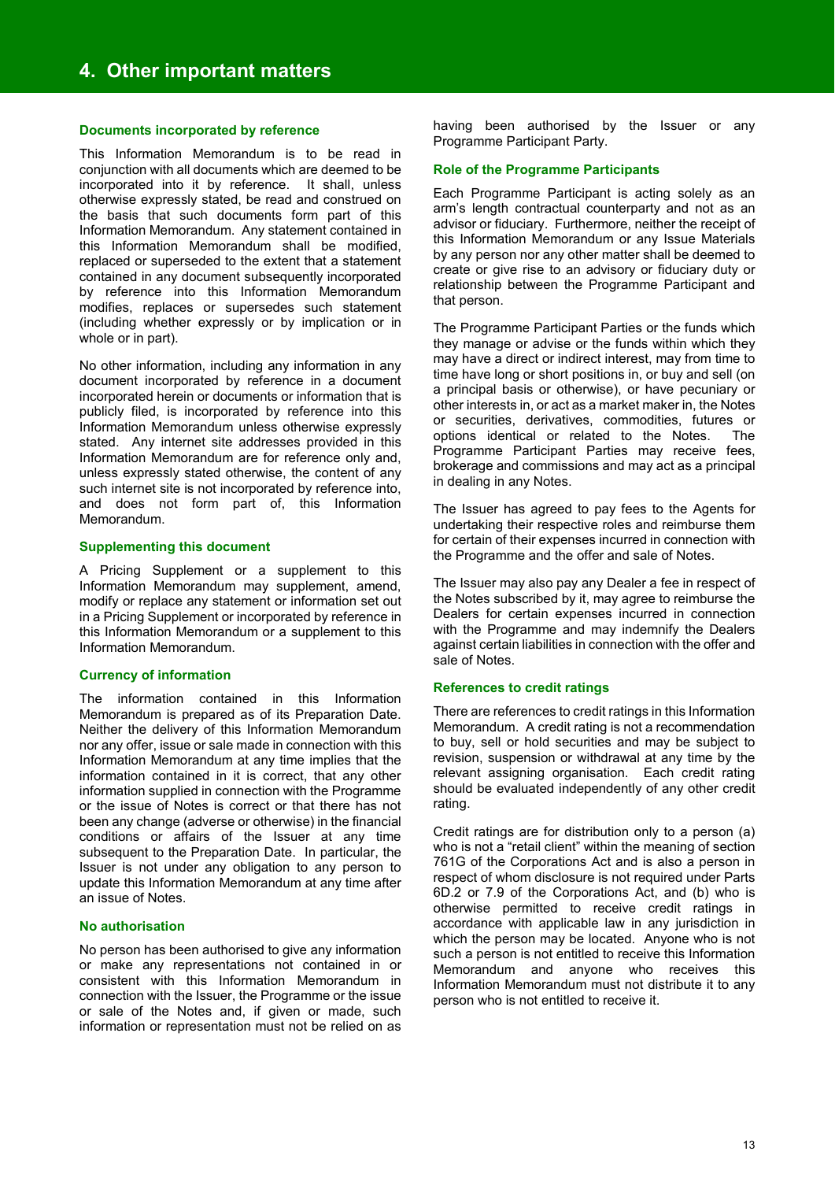# 4. Other important matters

## Documents incorporated by reference

This Information Memorandum is to be read in conjunction with all documents which are deemed to be incorporated into it by reference. It shall, unless otherwise expressly stated, be read and construed on the basis that such documents form part of this Information Memorandum. Any statement contained in this Information Memorandum shall be modified, replaced or superseded to the extent that a statement contained in any document subsequently incorporated by reference into this Information Memorandum modifies, replaces or supersedes such statement (including whether expressly or by implication or in whole or in part).

No other information, including any information in any document incorporated by reference in a document incorporated herein or documents or information that is publicly filed, is incorporated by reference into this Information Memorandum unless otherwise expressly stated. Any internet site addresses provided in this Information Memorandum are for reference only and, unless expressly stated otherwise, the content of any such internet site is not incorporated by reference into, and does not form part of, this Information Memorandum.

## Supplementing this document

A Pricing Supplement or a supplement to this Information Memorandum may supplement, amend, modify or replace any statement or information set out in a Pricing Supplement or incorporated by reference in this Information Memorandum or a supplement to this Information Memorandum.

## Currency of information

The information contained in this Information Memorandum is prepared as of its Preparation Date. Neither the delivery of this Information Memorandum nor any offer, issue or sale made in connection with this Information Memorandum at any time implies that the information contained in it is correct, that any other information supplied in connection with the Programme or the issue of Notes is correct or that there has not been any change (adverse or otherwise) in the financial conditions or affairs of the Issuer at any time subsequent to the Preparation Date. In particular, the Issuer is not under any obligation to any person to update this Information Memorandum at any time after an issue of Notes.

## No authorisation

No person has been authorised to give any information or make any representations not contained in or consistent with this Information Memorandum in connection with the Issuer, the Programme or the issue or sale of the Notes and, if given or made, such information or representation must not be relied on as having been authorised by the Issuer or any Programme Participant Party.

## Role of the Programme Participants

Each Programme Participant is acting solely as an arm's length contractual counterparty and not as an advisor or fiduciary. Furthermore, neither the receipt of this Information Memorandum or any Issue Materials by any person nor any other matter shall be deemed to create or give rise to an advisory or fiduciary duty or relationship between the Programme Participant and that person.

The Programme Participant Parties or the funds which they manage or advise or the funds within which they may have a direct or indirect interest, may from time to time have long or short positions in, or buy and sell (on a principal basis or otherwise), or have pecuniary or other interests in, or act as a market maker in, the Notes or securities, derivatives, commodities, futures or options identical or related to the Notes. The Programme Participant Parties may receive fees, brokerage and commissions and may act as a principal in dealing in any Notes.

The Issuer has agreed to pay fees to the Agents for undertaking their respective roles and reimburse them for certain of their expenses incurred in connection with the Programme and the offer and sale of Notes.

The Issuer may also pay any Dealer a fee in respect of the Notes subscribed by it, may agree to reimburse the Dealers for certain expenses incurred in connection with the Programme and may indemnify the Dealers against certain liabilities in connection with the offer and sale of Notes.

## References to credit ratings

There are references to credit ratings in this Information Memorandum. A credit rating is not a recommendation to buy, sell or hold securities and may be subject to revision, suspension or withdrawal at any time by the relevant assigning organisation. Each credit rating should be evaluated independently of any other credit rating.

Credit ratings are for distribution only to a person (a) who is not a "retail client" within the meaning of section 761G of the Corporations Act and is also a person in respect of whom disclosure is not required under Parts 6D.2 or 7.9 of the Corporations Act, and (b) who is otherwise permitted to receive credit ratings in accordance with applicable law in any jurisdiction in which the person may be located. Anyone who is not such a person is not entitled to receive this Information Memorandum and anyone who receives this Information Memorandum must not distribute it to any person who is not entitled to receive it.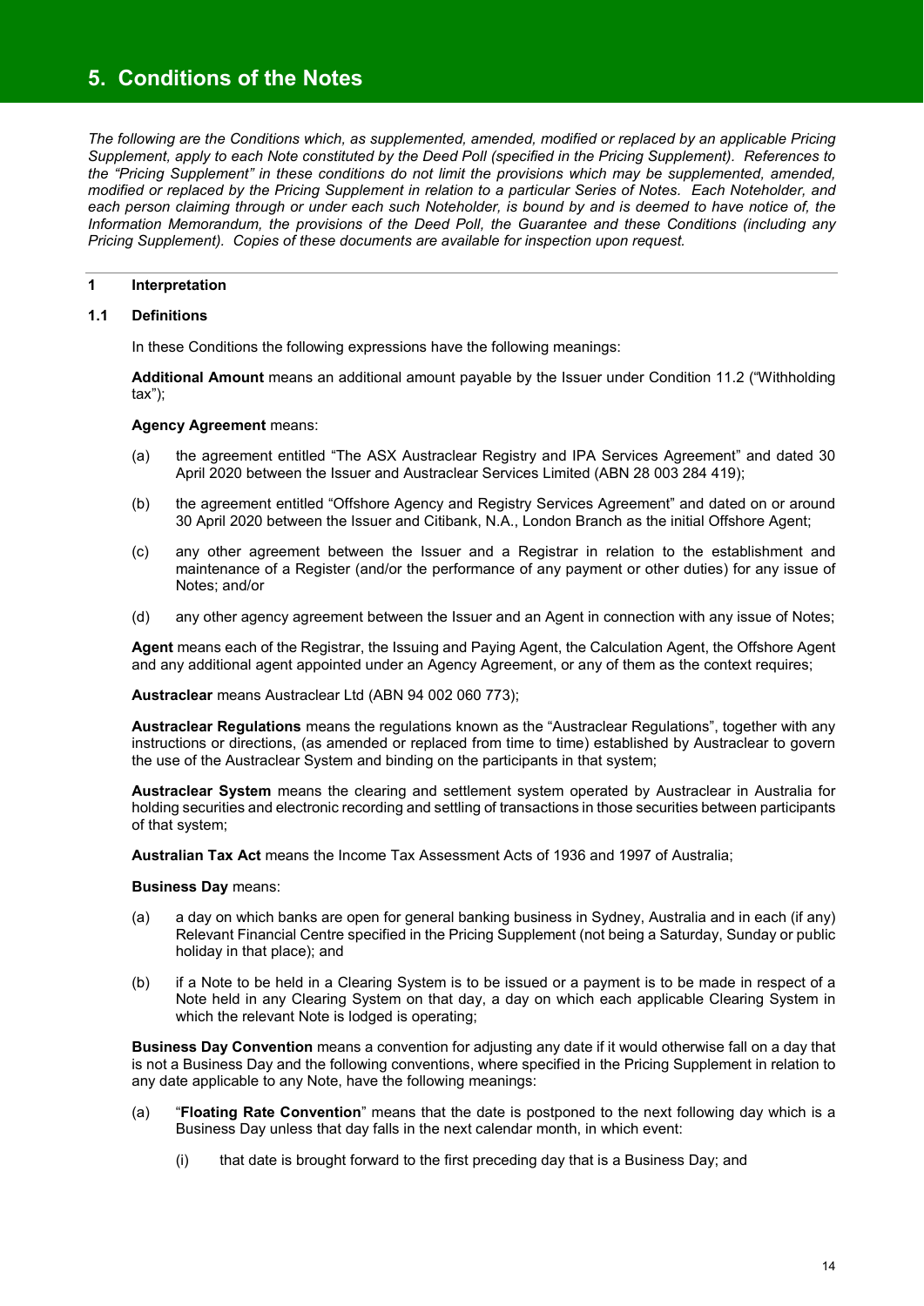# 5. Conditions of the Notes

*The following are the Conditions which, as supplemented, amended, modified or replaced by an applicable Pricing Supplement, apply to each Note constituted by the Deed Poll (specified in the Pricing Supplement). References to the "Pricing Supplement" in these conditions do not limit the provisions which may be supplemented, amended, modified or replaced by the Pricing Supplement in relation to a particular Series of Notes. Each Noteholder, and each person claiming through or under each such Noteholder, is bound by and is deemed to have notice of, the Information Memorandum, the provisions of the Deed Poll, the Guarantee and these Conditions (including any Pricing Supplement). Copies of these documents are available for inspection upon request.*

---

## 1 Interpretation

### 1.1 Definitions

In these Conditions the following expressions have the following meanings:

**Additional Amount** means an additional amount payable by the Issuer under Condition 11.2 ("Withholding tax");

**Agency Agreement** means:

(a) the agreement entitled "The ASX Austraclear Registry and IPA Services Agreement" and dated 30 April 2020 between the Issuer and Austraclear Services Limited (ABN 28 003 284 419);

(b) the agreement entitled "Offshore Agency and Registry Services Agreement" and dated on or around 30 April 2020 between the Issuer and Citibank, N.A., London Branch as the initial Offshore Agent;

(c) any other agreement between the Issuer and a Registrar in relation to the establishment and maintenance of a Register (and/or the performance of any payment or other duties) for any issue of Notes; and/or

(d) any other agency agreement between the Issuer and an Agent in connection with any issue of Notes;

**Agent** means each of the Registrar, the Issuing and Paying Agent, the Calculation Agent, the Offshore Agent and any additional agent appointed under an Agency Agreement, or any of them as the context requires;

**Austraclear** means Austraclear Ltd (ABN 94 002 060 773);

**Austraclear Regulations** means the regulations known as the "Austraclear Regulations", together with any instructions or directions, (as amended or replaced from time to time) established by Austraclear to govern the use of the Austraclear System and binding on the participants in that system;

**Austraclear System** means the clearing and settlement system operated by Austraclear in Australia for holding securities and electronic recording and settling of transactions in those securities between participants of that system;

**Australian Tax Act** means the Income Tax Assessment Acts of 1936 and 1997 of Australia;

**Business Day** means:

(a) a day on which banks are open for general banking business in Sydney, Australia and in each (if any) Relevant Financial Centre specified in the Pricing Supplement (not being a Saturday, Sunday or public holiday in that place); and

(b) if a Note to be held in a Clearing System is to be issued or a payment is to be made in respect of a Note held in any Clearing System on that day, a day on which each applicable Clearing System in which the relevant Note is lodged is operating;

**Business Day Convention** means a convention for adjusting any date if it would otherwise fall on a day that is not a Business Day and the following conventions, where specified in the Pricing Supplement in relation to any date applicable to any Note, have the following meanings:

(a) "**Floating Rate Convention**" means that the date is postponed to the next following day which is a Business Day unless that day falls in the next calendar month, in which event:

  (i) that date is brought forward to the first preceding day that is a Business Day; and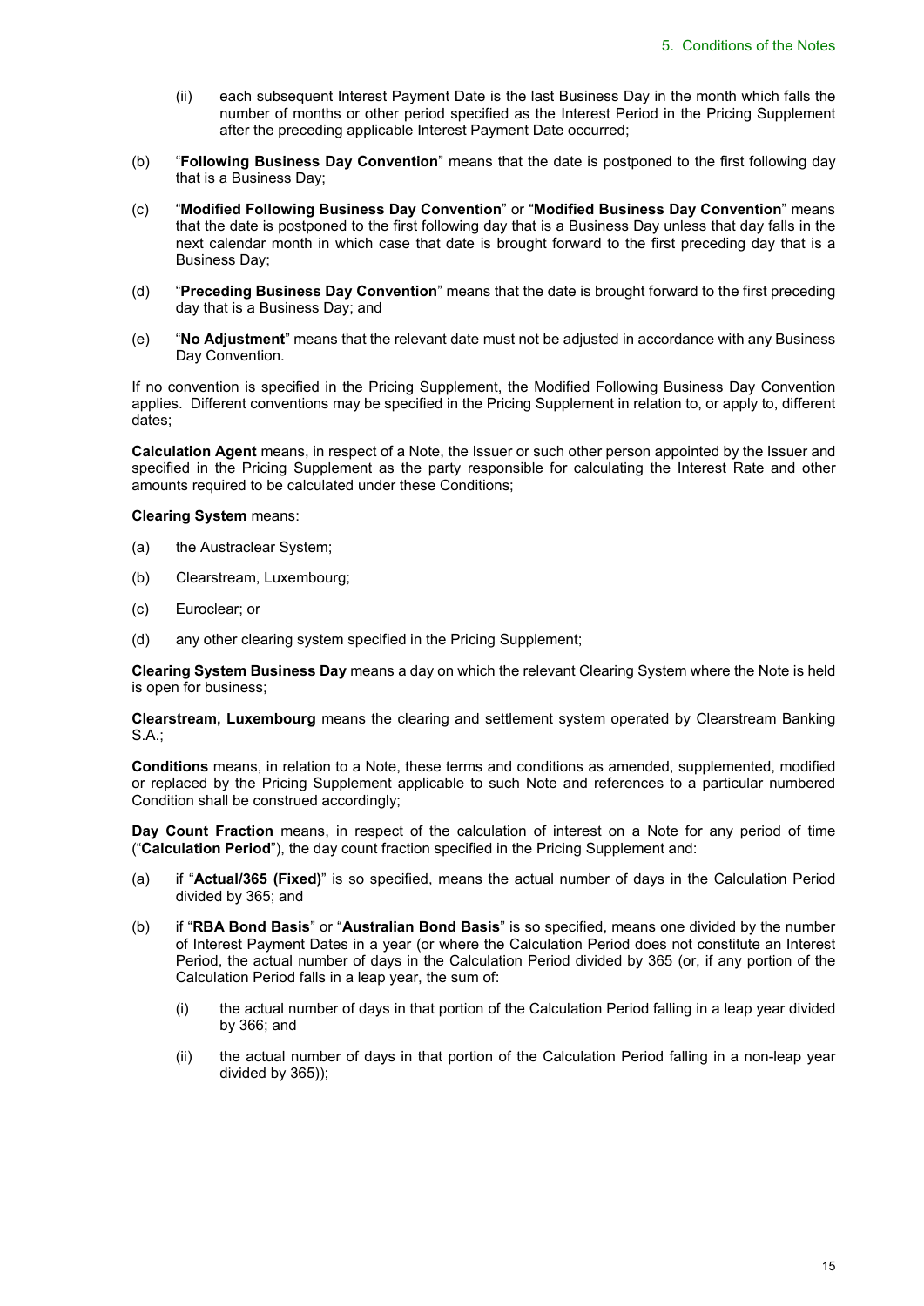(ii) each subsequent Interest Payment Date is the last Business Day in the month which falls the number of months or other period specified as the Interest Period in the Pricing Supplement after the preceding applicable Interest Payment Date occurred;

(b) "**Following Business Day Convention**" means that the date is postponed to the first following day that is a Business Day;

(c) "**Modified Following Business Day Convention**" or "**Modified Business Day Convention**" means that the date is postponed to the first following day that is a Business Day unless that day falls in the next calendar month in which case that date is brought forward to the first preceding day that is a Business Day;

(d) "**Preceding Business Day Convention**" means that the date is brought forward to the first preceding day that is a Business Day; and

(e) "**No Adjustment**" means that the relevant date must not be adjusted in accordance with any Business Day Convention.

If no convention is specified in the Pricing Supplement, the Modified Following Business Day Convention applies. Different conventions may be specified in the Pricing Supplement in relation to, or apply to, different dates;

**Calculation Agent** means, in respect of a Note, the Issuer or such other person appointed by the Issuer and specified in the Pricing Supplement as the party responsible for calculating the Interest Rate and other amounts required to be calculated under these Conditions;

**Clearing System** means:

(a) the Austraclear System;

(b) Clearstream, Luxembourg;

(c) Euroclear; or

(d) any other clearing system specified in the Pricing Supplement;

**Clearing System Business Day** means a day on which the relevant Clearing System where the Note is held is open for business;

**Clearstream, Luxembourg** means the clearing and settlement system operated by Clearstream Banking S.A.;

**Conditions** means, in relation to a Note, these terms and conditions as amended, supplemented, modified or replaced by the Pricing Supplement applicable to such Note and references to a particular numbered Condition shall be construed accordingly;

**Day Count Fraction** means, in respect of the calculation of interest on a Note for any period of time ("**Calculation Period**"), the day count fraction specified in the Pricing Supplement and:

(a) if "**Actual/365 (Fixed)**" is so specified, means the actual number of days in the Calculation Period divided by 365; and

(b) if "**RBA Bond Basis**" or "**Australian Bond Basis**" is so specified, means one divided by the number of Interest Payment Dates in a year (or where the Calculation Period does not constitute an Interest Period, the actual number of days in the Calculation Period divided by 365 (or, if any portion of the Calculation Period falls in a leap year, the sum of:

(i) the actual number of days in that portion of the Calculation Period falling in a leap year divided by 366; and

(ii) the actual number of days in that portion of the Calculation Period falling in a non-leap year divided by 365));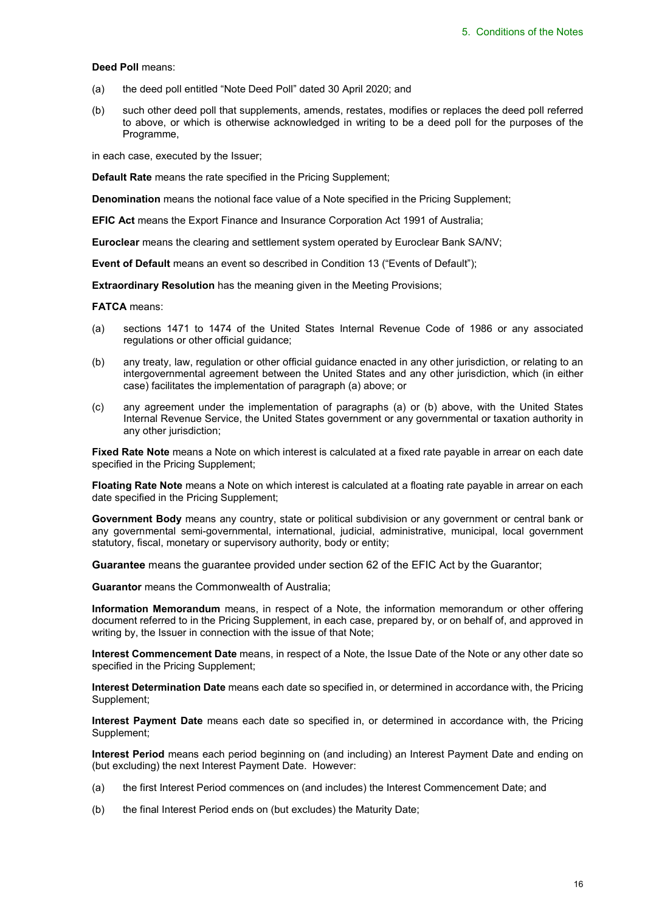**Deed Poll** means:

(a) the deed poll entitled "Note Deed Poll" dated 30 April 2020; and

(b) such other deed poll that supplements, amends, restates, modifies or replaces the deed poll referred to above, or which is otherwise acknowledged in writing to be a deed poll for the purposes of the Programme,

in each case, executed by the Issuer;

**Default Rate** means the rate specified in the Pricing Supplement;

**Denomination** means the notional face value of a Note specified in the Pricing Supplement;

**EFIC Act** means the Export Finance and Insurance Corporation Act 1991 of Australia;

**Euroclear** means the clearing and settlement system operated by Euroclear Bank SA/NV;

**Event of Default** means an event so described in Condition 13 ("Events of Default");

**Extraordinary Resolution** has the meaning given in the Meeting Provisions;

**FATCA** means:

(a) sections 1471 to 1474 of the United States Internal Revenue Code of 1986 or any associated regulations or other official guidance;

(b) any treaty, law, regulation or other official guidance enacted in any other jurisdiction, or relating to an intergovernmental agreement between the United States and any other jurisdiction, which (in either case) facilitates the implementation of paragraph (a) above; or

(c) any agreement under the implementation of paragraphs (a) or (b) above, with the United States Internal Revenue Service, the United States government or any governmental or taxation authority in any other jurisdiction;

**Fixed Rate Note** means a Note on which interest is calculated at a fixed rate payable in arrear on each date specified in the Pricing Supplement;

**Floating Rate Note** means a Note on which interest is calculated at a floating rate payable in arrear on each date specified in the Pricing Supplement;

**Government Body** means any country, state or political subdivision or any government or central bank or any governmental semi-governmental, international, judicial, administrative, municipal, local government statutory, fiscal, monetary or supervisory authority, body or entity;

**Guarantee** means the guarantee provided under section 62 of the EFIC Act by the Guarantor;

**Guarantor** means the Commonwealth of Australia;

**Information Memorandum** means, in respect of a Note, the information memorandum or other offering document referred to in the Pricing Supplement, in each case, prepared by, or on behalf of, and approved in writing by, the Issuer in connection with the issue of that Note;

**Interest Commencement Date** means, in respect of a Note, the Issue Date of the Note or any other date so specified in the Pricing Supplement;

**Interest Determination Date** means each date so specified in, or determined in accordance with, the Pricing Supplement;

**Interest Payment Date** means each date so specified in, or determined in accordance with, the Pricing Supplement;

**Interest Period** means each period beginning on (and including) an Interest Payment Date and ending on (but excluding) the next Interest Payment Date. However:

(a) the first Interest Period commences on (and includes) the Interest Commencement Date; and

(b) the final Interest Period ends on (but excludes) the Maturity Date;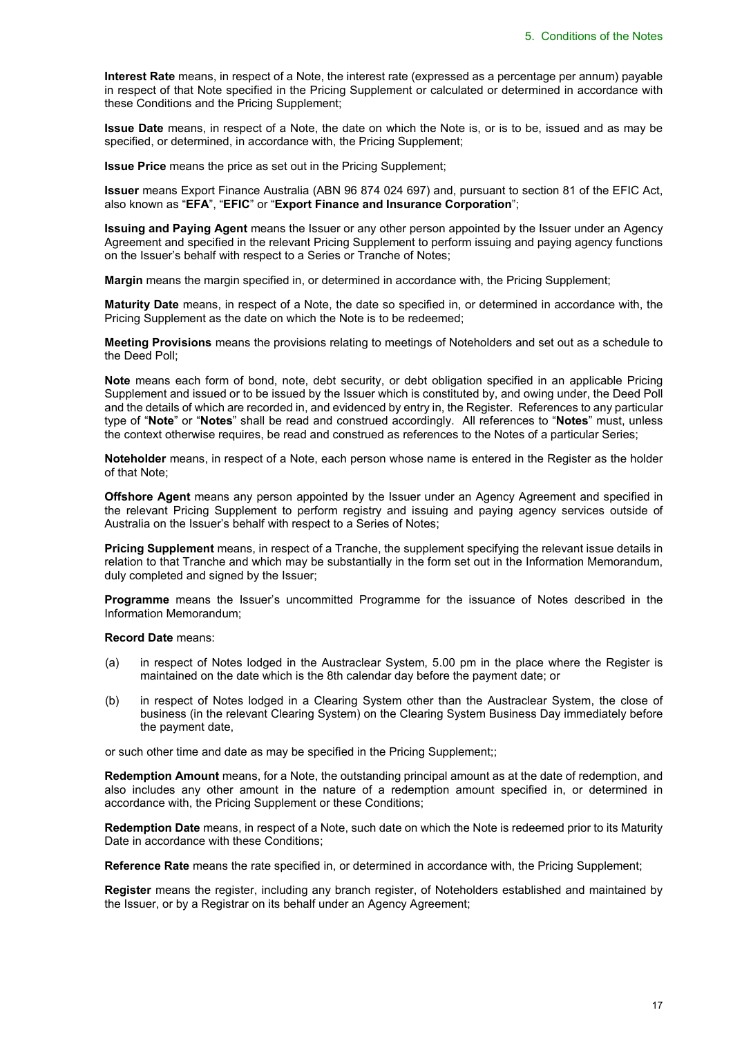**Interest Rate** means, in respect of a Note, the interest rate (expressed as a percentage per annum) payable in respect of that Note specified in the Pricing Supplement or calculated or determined in accordance with these Conditions and the Pricing Supplement;

**Issue Date** means, in respect of a Note, the date on which the Note is, or is to be, issued and as may be specified, or determined, in accordance with, the Pricing Supplement;

**Issue Price** means the price as set out in the Pricing Supplement;

**Issuer** means Export Finance Australia (ABN 96 874 024 697) and, pursuant to section 81 of the EFIC Act, also known as "**EFA**", "**EFIC**" or "**Export Finance and Insurance Corporation**";

**Issuing and Paying Agent** means the Issuer or any other person appointed by the Issuer under an Agency Agreement and specified in the relevant Pricing Supplement to perform issuing and paying agency functions on the Issuer's behalf with respect to a Series or Tranche of Notes;

**Margin** means the margin specified in, or determined in accordance with, the Pricing Supplement;

**Maturity Date** means, in respect of a Note, the date so specified in, or determined in accordance with, the Pricing Supplement as the date on which the Note is to be redeemed;

**Meeting Provisions** means the provisions relating to meetings of Noteholders and set out as a schedule to the Deed Poll;

**Note** means each form of bond, note, debt security, or debt obligation specified in an applicable Pricing Supplement and issued or to be issued by the Issuer which is constituted by, and owing under, the Deed Poll and the details of which are recorded in, and evidenced by entry in, the Register. References to any particular type of "**Note**" or "**Notes**" shall be read and construed accordingly. All references to "**Notes**" must, unless the context otherwise requires, be read and construed as references to the Notes of a particular Series;

**Noteholder** means, in respect of a Note, each person whose name is entered in the Register as the holder of that Note;

**Offshore Agent** means any person appointed by the Issuer under an Agency Agreement and specified in the relevant Pricing Supplement to perform registry and issuing and paying agency services outside of Australia on the Issuer's behalf with respect to a Series of Notes;

**Pricing Supplement** means, in respect of a Tranche, the supplement specifying the relevant issue details in relation to that Tranche and which may be substantially in the form set out in the Information Memorandum, duly completed and signed by the Issuer;

**Programme** means the Issuer's uncommitted Programme for the issuance of Notes described in the Information Memorandum;

**Record Date** means:

(a) in respect of Notes lodged in the Austraclear System, 5.00 pm in the place where the Register is maintained on the date which is the 8th calendar day before the payment date; or

(b) in respect of Notes lodged in a Clearing System other than the Austraclear System, the close of business (in the relevant Clearing System) on the Clearing System Business Day immediately before the payment date,

or such other time and date as may be specified in the Pricing Supplement;;

**Redemption Amount** means, for a Note, the outstanding principal amount as at the date of redemption, and also includes any other amount in the nature of a redemption amount specified in, or determined in accordance with, the Pricing Supplement or these Conditions;

**Redemption Date** means, in respect of a Note, such date on which the Note is redeemed prior to its Maturity Date in accordance with these Conditions;

**Reference Rate** means the rate specified in, or determined in accordance with, the Pricing Supplement;

**Register** means the register, including any branch register, of Noteholders established and maintained by the Issuer, or by a Registrar on its behalf under an Agency Agreement;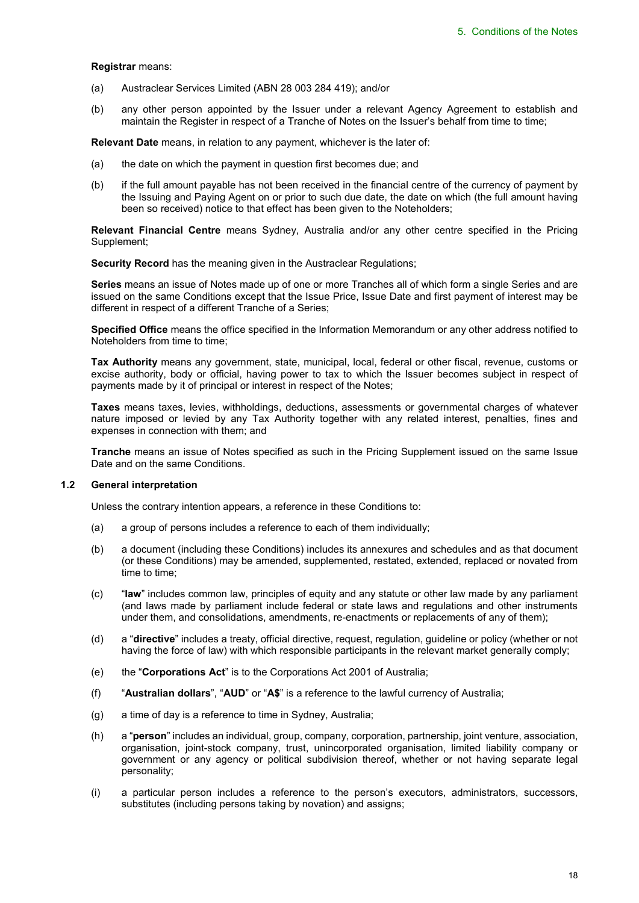**Registrar** means:

(a) Austraclear Services Limited (ABN 28 003 284 419); and/or

(b) any other person appointed by the Issuer under a relevant Agency Agreement to establish and maintain the Register in respect of a Tranche of Notes on the Issuer's behalf from time to time;

**Relevant Date** means, in relation to any payment, whichever is the later of:

(a) the date on which the payment in question first becomes due; and

(b) if the full amount payable has not been received in the financial centre of the currency of payment by the Issuing and Paying Agent on or prior to such due date, the date on which (the full amount having been so received) notice to that effect has been given to the Noteholders;

**Relevant Financial Centre** means Sydney, Australia and/or any other centre specified in the Pricing Supplement;

**Security Record** has the meaning given in the Austraclear Regulations;

**Series** means an issue of Notes made up of one or more Tranches all of which form a single Series and are issued on the same Conditions except that the Issue Price, Issue Date and first payment of interest may be different in respect of a different Tranche of a Series;

**Specified Office** means the office specified in the Information Memorandum or any other address notified to Noteholders from time to time;

**Tax Authority** means any government, state, municipal, local, federal or other fiscal, revenue, customs or excise authority, body or official, having power to tax to which the Issuer becomes subject in respect of payments made by it of principal or interest in respect of the Notes;

**Taxes** means taxes, levies, withholdings, deductions, assessments or governmental charges of whatever nature imposed or levied by any Tax Authority together with any related interest, penalties, fines and expenses in connection with them; and

**Tranche** means an issue of Notes specified as such in the Pricing Supplement issued on the same Issue Date and on the same Conditions.

### 1.2 General interpretation

Unless the contrary intention appears, a reference in these Conditions to:

(a) a group of persons includes a reference to each of them individually;

(b) a document (including these Conditions) includes its annexures and schedules and as that document (or these Conditions) may be amended, supplemented, restated, extended, replaced or novated from time to time;

(c) "**law**" includes common law, principles of equity and any statute or other law made by any parliament (and laws made by parliament include federal or state laws and regulations and other instruments under them, and consolidations, amendments, re-enactments or replacements of any of them);

(d) a "**directive**" includes a treaty, official directive, request, regulation, guideline or policy (whether or not having the force of law) with which responsible participants in the relevant market generally comply;

(e) the "**Corporations Act**" is to the Corporations Act 2001 of Australia;

(f) "**Australian dollars**", "**AUD**" or "**A$**" is a reference to the lawful currency of Australia;

(g) a time of day is a reference to time in Sydney, Australia;

(h) a "**person**" includes an individual, group, company, corporation, partnership, joint venture, association, organisation, joint-stock company, trust, unincorporated organisation, limited liability company or government or any agency or political subdivision thereof, whether or not having separate legal personality;

(i) a particular person includes a reference to the person's executors, administrators, successors, substitutes (including persons taking by novation) and assigns;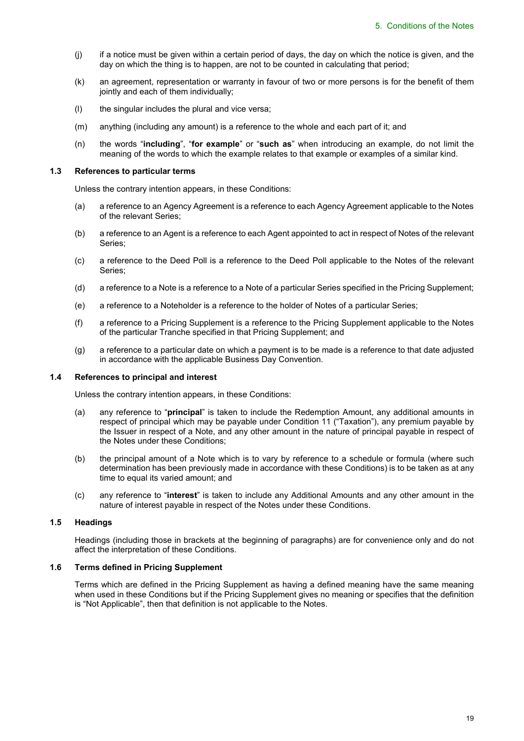(j) if a notice must be given within a certain period of days, the day on which the notice is given, and the day on which the thing is to happen, are not to be counted in calculating that period;

(k) an agreement, representation or warranty in favour of two or more persons is for the benefit of them jointly and each of them individually;

(l) the singular includes the plural and vice versa;

(m) anything (including any amount) is a reference to the whole and each part of it; and

(n) the words "**including**", "**for example**" or "**such as**" when introducing an example, do not limit the meaning of the words to which the example relates to that example or examples of a similar kind.

### 1.3 References to particular terms

Unless the contrary intention appears, in these Conditions:

(a) a reference to an Agency Agreement is a reference to each Agency Agreement applicable to the Notes of the relevant Series;

(b) a reference to an Agent is a reference to each Agent appointed to act in respect of Notes of the relevant Series;

(c) a reference to the Deed Poll is a reference to the Deed Poll applicable to the Notes of the relevant Series;

(d) a reference to a Note is a reference to a Note of a particular Series specified in the Pricing Supplement;

(e) a reference to a Noteholder is a reference to the holder of Notes of a particular Series;

(f) a reference to a Pricing Supplement is a reference to the Pricing Supplement applicable to the Notes of the particular Tranche specified in that Pricing Supplement; and

(g) a reference to a particular date on which a payment is to be made is a reference to that date adjusted in accordance with the applicable Business Day Convention.

### 1.4 References to principal and interest

Unless the contrary intention appears, in these Conditions:

(a) any reference to "**principal**" is taken to include the Redemption Amount, any additional amounts in respect of principal which may be payable under Condition 11 ("Taxation"), any premium payable by the Issuer in respect of a Note, and any other amount in the nature of principal payable in respect of the Notes under these Conditions;

(b) the principal amount of a Note which is to vary by reference to a schedule or formula (where such determination has been previously made in accordance with these Conditions) is to be taken as at any time to equal its varied amount; and

(c) any reference to "**interest**" is taken to include any Additional Amounts and any other amount in the nature of interest payable in respect of the Notes under these Conditions.

### 1.5 Headings

Headings (including those in brackets at the beginning of paragraphs) are for convenience only and do not affect the interpretation of these Conditions.

### 1.6 Terms defined in Pricing Supplement

Terms which are defined in the Pricing Supplement as having a defined meaning have the same meaning when used in these Conditions but if the Pricing Supplement gives no meaning or specifies that the definition is "Not Applicable", then that definition is not applicable to the Notes.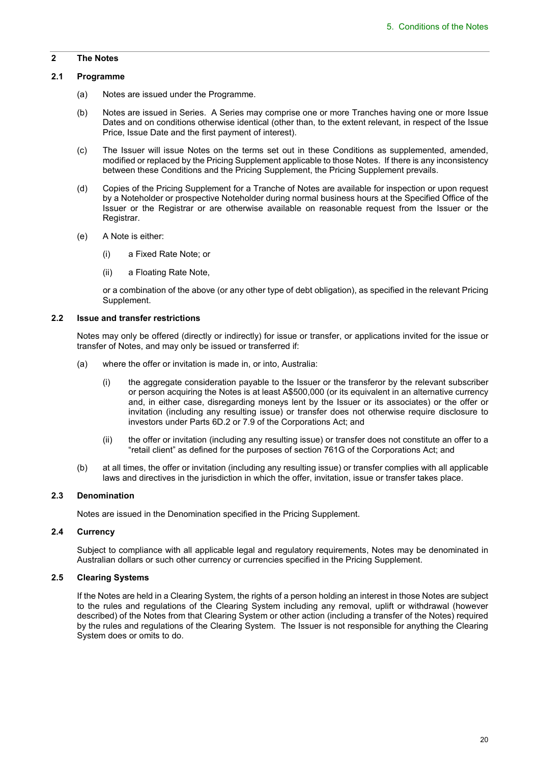## 2 The Notes

### 2.1 Programme

(a) Notes are issued under the Programme.

(b) Notes are issued in Series. A Series may comprise one or more Tranches having one or more Issue Dates and on conditions otherwise identical (other than, to the extent relevant, in respect of the Issue Price, Issue Date and the first payment of interest).

(c) The Issuer will issue Notes on the terms set out in these Conditions as supplemented, amended, modified or replaced by the Pricing Supplement applicable to those Notes. If there is any inconsistency between these Conditions and the Pricing Supplement, the Pricing Supplement prevails.

(d) Copies of the Pricing Supplement for a Tranche of Notes are available for inspection or upon request by a Noteholder or prospective Noteholder during normal business hours at the Specified Office of the Issuer or the Registrar or are otherwise available on reasonable request from the Issuer or the Registrar.

(e) A Note is either:

  (i) a Fixed Rate Note; or

  (ii) a Floating Rate Note,

  or a combination of the above (or any other type of debt obligation), as specified in the relevant Pricing Supplement.

### 2.2 Issue and transfer restrictions

Notes may only be offered (directly or indirectly) for issue or transfer, or applications invited for the issue or transfer of Notes, and may only be issued or transferred if:

(a) where the offer or invitation is made in, or into, Australia:

  (i) the aggregate consideration payable to the Issuer or the transferor by the relevant subscriber or person acquiring the Notes is at least A$500,000 (or its equivalent in an alternative currency and, in either case, disregarding moneys lent by the Issuer or its associates) or the offer or invitation (including any resulting issue) or transfer does not otherwise require disclosure to investors under Parts 6D.2 or 7.9 of the Corporations Act; and

  (ii) the offer or invitation (including any resulting issue) or transfer does not constitute an offer to a "retail client" as defined for the purposes of section 761G of the Corporations Act; and

(b) at all times, the offer or invitation (including any resulting issue) or transfer complies with all applicable laws and directives in the jurisdiction in which the offer, invitation, issue or transfer takes place.

### 2.3 Denomination

Notes are issued in the Denomination specified in the Pricing Supplement.

### 2.4 Currency

Subject to compliance with all applicable legal and regulatory requirements, Notes may be denominated in Australian dollars or such other currency or currencies specified in the Pricing Supplement.

### 2.5 Clearing Systems

If the Notes are held in a Clearing System, the rights of a person holding an interest in those Notes are subject to the rules and regulations of the Clearing System including any removal, uplift or withdrawal (however described) of the Notes from that Clearing System or other action (including a transfer of the Notes) required by the rules and regulations of the Clearing System. The Issuer is not responsible for anything the Clearing System does or omits to do.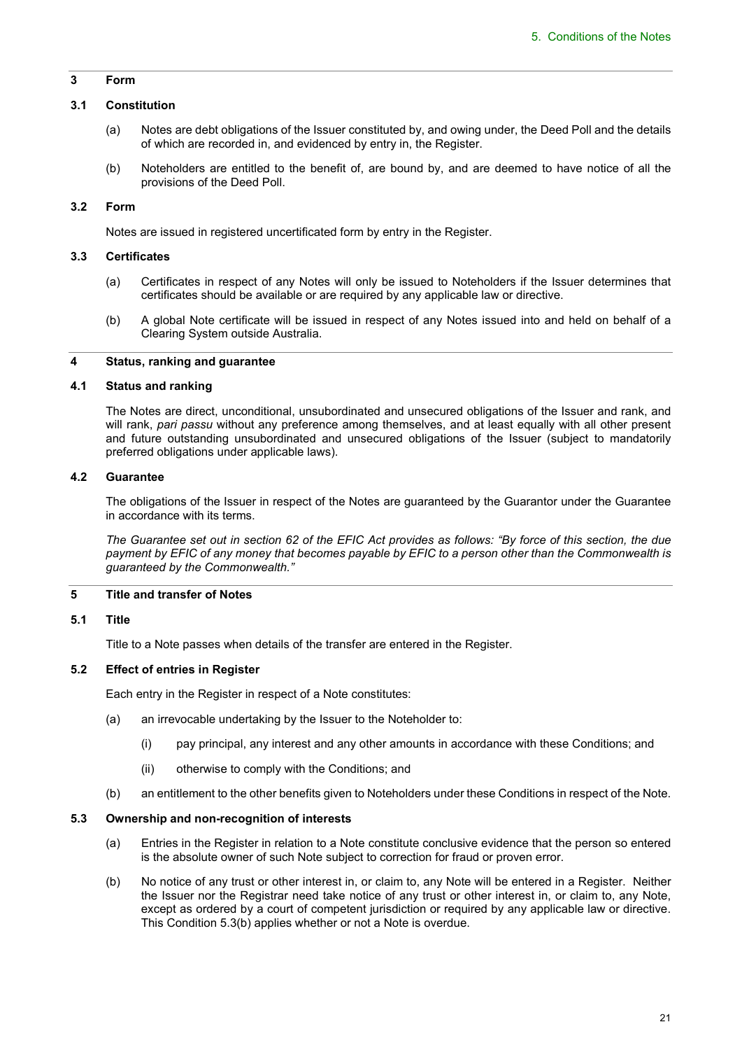## 3 Form

### 3.1 Constitution

(a) Notes are debt obligations of the Issuer constituted by, and owing under, the Deed Poll and the details of which are recorded in, and evidenced by entry in, the Register.

(b) Noteholders are entitled to the benefit of, are bound by, and are deemed to have notice of all the provisions of the Deed Poll.

### 3.2 Form

Notes are issued in registered uncertificated form by entry in the Register.

### 3.3 Certificates

(a) Certificates in respect of any Notes will only be issued to Noteholders if the Issuer determines that certificates should be available or are required by any applicable law or directive.

(b) A global Note certificate will be issued in respect of any Notes issued into and held on behalf of a Clearing System outside Australia.

## 4 Status, ranking and guarantee

### 4.1 Status and ranking

The Notes are direct, unconditional, unsubordinated and unsecured obligations of the Issuer and rank, and will rank, *pari passu* without any preference among themselves, and at least equally with all other present and future outstanding unsubordinated and unsecured obligations of the Issuer (subject to mandatorily preferred obligations under applicable laws).

### 4.2 Guarantee

The obligations of the Issuer in respect of the Notes are guaranteed by the Guarantor under the Guarantee in accordance with its terms.

*The Guarantee set out in section 62 of the EFIC Act provides as follows: "By force of this section, the due payment by EFIC of any money that becomes payable by EFIC to a person other than the Commonwealth is guaranteed by the Commonwealth."*

## 5 Title and transfer of Notes

### 5.1 Title

Title to a Note passes when details of the transfer are entered in the Register.

### 5.2 Effect of entries in Register

Each entry in the Register in respect of a Note constitutes:

(a) an irrevocable undertaking by the Issuer to the Noteholder to:

  (i) pay principal, any interest and any other amounts in accordance with these Conditions; and

  (ii) otherwise to comply with the Conditions; and

(b) an entitlement to the other benefits given to Noteholders under these Conditions in respect of the Note.

### 5.3 Ownership and non-recognition of interests

(a) Entries in the Register in relation to a Note constitute conclusive evidence that the person so entered is the absolute owner of such Note subject to correction for fraud or proven error.

(b) No notice of any trust or other interest in, or claim to, any Note will be entered in a Register. Neither the Issuer nor the Registrar need take notice of any trust or other interest in, or claim to, any Note, except as ordered by a court of competent jurisdiction or required by any applicable law or directive. This Condition 5.3(b) applies whether or not a Note is overdue.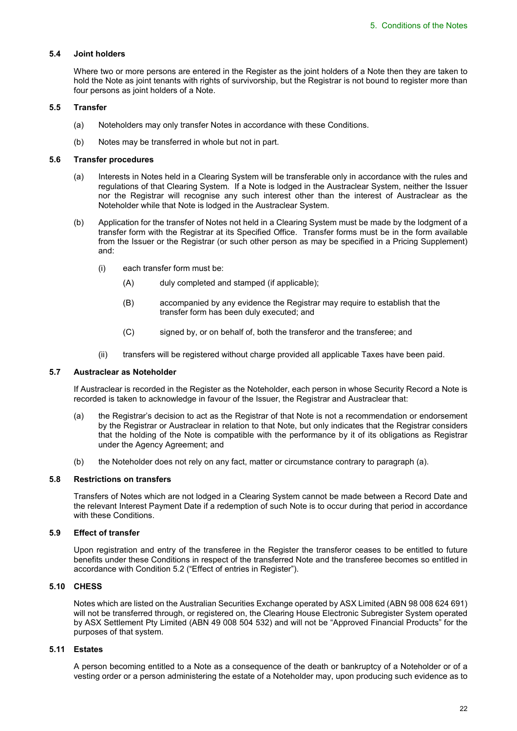### 5.4 Joint holders

Where two or more persons are entered in the Register as the joint holders of a Note then they are taken to hold the Note as joint tenants with rights of survivorship, but the Registrar is not bound to register more than four persons as joint holders of a Note.

### 5.5 Transfer

(a) Noteholders may only transfer Notes in accordance with these Conditions.

(b) Notes may be transferred in whole but not in part.

### 5.6 Transfer procedures

(a) Interests in Notes held in a Clearing System will be transferable only in accordance with the rules and regulations of that Clearing System. If a Note is lodged in the Austraclear System, neither the Issuer nor the Registrar will recognise any such interest other than the interest of Austraclear as the Noteholder while that Note is lodged in the Austraclear System.

(b) Application for the transfer of Notes not held in a Clearing System must be made by the lodgment of a transfer form with the Registrar at its Specified Office. Transfer forms must be in the form available from the Issuer or the Registrar (or such other person as may be specified in a Pricing Supplement) and:

- (i) each transfer form must be:
  - (A) duly completed and stamped (if applicable);
  - (B) accompanied by any evidence the Registrar may require to establish that the transfer form has been duly executed; and
  - (C) signed by, or on behalf of, both the transferor and the transferee; and
- (ii) transfers will be registered without charge provided all applicable Taxes have been paid.

### 5.7 Austraclear as Noteholder

If Austraclear is recorded in the Register as the Noteholder, each person in whose Security Record a Note is recorded is taken to acknowledge in favour of the Issuer, the Registrar and Austraclear that:

(a) the Registrar's decision to act as the Registrar of that Note is not a recommendation or endorsement by the Registrar or Austraclear in relation to that Note, but only indicates that the Registrar considers that the holding of the Note is compatible with the performance by it of its obligations as Registrar under the Agency Agreement; and

(b) the Noteholder does not rely on any fact, matter or circumstance contrary to paragraph (a).

### 5.8 Restrictions on transfers

Transfers of Notes which are not lodged in a Clearing System cannot be made between a Record Date and the relevant Interest Payment Date if a redemption of such Note is to occur during that period in accordance with these Conditions.

### 5.9 Effect of transfer

Upon registration and entry of the transferee in the Register the transferor ceases to be entitled to future benefits under these Conditions in respect of the transferred Note and the transferee becomes so entitled in accordance with Condition 5.2 ("Effect of entries in Register").

### 5.10 CHESS

Notes which are listed on the Australian Securities Exchange operated by ASX Limited (ABN 98 008 624 691) will not be transferred through, or registered on, the Clearing House Electronic Subregister System operated by ASX Settlement Pty Limited (ABN 49 008 504 532) and will not be "Approved Financial Products" for the purposes of that system.

### 5.11 Estates

A person becoming entitled to a Note as a consequence of the death or bankruptcy of a Noteholder or of a vesting order or a person administering the estate of a Noteholder may, upon producing such evidence as to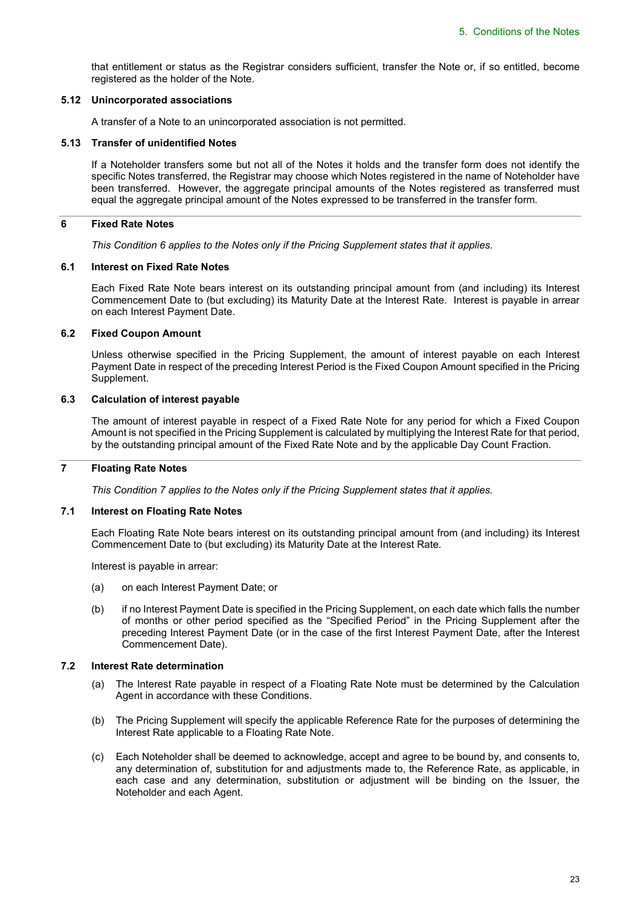that entitlement or status as the Registrar considers sufficient, transfer the Note or, if so entitled, become registered as the holder of the Note.

### 5.12 Unincorporated associations

A transfer of a Note to an unincorporated association is not permitted.

### 5.13 Transfer of unidentified Notes

If a Noteholder transfers some but not all of the Notes it holds and the transfer form does not identify the specific Notes transferred, the Registrar may choose which Notes registered in the name of Noteholder have been transferred. However, the aggregate principal amounts of the Notes registered as transferred must equal the aggregate principal amount of the Notes expressed to be transferred in the transfer form.

## 6 Fixed Rate Notes

*This Condition 6 applies to the Notes only if the Pricing Supplement states that it applies.*

### 6.1 Interest on Fixed Rate Notes

Each Fixed Rate Note bears interest on its outstanding principal amount from (and including) its Interest Commencement Date to (but excluding) its Maturity Date at the Interest Rate. Interest is payable in arrear on each Interest Payment Date.

### 6.2 Fixed Coupon Amount

Unless otherwise specified in the Pricing Supplement, the amount of interest payable on each Interest Payment Date in respect of the preceding Interest Period is the Fixed Coupon Amount specified in the Pricing Supplement.

### 6.3 Calculation of interest payable

The amount of interest payable in respect of a Fixed Rate Note for any period for which a Fixed Coupon Amount is not specified in the Pricing Supplement is calculated by multiplying the Interest Rate for that period, by the outstanding principal amount of the Fixed Rate Note and by the applicable Day Count Fraction.

## 7 Floating Rate Notes

*This Condition 7 applies to the Notes only if the Pricing Supplement states that it applies.*

### 7.1 Interest on Floating Rate Notes

Each Floating Rate Note bears interest on its outstanding principal amount from (and including) its Interest Commencement Date to (but excluding) its Maturity Date at the Interest Rate.

Interest is payable in arrear:

(a) on each Interest Payment Date; or

(b) if no Interest Payment Date is specified in the Pricing Supplement, on each date which falls the number of months or other period specified as the "Specified Period" in the Pricing Supplement after the preceding Interest Payment Date (or in the case of the first Interest Payment Date, after the Interest Commencement Date).

### 7.2 Interest Rate determination

(a) The Interest Rate payable in respect of a Floating Rate Note must be determined by the Calculation Agent in accordance with these Conditions.

(b) The Pricing Supplement will specify the applicable Reference Rate for the purposes of determining the Interest Rate applicable to a Floating Rate Note.

(c) Each Noteholder shall be deemed to acknowledge, accept and agree to be bound by, and consents to, any determination of, substitution for and adjustments made to, the Reference Rate, as applicable, in each case and any determination, substitution or adjustment will be binding on the Issuer, the Noteholder and each Agent.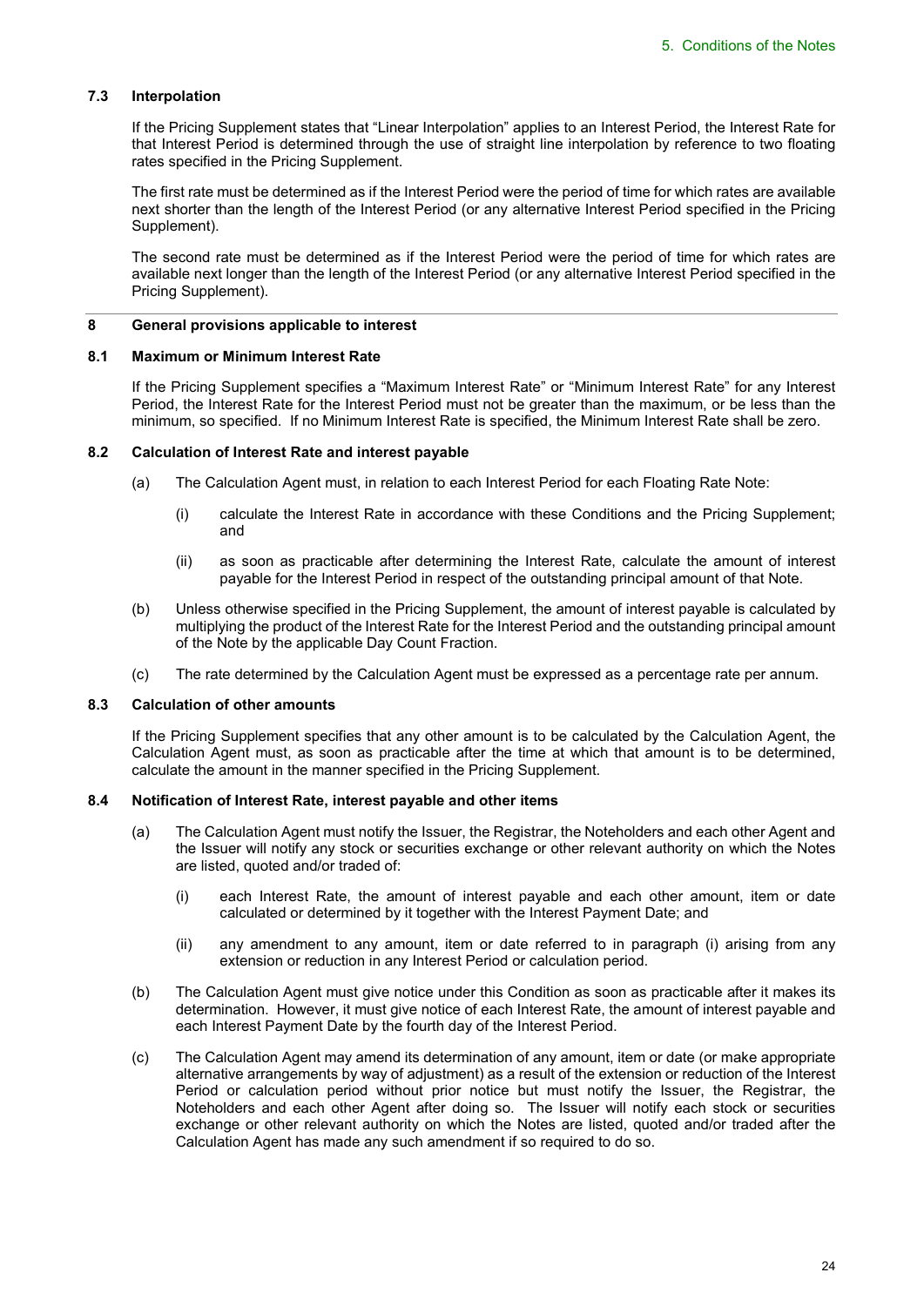### 7.3 Interpolation

If the Pricing Supplement states that "Linear Interpolation" applies to an Interest Period, the Interest Rate for that Interest Period is determined through the use of straight line interpolation by reference to two floating rates specified in the Pricing Supplement.

The first rate must be determined as if the Interest Period were the period of time for which rates are available next shorter than the length of the Interest Period (or any alternative Interest Period specified in the Pricing Supplement).

The second rate must be determined as if the Interest Period were the period of time for which rates are available next longer than the length of the Interest Period (or any alternative Interest Period specified in the Pricing Supplement).

## 8 General provisions applicable to interest

### 8.1 Maximum or Minimum Interest Rate

If the Pricing Supplement specifies a "Maximum Interest Rate" or "Minimum Interest Rate" for any Interest Period, the Interest Rate for the Interest Period must not be greater than the maximum, or be less than the minimum, so specified. If no Minimum Interest Rate is specified, the Minimum Interest Rate shall be zero.

### 8.2 Calculation of Interest Rate and interest payable

(a) The Calculation Agent must, in relation to each Interest Period for each Floating Rate Note:

(i) calculate the Interest Rate in accordance with these Conditions and the Pricing Supplement; and

(ii) as soon as practicable after determining the Interest Rate, calculate the amount of interest payable for the Interest Period in respect of the outstanding principal amount of that Note.

(b) Unless otherwise specified in the Pricing Supplement, the amount of interest payable is calculated by multiplying the product of the Interest Rate for the Interest Period and the outstanding principal amount of the Note by the applicable Day Count Fraction.

(c) The rate determined by the Calculation Agent must be expressed as a percentage rate per annum.

### 8.3 Calculation of other amounts

If the Pricing Supplement specifies that any other amount is to be calculated by the Calculation Agent, the Calculation Agent must, as soon as practicable after the time at which that amount is to be determined, calculate the amount in the manner specified in the Pricing Supplement.

### 8.4 Notification of Interest Rate, interest payable and other items

(a) The Calculation Agent must notify the Issuer, the Registrar, the Noteholders and each other Agent and the Issuer will notify any stock or securities exchange or other relevant authority on which the Notes are listed, quoted and/or traded of:

(i) each Interest Rate, the amount of interest payable and each other amount, item or date calculated or determined by it together with the Interest Payment Date; and

(ii) any amendment to any amount, item or date referred to in paragraph (i) arising from any extension or reduction in any Interest Period or calculation period.

(b) The Calculation Agent must give notice under this Condition as soon as practicable after it makes its determination. However, it must give notice of each Interest Rate, the amount of interest payable and each Interest Payment Date by the fourth day of the Interest Period.

(c) The Calculation Agent may amend its determination of any amount, item or date (or make appropriate alternative arrangements by way of adjustment) as a result of the extension or reduction of the Interest Period or calculation period without prior notice but must notify the Issuer, the Registrar, the Noteholders and each other Agent after doing so. The Issuer will notify each stock or securities exchange or other relevant authority on which the Notes are listed, quoted and/or traded after the Calculation Agent has made any such amendment if so required to do so.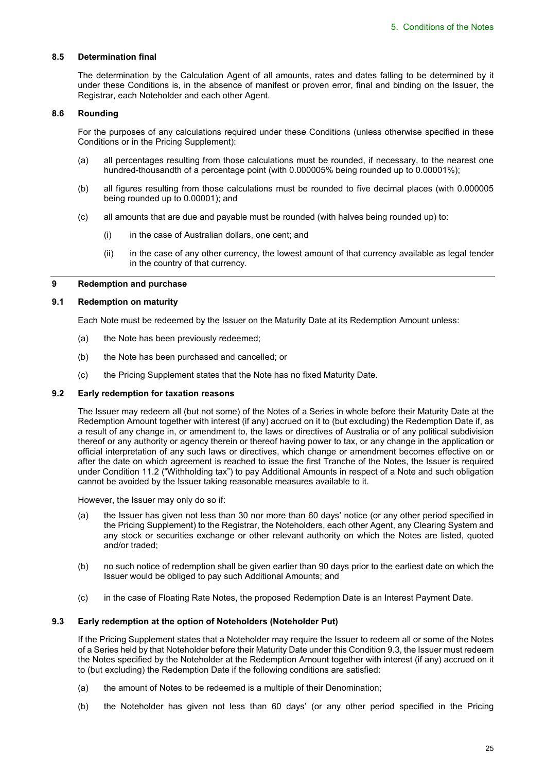### 8.5 Determination final

The determination by the Calculation Agent of all amounts, rates and dates falling to be determined by it under these Conditions is, in the absence of manifest or proven error, final and binding on the Issuer, the Registrar, each Noteholder and each other Agent.

### 8.6 Rounding

For the purposes of any calculations required under these Conditions (unless otherwise specified in these Conditions or in the Pricing Supplement):

(a) all percentages resulting from those calculations must be rounded, if necessary, to the nearest one hundred-thousandth of a percentage point (with 0.000005% being rounded up to 0.00001%);

(b) all figures resulting from those calculations must be rounded to five decimal places (with 0.000005 being rounded up to 0.00001); and

(c) all amounts that are due and payable must be rounded (with halves being rounded up) to:

(i) in the case of Australian dollars, one cent; and

(ii) in the case of any other currency, the lowest amount of that currency available as legal tender in the country of that currency.

## 9 Redemption and purchase

### 9.1 Redemption on maturity

Each Note must be redeemed by the Issuer on the Maturity Date at its Redemption Amount unless:

(a) the Note has been previously redeemed;

(b) the Note has been purchased and cancelled; or

(c) the Pricing Supplement states that the Note has no fixed Maturity Date.

### 9.2 Early redemption for taxation reasons

The Issuer may redeem all (but not some) of the Notes of a Series in whole before their Maturity Date at the Redemption Amount together with interest (if any) accrued on it to (but excluding) the Redemption Date if, as a result of any change in, or amendment to, the laws or directives of Australia or of any political subdivision thereof or any authority or agency therein or thereof having power to tax, or any change in the application or official interpretation of any such laws or directives, which change or amendment becomes effective on or after the date on which agreement is reached to issue the first Tranche of the Notes, the Issuer is required under Condition 11.2 ("Withholding tax") to pay Additional Amounts in respect of a Note and such obligation cannot be avoided by the Issuer taking reasonable measures available to it.

However, the Issuer may only do so if:

(a) the Issuer has given not less than 30 nor more than 60 days' notice (or any other period specified in the Pricing Supplement) to the Registrar, the Noteholders, each other Agent, any Clearing System and any stock or securities exchange or other relevant authority on which the Notes are listed, quoted and/or traded;

(b) no such notice of redemption shall be given earlier than 90 days prior to the earliest date on which the Issuer would be obliged to pay such Additional Amounts; and

(c) in the case of Floating Rate Notes, the proposed Redemption Date is an Interest Payment Date.

### 9.3 Early redemption at the option of Noteholders (Noteholder Put)

If the Pricing Supplement states that a Noteholder may require the Issuer to redeem all or some of the Notes of a Series held by that Noteholder before their Maturity Date under this Condition 9.3, the Issuer must redeem the Notes specified by the Noteholder at the Redemption Amount together with interest (if any) accrued on it to (but excluding) the Redemption Date if the following conditions are satisfied:

(a) the amount of Notes to be redeemed is a multiple of their Denomination;

(b) the Noteholder has given not less than 60 days' (or any other period specified in the Pricing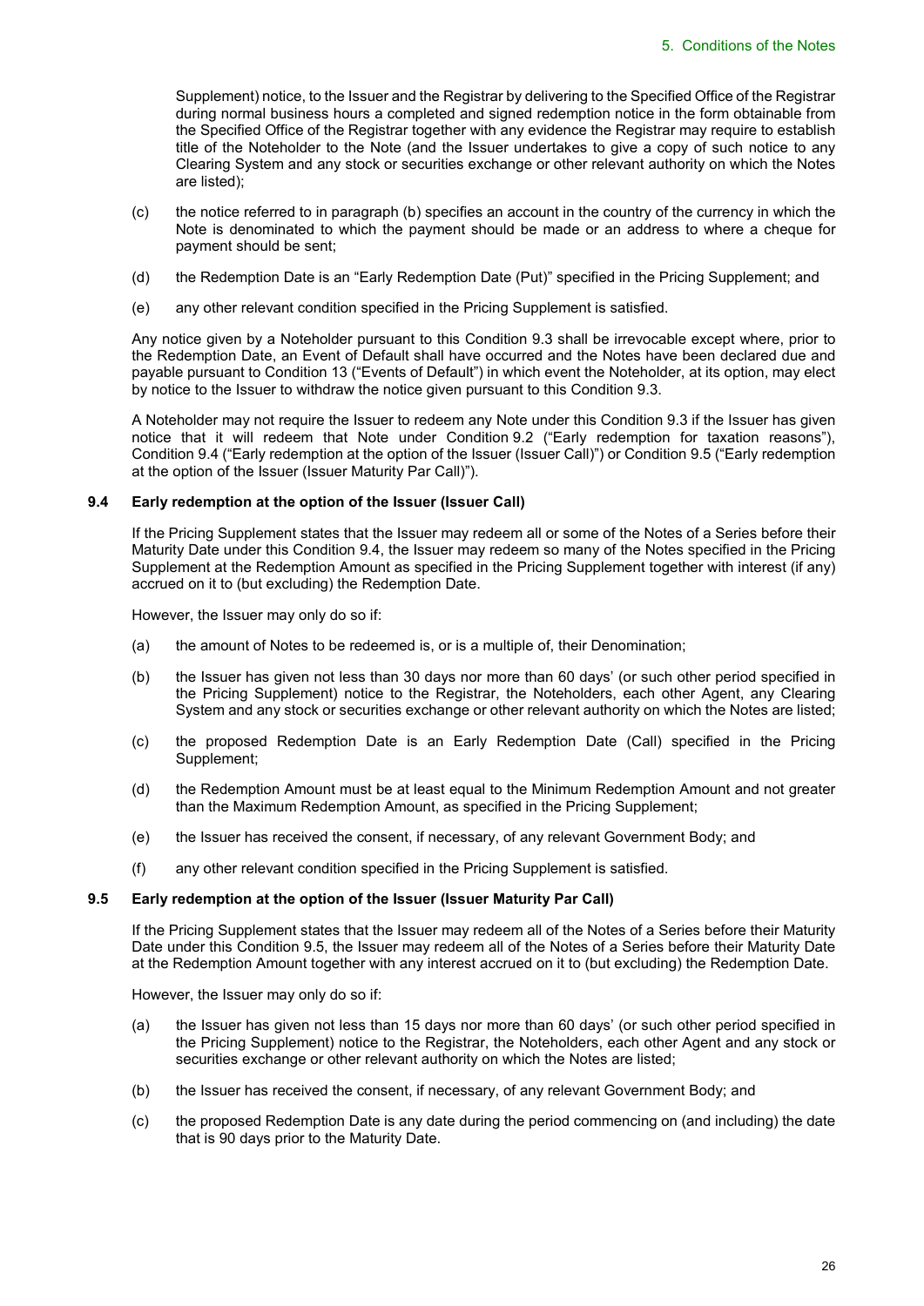Supplement) notice, to the Issuer and the Registrar by delivering to the Specified Office of the Registrar during normal business hours a completed and signed redemption notice in the form obtainable from the Specified Office of the Registrar together with any evidence the Registrar may require to establish title of the Noteholder to the Note (and the Issuer undertakes to give a copy of such notice to any Clearing System and any stock or securities exchange or other relevant authority on which the Notes are listed);

(c) the notice referred to in paragraph (b) specifies an account in the country of the currency in which the Note is denominated to which the payment should be made or an address to where a cheque for payment should be sent;

(d) the Redemption Date is an "Early Redemption Date (Put)" specified in the Pricing Supplement; and

(e) any other relevant condition specified in the Pricing Supplement is satisfied.

Any notice given by a Noteholder pursuant to this Condition 9.3 shall be irrevocable except where, prior to the Redemption Date, an Event of Default shall have occurred and the Notes have been declared due and payable pursuant to Condition 13 ("Events of Default") in which event the Noteholder, at its option, may elect by notice to the Issuer to withdraw the notice given pursuant to this Condition 9.3.

A Noteholder may not require the Issuer to redeem any Note under this Condition 9.3 if the Issuer has given notice that it will redeem that Note under Condition 9.2 ("Early redemption for taxation reasons"), Condition 9.4 ("Early redemption at the option of the Issuer (Issuer Call)") or Condition 9.5 ("Early redemption at the option of the Issuer (Issuer Maturity Par Call)").

### 9.4 Early redemption at the option of the Issuer (Issuer Call)

If the Pricing Supplement states that the Issuer may redeem all or some of the Notes of a Series before their Maturity Date under this Condition 9.4, the Issuer may redeem so many of the Notes specified in the Pricing Supplement at the Redemption Amount as specified in the Pricing Supplement together with interest (if any) accrued on it to (but excluding) the Redemption Date.

However, the Issuer may only do so if:

(a) the amount of Notes to be redeemed is, or is a multiple of, their Denomination;

(b) the Issuer has given not less than 30 days nor more than 60 days' (or such other period specified in the Pricing Supplement) notice to the Registrar, the Noteholders, each other Agent, any Clearing System and any stock or securities exchange or other relevant authority on which the Notes are listed;

(c) the proposed Redemption Date is an Early Redemption Date (Call) specified in the Pricing Supplement;

(d) the Redemption Amount must be at least equal to the Minimum Redemption Amount and not greater than the Maximum Redemption Amount, as specified in the Pricing Supplement;

(e) the Issuer has received the consent, if necessary, of any relevant Government Body; and

(f) any other relevant condition specified in the Pricing Supplement is satisfied.

### 9.5 Early redemption at the option of the Issuer (Issuer Maturity Par Call)

If the Pricing Supplement states that the Issuer may redeem all of the Notes of a Series before their Maturity Date under this Condition 9.5, the Issuer may redeem all of the Notes of a Series before their Maturity Date at the Redemption Amount together with any interest accrued on it to (but excluding) the Redemption Date.

However, the Issuer may only do so if:

(a) the Issuer has given not less than 15 days nor more than 60 days' (or such other period specified in the Pricing Supplement) notice to the Registrar, the Noteholders, each other Agent and any stock or securities exchange or other relevant authority on which the Notes are listed;

(b) the Issuer has received the consent, if necessary, of any relevant Government Body; and

(c) the proposed Redemption Date is any date during the period commencing on (and including) the date that is 90 days prior to the Maturity Date.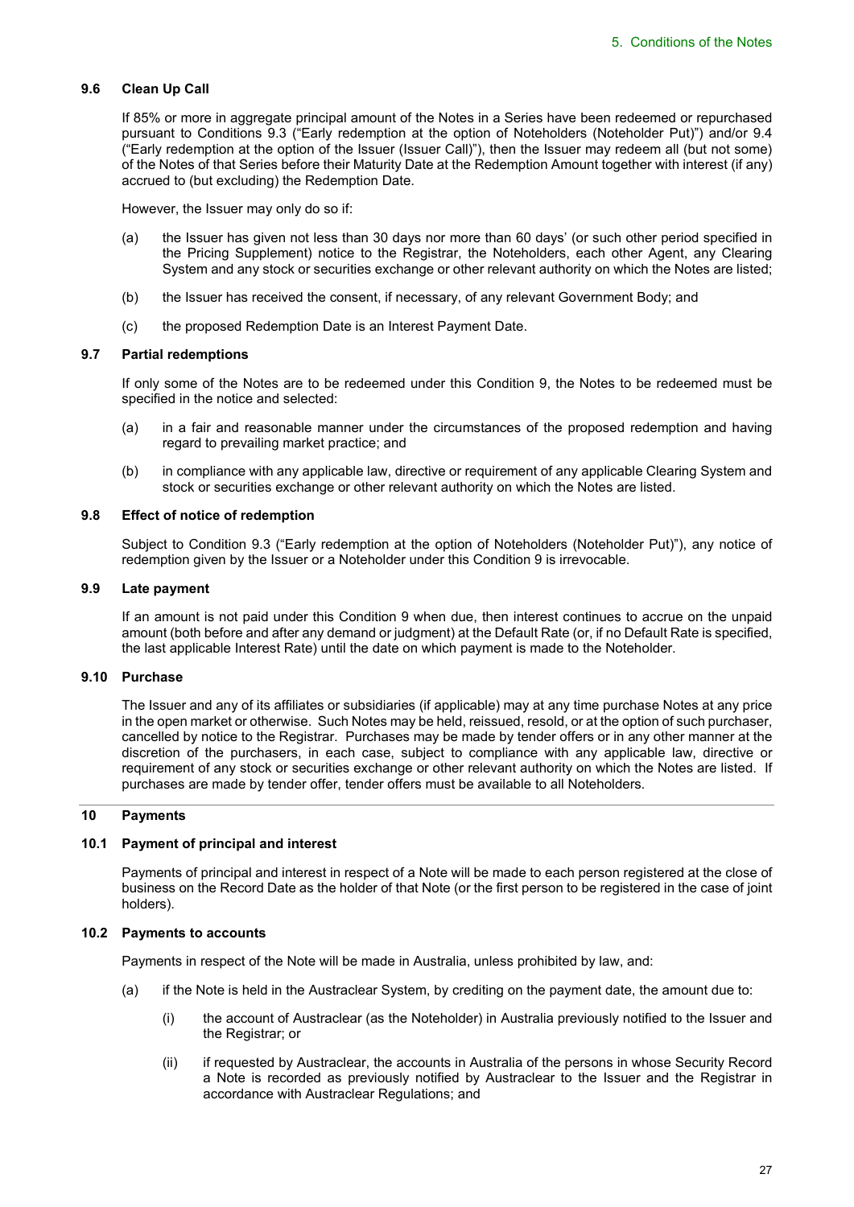### 9.6 Clean Up Call

If 85% or more in aggregate principal amount of the Notes in a Series have been redeemed or repurchased pursuant to Conditions 9.3 ("Early redemption at the option of Noteholders (Noteholder Put)") and/or 9.4 ("Early redemption at the option of the Issuer (Issuer Call)"), then the Issuer may redeem all (but not some) of the Notes of that Series before their Maturity Date at the Redemption Amount together with interest (if any) accrued to (but excluding) the Redemption Date.

However, the Issuer may only do so if:

(a) the Issuer has given not less than 30 days nor more than 60 days' (or such other period specified in the Pricing Supplement) notice to the Registrar, the Noteholders, each other Agent, any Clearing System and any stock or securities exchange or other relevant authority on which the Notes are listed;

(b) the Issuer has received the consent, if necessary, of any relevant Government Body; and

(c) the proposed Redemption Date is an Interest Payment Date.

### 9.7 Partial redemptions

If only some of the Notes are to be redeemed under this Condition 9, the Notes to be redeemed must be specified in the notice and selected:

(a) in a fair and reasonable manner under the circumstances of the proposed redemption and having regard to prevailing market practice; and

(b) in compliance with any applicable law, directive or requirement of any applicable Clearing System and stock or securities exchange or other relevant authority on which the Notes are listed.

### 9.8 Effect of notice of redemption

Subject to Condition 9.3 ("Early redemption at the option of Noteholders (Noteholder Put)"), any notice of redemption given by the Issuer or a Noteholder under this Condition 9 is irrevocable.

### 9.9 Late payment

If an amount is not paid under this Condition 9 when due, then interest continues to accrue on the unpaid amount (both before and after any demand or judgment) at the Default Rate (or, if no Default Rate is specified, the last applicable Interest Rate) until the date on which payment is made to the Noteholder.

### 9.10 Purchase

The Issuer and any of its affiliates or subsidiaries (if applicable) may at any time purchase Notes at any price in the open market or otherwise. Such Notes may be held, reissued, resold, or at the option of such purchaser, cancelled by notice to the Registrar. Purchases may be made by tender offers or in any other manner at the discretion of the purchasers, in each case, subject to compliance with any applicable law, directive or requirement of any stock or securities exchange or other relevant authority on which the Notes are listed. If purchases are made by tender offer, tender offers must be available to all Noteholders.

## 10 Payments

### 10.1 Payment of principal and interest

Payments of principal and interest in respect of a Note will be made to each person registered at the close of business on the Record Date as the holder of that Note (or the first person to be registered in the case of joint holders).

### 10.2 Payments to accounts

Payments in respect of the Note will be made in Australia, unless prohibited by law, and:

(a) if the Note is held in the Austraclear System, by crediting on the payment date, the amount due to:

(i) the account of Austraclear (as the Noteholder) in Australia previously notified to the Issuer and the Registrar; or

(ii) if requested by Austraclear, the accounts in Australia of the persons in whose Security Record a Note is recorded as previously notified by Austraclear to the Issuer and the Registrar in accordance with Austraclear Regulations; and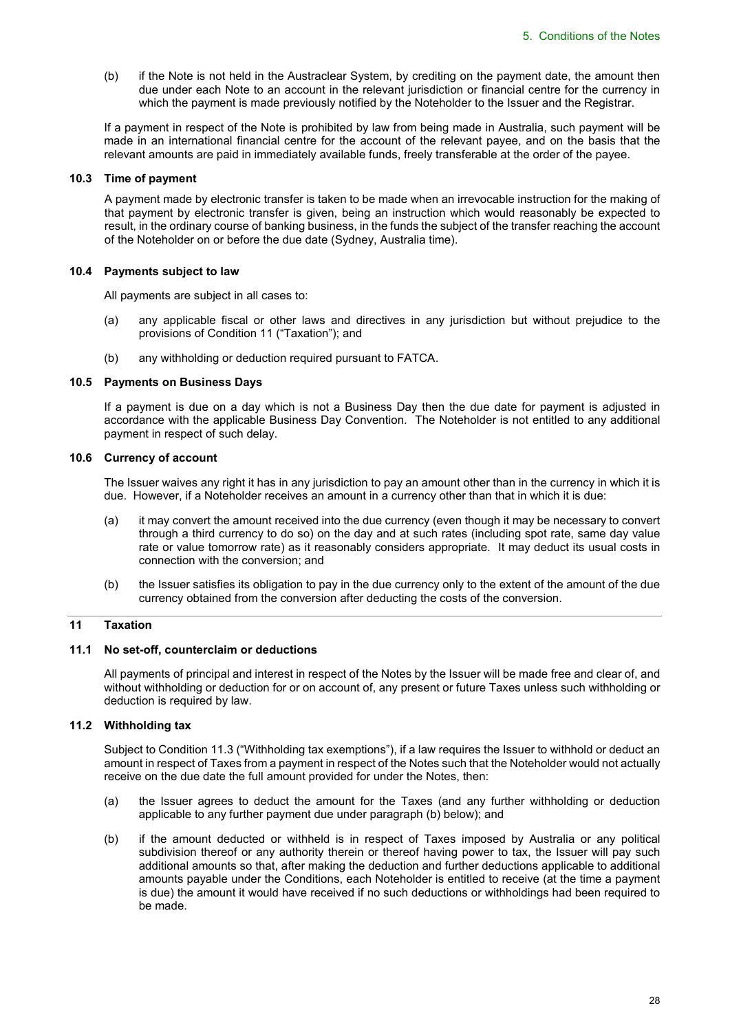(b) if the Note is not held in the Austraclear System, by crediting on the payment date, the amount then due under each Note to an account in the relevant jurisdiction or financial centre for the currency in which the payment is made previously notified by the Noteholder to the Issuer and the Registrar.

If a payment in respect of the Note is prohibited by law from being made in Australia, such payment will be made in an international financial centre for the account of the relevant payee, and on the basis that the relevant amounts are paid in immediately available funds, freely transferable at the order of the payee.

### 10.3 Time of payment

A payment made by electronic transfer is taken to be made when an irrevocable instruction for the making of that payment by electronic transfer is given, being an instruction which would reasonably be expected to result, in the ordinary course of banking business, in the funds the subject of the transfer reaching the account of the Noteholder on or before the due date (Sydney, Australia time).

### 10.4 Payments subject to law

All payments are subject in all cases to:

(a) any applicable fiscal or other laws and directives in any jurisdiction but without prejudice to the provisions of Condition 11 ("Taxation"); and

(b) any withholding or deduction required pursuant to FATCA.

### 10.5 Payments on Business Days

If a payment is due on a day which is not a Business Day then the due date for payment is adjusted in accordance with the applicable Business Day Convention. The Noteholder is not entitled to any additional payment in respect of such delay.

### 10.6 Currency of account

The Issuer waives any right it has in any jurisdiction to pay an amount other than in the currency in which it is due. However, if a Noteholder receives an amount in a currency other than that in which it is due:

(a) it may convert the amount received into the due currency (even though it may be necessary to convert through a third currency to do so) on the day and at such rates (including spot rate, same day value rate or value tomorrow rate) as it reasonably considers appropriate. It may deduct its usual costs in connection with the conversion; and

(b) the Issuer satisfies its obligation to pay in the due currency only to the extent of the amount of the due currency obtained from the conversion after deducting the costs of the conversion.

## 11 Taxation

### 11.1 No set-off, counterclaim or deductions

All payments of principal and interest in respect of the Notes by the Issuer will be made free and clear of, and without withholding or deduction for or on account of, any present or future Taxes unless such withholding or deduction is required by law.

### 11.2 Withholding tax

Subject to Condition 11.3 ("Withholding tax exemptions"), if a law requires the Issuer to withhold or deduct an amount in respect of Taxes from a payment in respect of the Notes such that the Noteholder would not actually receive on the due date the full amount provided for under the Notes, then:

(a) the Issuer agrees to deduct the amount for the Taxes (and any further withholding or deduction applicable to any further payment due under paragraph (b) below); and

(b) if the amount deducted or withheld is in respect of Taxes imposed by Australia or any political subdivision thereof or any authority therein or thereof having power to tax, the Issuer will pay such additional amounts so that, after making the deduction and further deductions applicable to additional amounts payable under the Conditions, each Noteholder is entitled to receive (at the time a payment is due) the amount it would have received if no such deductions or withholdings had been required to be made.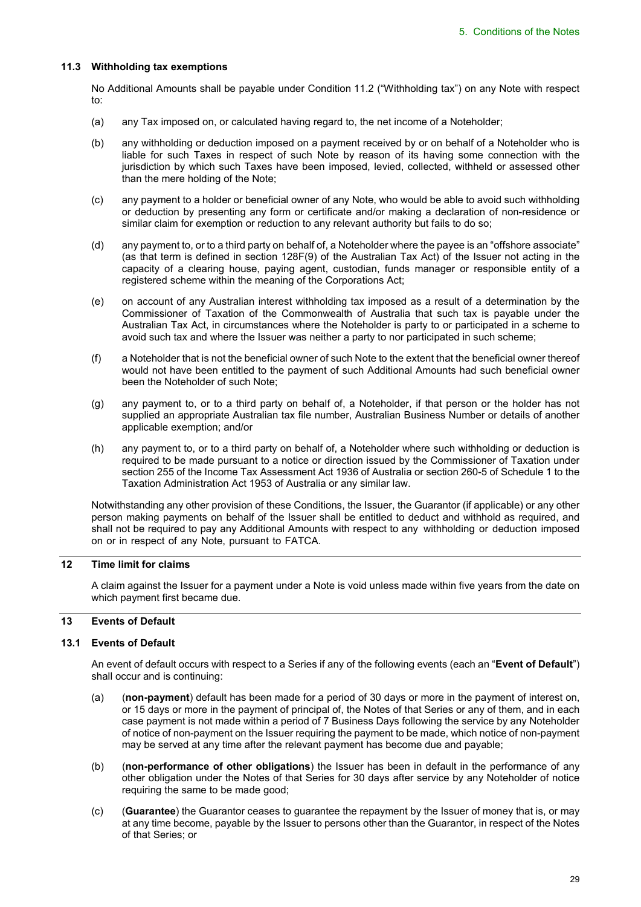### 11.3 Withholding tax exemptions

No Additional Amounts shall be payable under Condition 11.2 ("Withholding tax") on any Note with respect to:

(a) any Tax imposed on, or calculated having regard to, the net income of a Noteholder;

(b) any withholding or deduction imposed on a payment received by or on behalf of a Noteholder who is liable for such Taxes in respect of such Note by reason of its having some connection with the jurisdiction by which such Taxes have been imposed, levied, collected, withheld or assessed other than the mere holding of the Note;

(c) any payment to a holder or beneficial owner of any Note, who would be able to avoid such withholding or deduction by presenting any form or certificate and/or making a declaration of non-residence or similar claim for exemption or reduction to any relevant authority but fails to do so;

(d) any payment to, or to a third party on behalf of, a Noteholder where the payee is an "offshore associate" (as that term is defined in section 128F(9) of the Australian Tax Act) of the Issuer not acting in the capacity of a clearing house, paying agent, custodian, funds manager or responsible entity of a registered scheme within the meaning of the Corporations Act;

(e) on account of any Australian interest withholding tax imposed as a result of a determination by the Commissioner of Taxation of the Commonwealth of Australia that such tax is payable under the Australian Tax Act, in circumstances where the Noteholder is party to or participated in a scheme to avoid such tax and where the Issuer was neither a party to nor participated in such scheme;

(f) a Noteholder that is not the beneficial owner of such Note to the extent that the beneficial owner thereof would not have been entitled to the payment of such Additional Amounts had such beneficial owner been the Noteholder of such Note;

(g) any payment to, or to a third party on behalf of, a Noteholder, if that person or the holder has not supplied an appropriate Australian tax file number, Australian Business Number or details of another applicable exemption; and/or

(h) any payment to, or to a third party on behalf of, a Noteholder where such withholding or deduction is required to be made pursuant to a notice or direction issued by the Commissioner of Taxation under section 255 of the Income Tax Assessment Act 1936 of Australia or section 260-5 of Schedule 1 to the Taxation Administration Act 1953 of Australia or any similar law.

Notwithstanding any other provision of these Conditions, the Issuer, the Guarantor (if applicable) or any other person making payments on behalf of the Issuer shall be entitled to deduct and withhold as required, and shall not be required to pay any Additional Amounts with respect to any withholding or deduction imposed on or in respect of any Note, pursuant to FATCA.

## 12 Time limit for claims

A claim against the Issuer for a payment under a Note is void unless made within five years from the date on which payment first became due.

## 13 Events of Default

### 13.1 Events of Default

An event of default occurs with respect to a Series if any of the following events (each an "**Event of Default**") shall occur and is continuing:

(a) (**non-payment**) default has been made for a period of 30 days or more in the payment of interest on, or 15 days or more in the payment of principal of, the Notes of that Series or any of them, and in each case payment is not made within a period of 7 Business Days following the service by any Noteholder of notice of non-payment on the Issuer requiring the payment to be made, which notice of non-payment may be served at any time after the relevant payment has become due and payable;

(b) (**non-performance of other obligations**) the Issuer has been in default in the performance of any other obligation under the Notes of that Series for 30 days after service by any Noteholder of notice requiring the same to be made good;

(c) (**Guarantee**) the Guarantor ceases to guarantee the repayment by the Issuer of money that is, or may at any time become, payable by the Issuer to persons other than the Guarantor, in respect of the Notes of that Series; or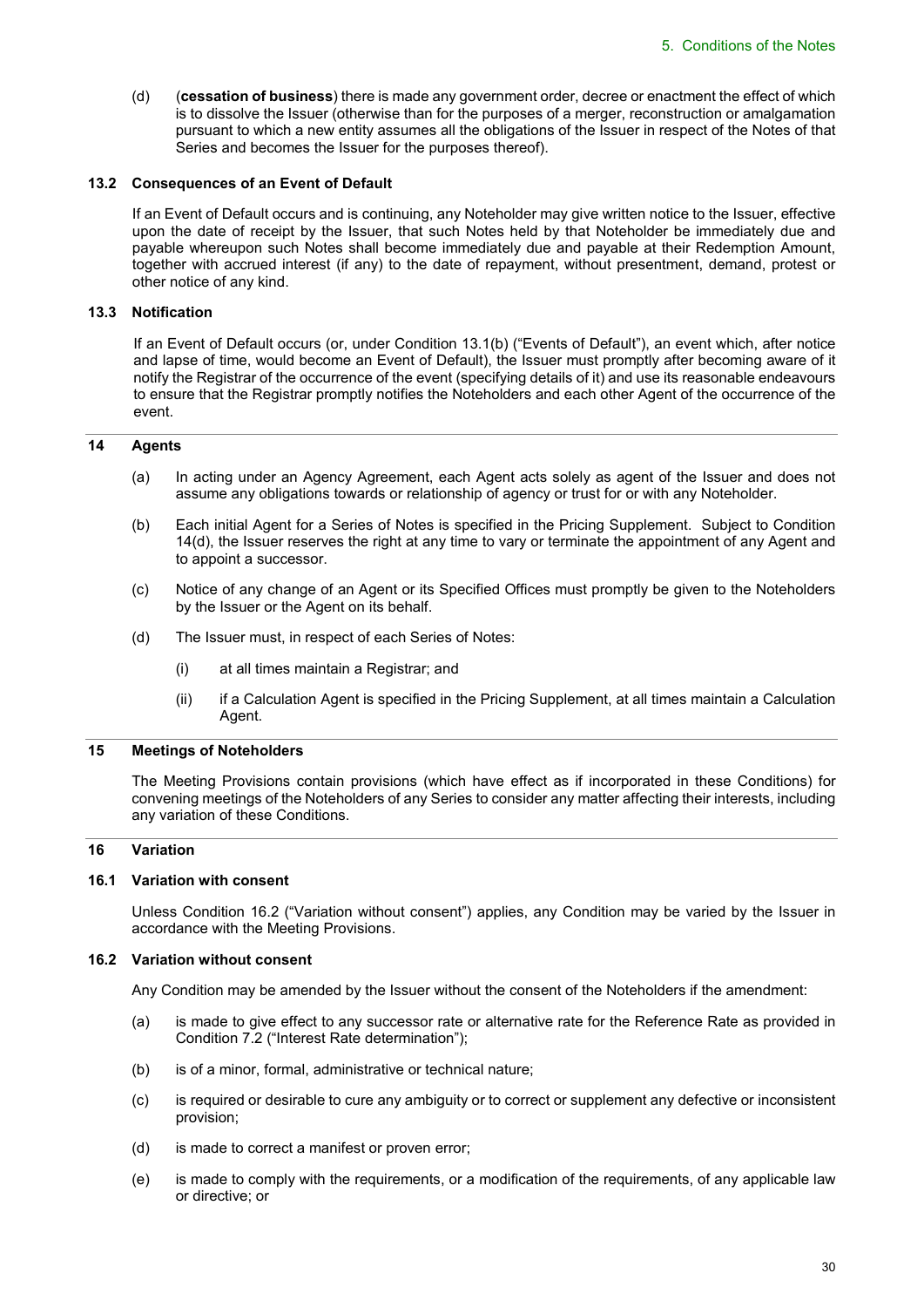(d) (**cessation of business**) there is made any government order, decree or enactment the effect of which is to dissolve the Issuer (otherwise than for the purposes of a merger, reconstruction or amalgamation pursuant to which a new entity assumes all the obligations of the Issuer in respect of the Notes of that Series and becomes the Issuer for the purposes thereof).

### 13.2 Consequences of an Event of Default

If an Event of Default occurs and is continuing, any Noteholder may give written notice to the Issuer, effective upon the date of receipt by the Issuer, that such Notes held by that Noteholder be immediately due and payable whereupon such Notes shall become immediately due and payable at their Redemption Amount, together with accrued interest (if any) to the date of repayment, without presentment, demand, protest or other notice of any kind.

### 13.3 Notification

If an Event of Default occurs (or, under Condition 13.1(b) ("Events of Default"), an event which, after notice and lapse of time, would become an Event of Default), the Issuer must promptly after becoming aware of it notify the Registrar of the occurrence of the event (specifying details of it) and use its reasonable endeavours to ensure that the Registrar promptly notifies the Noteholders and each other Agent of the occurrence of the event.

## 14 Agents

(a) In acting under an Agency Agreement, each Agent acts solely as agent of the Issuer and does not assume any obligations towards or relationship of agency or trust for or with any Noteholder.

(b) Each initial Agent for a Series of Notes is specified in the Pricing Supplement. Subject to Condition 14(d), the Issuer reserves the right at any time to vary or terminate the appointment of any Agent and to appoint a successor.

(c) Notice of any change of an Agent or its Specified Offices must promptly be given to the Noteholders by the Issuer or the Agent on its behalf.

(d) The Issuer must, in respect of each Series of Notes:

(i) at all times maintain a Registrar; and

(ii) if a Calculation Agent is specified in the Pricing Supplement, at all times maintain a Calculation Agent.

## 15 Meetings of Noteholders

The Meeting Provisions contain provisions (which have effect as if incorporated in these Conditions) for convening meetings of the Noteholders of any Series to consider any matter affecting their interests, including any variation of these Conditions.

## 16 Variation

### 16.1 Variation with consent

Unless Condition 16.2 ("Variation without consent") applies, any Condition may be varied by the Issuer in accordance with the Meeting Provisions.

### 16.2 Variation without consent

Any Condition may be amended by the Issuer without the consent of the Noteholders if the amendment:

(a) is made to give effect to any successor rate or alternative rate for the Reference Rate as provided in Condition 7.2 ("Interest Rate determination");

(b) is of a minor, formal, administrative or technical nature;

(c) is required or desirable to cure any ambiguity or to correct or supplement any defective or inconsistent provision;

(d) is made to correct a manifest or proven error;

(e) is made to comply with the requirements, or a modification of the requirements, of any applicable law or directive; or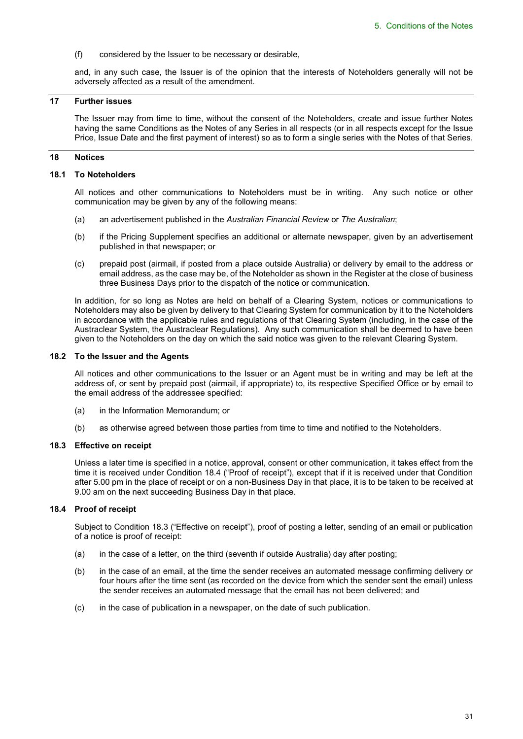(f) considered by the Issuer to be necessary or desirable,

and, in any such case, the Issuer is of the opinion that the interests of Noteholders generally will not be adversely affected as a result of the amendment.

## 17 Further issues

The Issuer may from time to time, without the consent of the Noteholders, create and issue further Notes having the same Conditions as the Notes of any Series in all respects (or in all respects except for the Issue Price, Issue Date and the first payment of interest) so as to form a single series with the Notes of that Series.

## 18 Notices

### 18.1 To Noteholders

All notices and other communications to Noteholders must be in writing. Any such notice or other communication may be given by any of the following means:

(a) an advertisement published in the *Australian Financial Review* or *The Australian*;

(b) if the Pricing Supplement specifies an additional or alternate newspaper, given by an advertisement published in that newspaper; or

(c) prepaid post (airmail, if posted from a place outside Australia) or delivery by email to the address or email address, as the case may be, of the Noteholder as shown in the Register at the close of business three Business Days prior to the dispatch of the notice or communication.

In addition, for so long as Notes are held on behalf of a Clearing System, notices or communications to Noteholders may also be given by delivery to that Clearing System for communication by it to the Noteholders in accordance with the applicable rules and regulations of that Clearing System (including, in the case of the Austraclear System, the Austraclear Regulations). Any such communication shall be deemed to have been given to the Noteholders on the day on which the said notice was given to the relevant Clearing System.

### 18.2 To the Issuer and the Agents

All notices and other communications to the Issuer or an Agent must be in writing and may be left at the address of, or sent by prepaid post (airmail, if appropriate) to, its respective Specified Office or by email to the email address of the addressee specified:

(a) in the Information Memorandum; or

(b) as otherwise agreed between those parties from time to time and notified to the Noteholders.

### 18.3 Effective on receipt

Unless a later time is specified in a notice, approval, consent or other communication, it takes effect from the time it is received under Condition 18.4 ("Proof of receipt"), except that if it is received under that Condition after 5.00 pm in the place of receipt or on a non-Business Day in that place, it is to be taken to be received at 9.00 am on the next succeeding Business Day in that place.

### 18.4 Proof of receipt

Subject to Condition 18.3 ("Effective on receipt"), proof of posting a letter, sending of an email or publication of a notice is proof of receipt:

(a) in the case of a letter, on the third (seventh if outside Australia) day after posting;

(b) in the case of an email, at the time the sender receives an automated message confirming delivery or four hours after the time sent (as recorded on the device from which the sender sent the email) unless the sender receives an automated message that the email has not been delivered; and

(c) in the case of publication in a newspaper, on the date of such publication.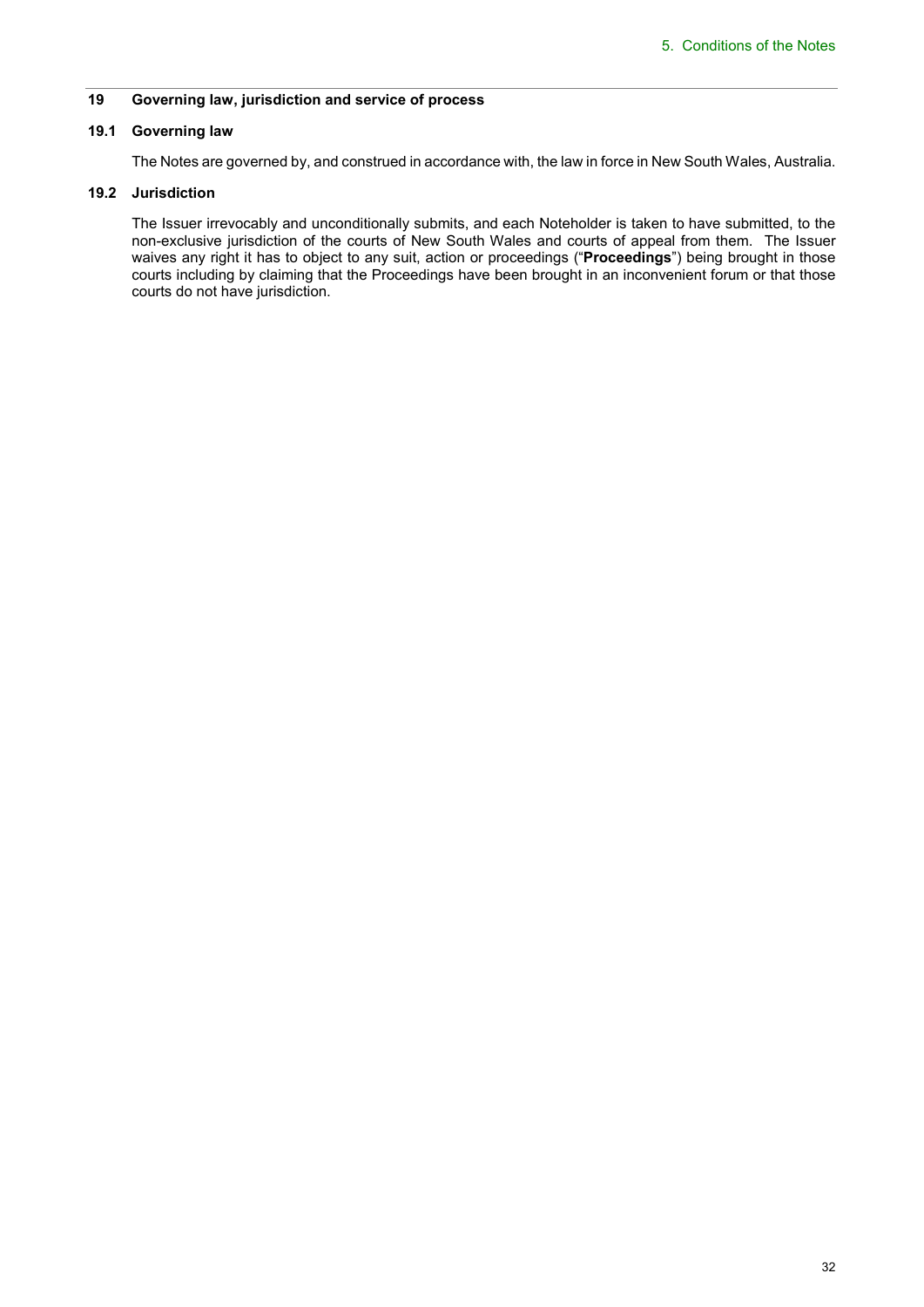## 19 Governing law, jurisdiction and service of process

### 19.1 Governing law

The Notes are governed by, and construed in accordance with, the law in force in New South Wales, Australia.

### 19.2 Jurisdiction

The Issuer irrevocably and unconditionally submits, and each Noteholder is taken to have submitted, to the non-exclusive jurisdiction of the courts of New South Wales and courts of appeal from them. The Issuer waives any right it has to object to any suit, action or proceedings ("**Proceedings**") being brought in those courts including by claiming that the Proceedings have been brought in an inconvenient forum or that those courts do not have jurisdiction.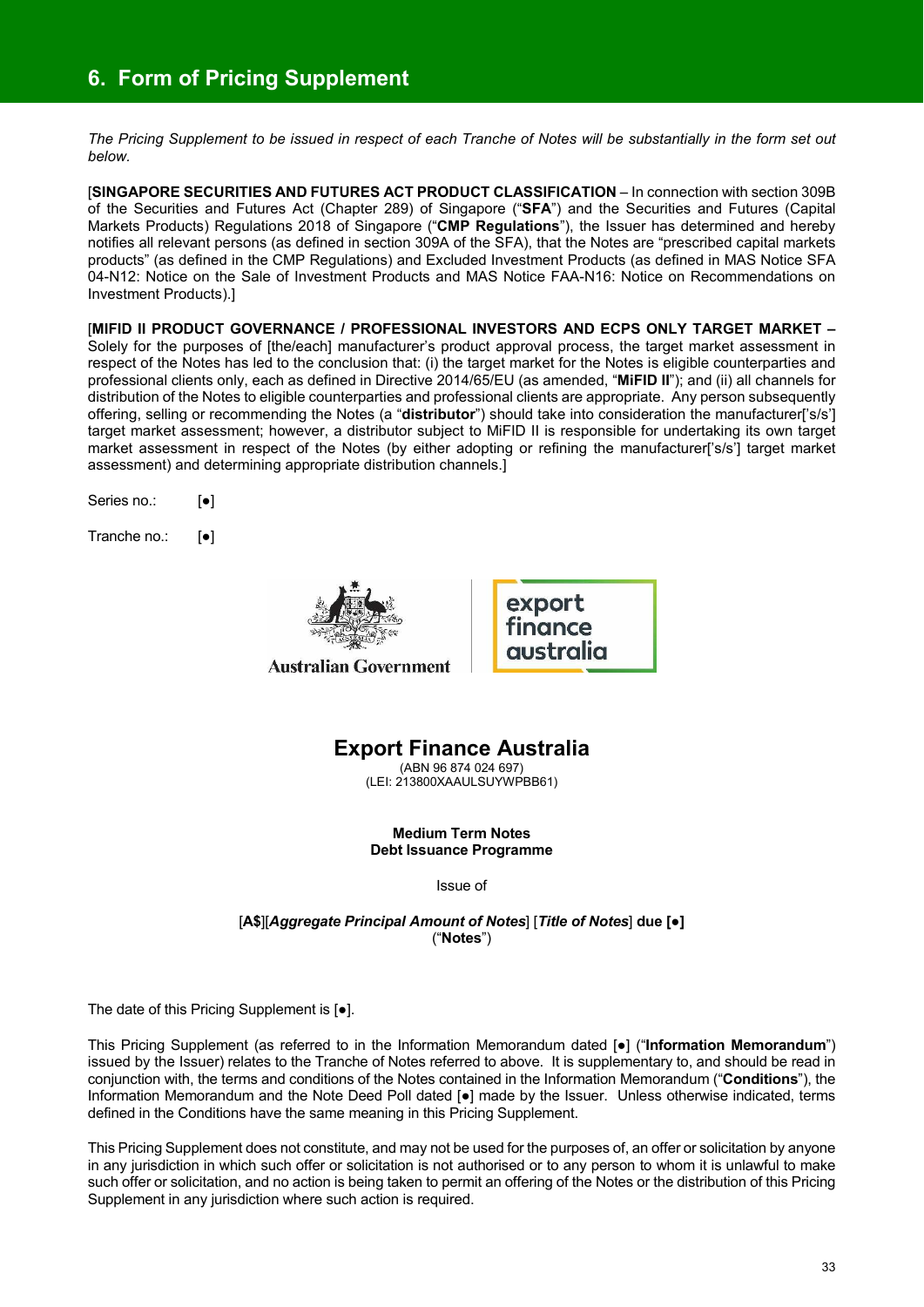# 6. Form of Pricing Supplement

*The Pricing Supplement to be issued in respect of each Tranche of Notes will be substantially in the form set out below.*

[**SINGAPORE SECURITIES AND FUTURES ACT PRODUCT CLASSIFICATION** – In connection with section 309B of the Securities and Futures Act (Chapter 289) of Singapore ("**SFA**") and the Securities and Futures (Capital Markets Products) Regulations 2018 of Singapore ("**CMP Regulations**"), the Issuer has determined and hereby notifies all relevant persons (as defined in section 309A of the SFA), that the Notes are "prescribed capital markets products" (as defined in the CMP Regulations) and Excluded Investment Products (as defined in MAS Notice SFA 04-N12: Notice on the Sale of Investment Products and MAS Notice FAA-N16: Notice on Recommendations on Investment Products).]

[**MIFID II PRODUCT GOVERNANCE / PROFESSIONAL INVESTORS AND ECPS ONLY TARGET MARKET –** Solely for the purposes of [the/each] manufacturer's product approval process, the target market assessment in respect of the Notes has led to the conclusion that: (i) the target market for the Notes is eligible counterparties and professional clients only, each as defined in Directive 2014/65/EU (as amended, "**MiFID II**"); and (ii) all channels for distribution of the Notes to eligible counterparties and professional clients are appropriate. Any person subsequently offering, selling or recommending the Notes (a "**distributor**") should take into consideration the manufacturer['s/s'] target market assessment; however, a distributor subject to MiFID II is responsible for undertaking its own target market assessment in respect of the Notes (by either adopting or refining the manufacturer['s/s'] target market assessment) and determining appropriate distribution channels.]

Series no.: [●]

Tranche no.: [●]

Australian Government | export finance australia

**Export Finance Australia**

(ABN 96 874 024 697)
(LEI: 213800XAAULSUYWPBB61)

**Medium Term Notes**
**Debt Issuance Programme**

Issue of

[**A$**][***Aggregate Principal Amount of Notes***] [***Title of Notes***] **due [●]**
("**Notes**")

The date of this Pricing Supplement is [●].

This Pricing Supplement (as referred to in the Information Memorandum dated [●] ("**Information Memorandum**") issued by the Issuer) relates to the Tranche of Notes referred to above. It is supplementary to, and should be read in conjunction with, the terms and conditions of the Notes contained in the Information Memorandum ("**Conditions**"), the Information Memorandum and the Note Deed Poll dated [●] made by the Issuer. Unless otherwise indicated, terms defined in the Conditions have the same meaning in this Pricing Supplement.

This Pricing Supplement does not constitute, and may not be used for the purposes of, an offer or solicitation by anyone in any jurisdiction in which such offer or solicitation is not authorised or to any person to whom it is unlawful to make such offer or solicitation, and no action is being taken to permit an offering of the Notes or the distribution of this Pricing Supplement in any jurisdiction where such action is required.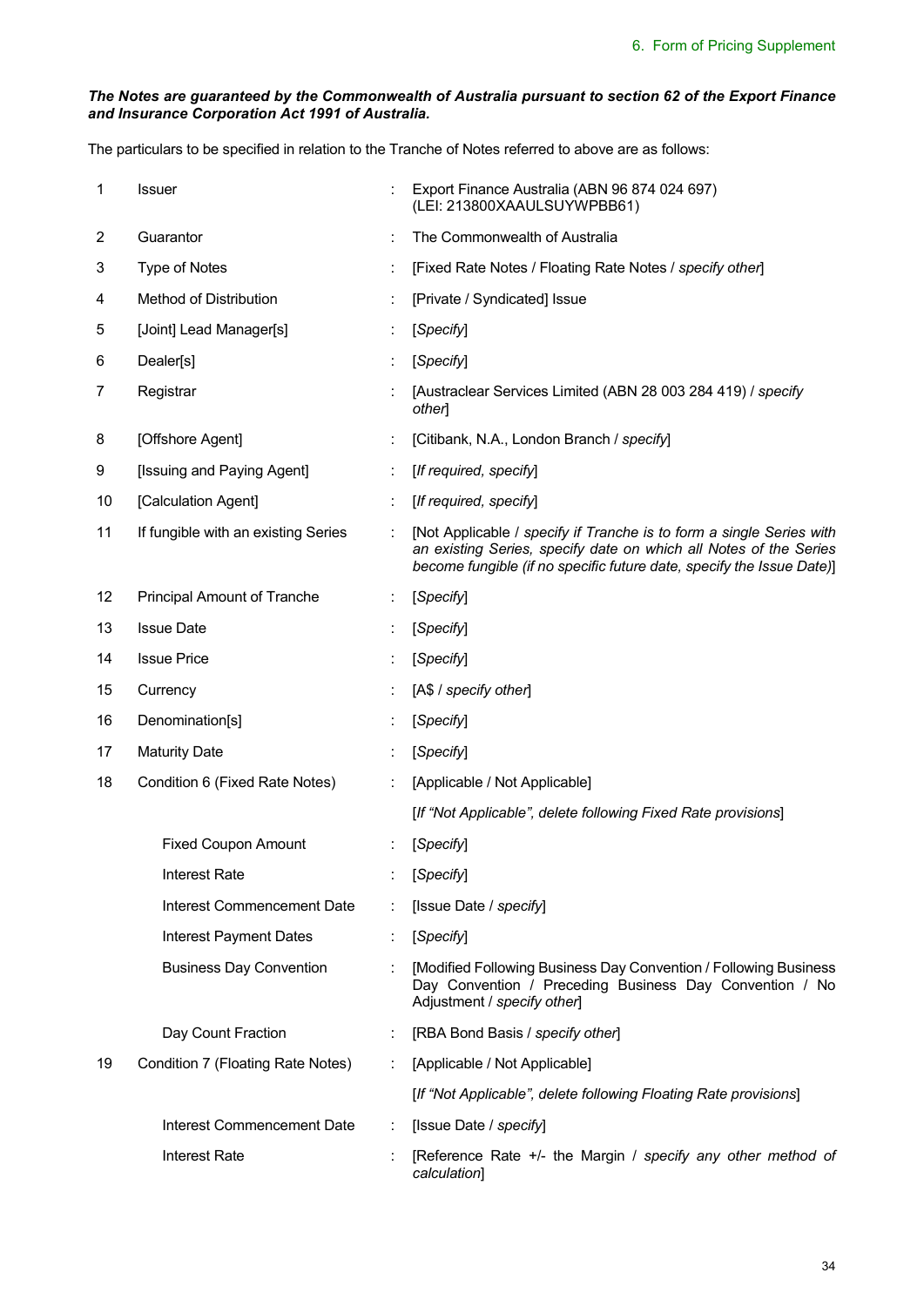*The Notes are guaranteed by the Commonwealth of Australia pursuant to section 62 of the Export Finance and Insurance Corporation Act 1991 of Australia.***

The particulars to be specified in relation to the Tranche of Notes referred to above are as follows:

| | | | |
|---|---|---|---|
| 1 | Issuer | : | Export Finance Australia (ABN 96 874 024 697) (LEI: 213800XAAULSUYWPBB61) |
| 2 | Guarantor | : | The Commonwealth of Australia |
| 3 | Type of Notes | : | [Fixed Rate Notes / Floating Rate Notes / *specify other*] |
| 4 | Method of Distribution | : | [Private / Syndicated] Issue |
| 5 | [Joint] Lead Manager[s] | : | [*Specify*] |
| 6 | Dealer[s] | : | [*Specify*] |
| 7 | Registrar | : | [Austraclear Services Limited (ABN 28 003 284 419) / *specify other*] |
| 8 | [Offshore Agent] | : | [Citibank, N.A., London Branch / *specify*] |
| 9 | [Issuing and Paying Agent] | : | [*If required, specify*] |
| 10 | [Calculation Agent] | : | [*If required, specify*] |
| 11 | If fungible with an existing Series | : | [Not Applicable / *specify if Tranche is to form a single Series with an existing Series, specify date on which all Notes of the Series become fungible (if no specific future date, specify the Issue Date)*] |
| 12 | Principal Amount of Tranche | : | [*Specify*] |
| 13 | Issue Date | : | [*Specify*] |
| 14 | Issue Price | : | [*Specify*] |
| 15 | Currency | : | [A$ / *specify other*] |
| 16 | Denomination[s] | : | [*Specify*] |
| 17 | Maturity Date | : | [*Specify*] |
| 18 | Condition 6 (Fixed Rate Notes) | : | [Applicable / Not Applicable] |
| | | | [*If "Not Applicable", delete following Fixed Rate provisions*] |
| | Fixed Coupon Amount | : | [*Specify*] |
| | Interest Rate | : | [*Specify*] |
| | Interest Commencement Date | : | [Issue Date / *specify*] |
| | Interest Payment Dates | : | [*Specify*] |
| | Business Day Convention | : | [Modified Following Business Day Convention / Following Business Day Convention / Preceding Business Day Convention / No Adjustment / *specify other*] |
| | Day Count Fraction | : | [RBA Bond Basis / *specify other*] |
| 19 | Condition 7 (Floating Rate Notes) | : | [Applicable / Not Applicable] |
| | | | [*If "Not Applicable", delete following Floating Rate provisions*] |
| | Interest Commencement Date | : | [Issue Date / *specify*] |
| | Interest Rate | : | [Reference Rate +/- the Margin / *specify any other method of calculation*] |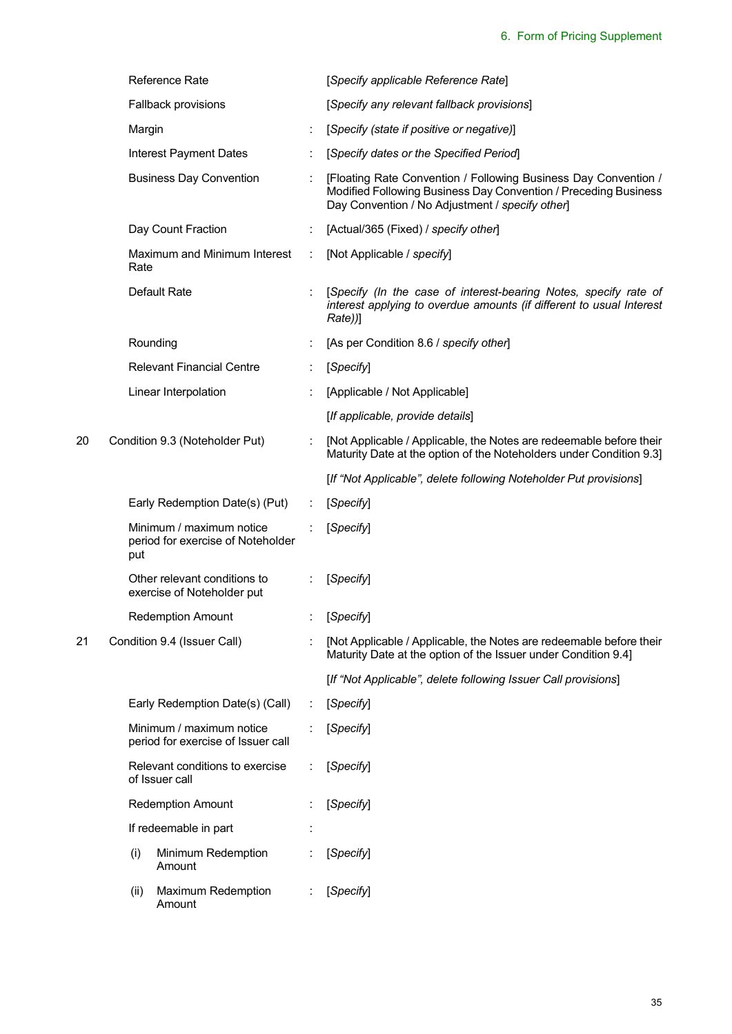| | | | |
|---|---|---|---|
| | Reference Rate | | [*Specify applicable Reference Rate*] |
| | Fallback provisions | | [*Specify any relevant fallback provisions*] |
| | Margin | : | [*Specify (state if positive or negative)*] |
| | Interest Payment Dates | : | [*Specify dates or the Specified Period*] |
| | Business Day Convention | : | [Floating Rate Convention / Following Business Day Convention / Modified Following Business Day Convention / Preceding Business Day Convention / No Adjustment / *specify other*] |
| | Day Count Fraction | : | [Actual/365 (Fixed) / *specify other*] |
| | Maximum and Minimum Interest Rate | : | [Not Applicable / *specify*] |
| | Default Rate | : | [*Specify (In the case of interest-bearing Notes, specify rate of interest applying to overdue amounts (if different to usual Interest Rate))*] |
| | Rounding | : | [As per Condition 8.6 / *specify other*] |
| | Relevant Financial Centre | : | [*Specify*] |
| | Linear Interpolation | : | [Applicable / Not Applicable] |
| | | | [*If applicable, provide details*] |
| 20 | Condition 9.3 (Noteholder Put) | : | [Not Applicable / Applicable, the Notes are redeemable before their Maturity Date at the option of the Noteholders under Condition 9.3] |
| | | | [*If "Not Applicable", delete following Noteholder Put provisions*] |
| | Early Redemption Date(s) (Put) | : | [*Specify*] |
| | Minimum / maximum notice period for exercise of Noteholder put | : | [*Specify*] |
| | Other relevant conditions to exercise of Noteholder put | : | [*Specify*] |
| | Redemption Amount | : | [*Specify*] |
| 21 | Condition 9.4 (Issuer Call) | : | [Not Applicable / Applicable, the Notes are redeemable before their Maturity Date at the option of the Issuer under Condition 9.4] |
| | | | [*If "Not Applicable", delete following Issuer Call provisions*] |
| | Early Redemption Date(s) (Call) | : | [*Specify*] |
| | Minimum / maximum notice period for exercise of Issuer call | : | [*Specify*] |
| | Relevant conditions to exercise of Issuer call | : | [*Specify*] |
| | Redemption Amount | : | [*Specify*] |
| | If redeemable in part | : | |
| | (i) Minimum Redemption Amount | : | [*Specify*] |
| | (ii) Maximum Redemption Amount | : | [*Specify*] |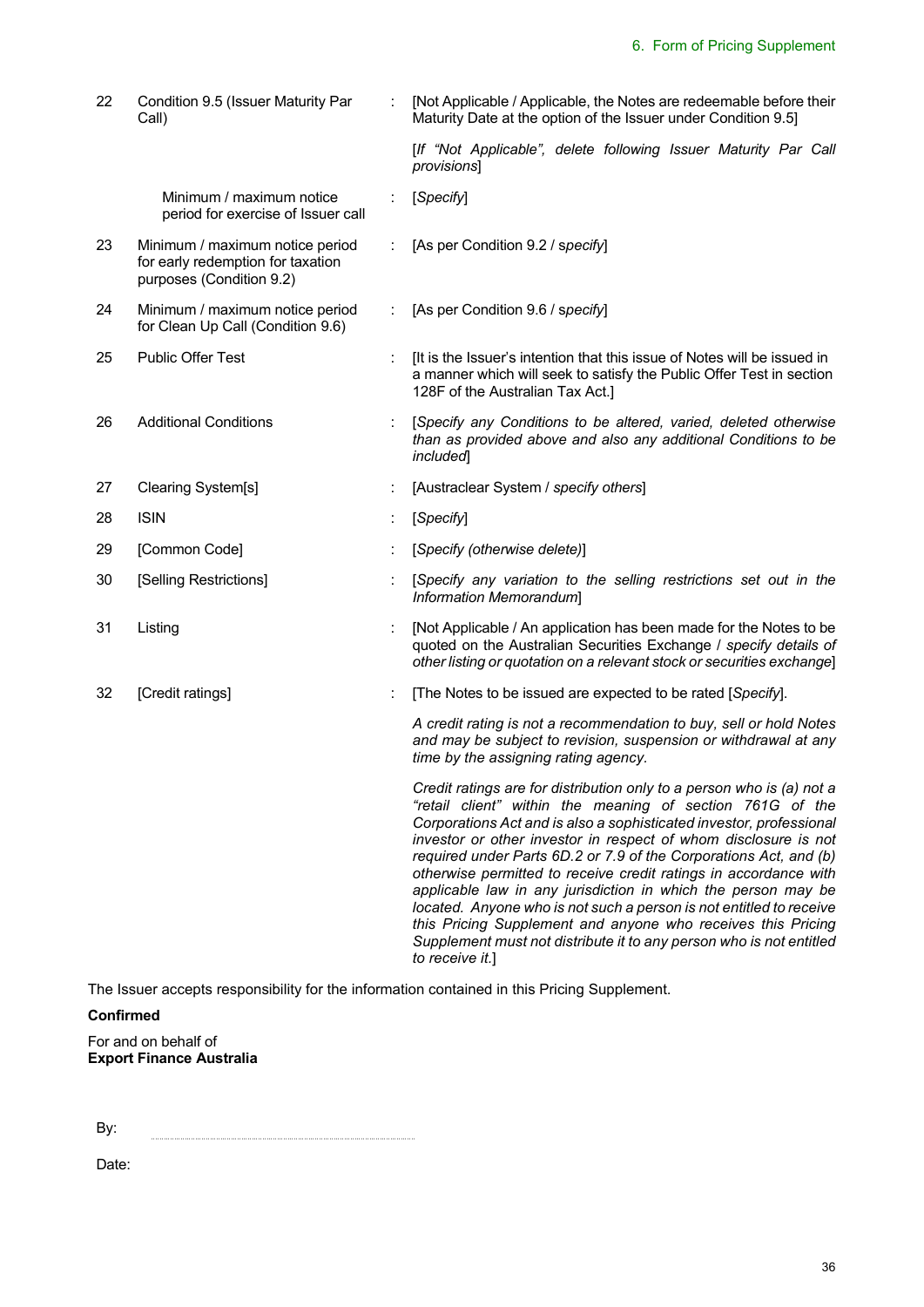| | | | |
|---|---|---|---|
| 22 | Condition 9.5 (Issuer Maturity Par Call) | : | [Not Applicable / Applicable, the Notes are redeemable before their Maturity Date at the option of the Issuer under Condition 9.5]<br><br>[*If "Not Applicable", delete following Issuer Maturity Par Call provisions*] |
| | Minimum / maximum notice period for exercise of Issuer call | : | [*Specify*] |
| 23 | Minimum / maximum notice period for early redemption for taxation purposes (Condition 9.2) | : | [As per Condition 9.2 / *specify*] |
| 24 | Minimum / maximum notice period for Clean Up Call (Condition 9.6) | : | [As per Condition 9.6 / *specify*] |
| 25 | Public Offer Test | : | [It is the Issuer's intention that this issue of Notes will be issued in a manner which will seek to satisfy the Public Offer Test in section 128F of the Australian Tax Act.] |
| 26 | Additional Conditions | : | [*Specify any Conditions to be altered, varied, deleted otherwise than as provided above and also any additional Conditions to be included*] |
| 27 | Clearing System[s] | : | [Austraclear System / *specify others*] |
| 28 | ISIN | : | [*Specify*] |
| 29 | [Common Code] | : | [*Specify (otherwise delete)*] |
| 30 | [Selling Restrictions] | : | [*Specify any variation to the selling restrictions set out in the Information Memorandum*] |
| 31 | Listing | : | [Not Applicable / An application has been made for the Notes to be quoted on the Australian Securities Exchange / *specify details of other listing or quotation on a relevant stock or securities exchange*] |
| 32 | [Credit ratings] | : | [The Notes to be issued are expected to be rated [*Specify*].<br><br>*A credit rating is not a recommendation to buy, sell or hold Notes and may be subject to revision, suspension or withdrawal at any time by the assigning rating agency.*<br><br>*Credit ratings are for distribution only to a person who is (a) not a "retail client" within the meaning of section 761G of the Corporations Act and is also a sophisticated investor, professional investor or other investor in respect of whom disclosure is not required under Parts 6D.2 or 7.9 of the Corporations Act, and (b) otherwise permitted to receive credit ratings in accordance with applicable law in any jurisdiction in which the person may be located. Anyone who is not such a person is not entitled to receive this Pricing Supplement and anyone who receives this Pricing Supplement must not distribute it to any person who is not entitled to receive it.*] |

The Issuer accepts responsibility for the information contained in this Pricing Supplement.

**Confirmed**

For and on behalf of
**Export Finance Australia**

By: ..............................................................

Date: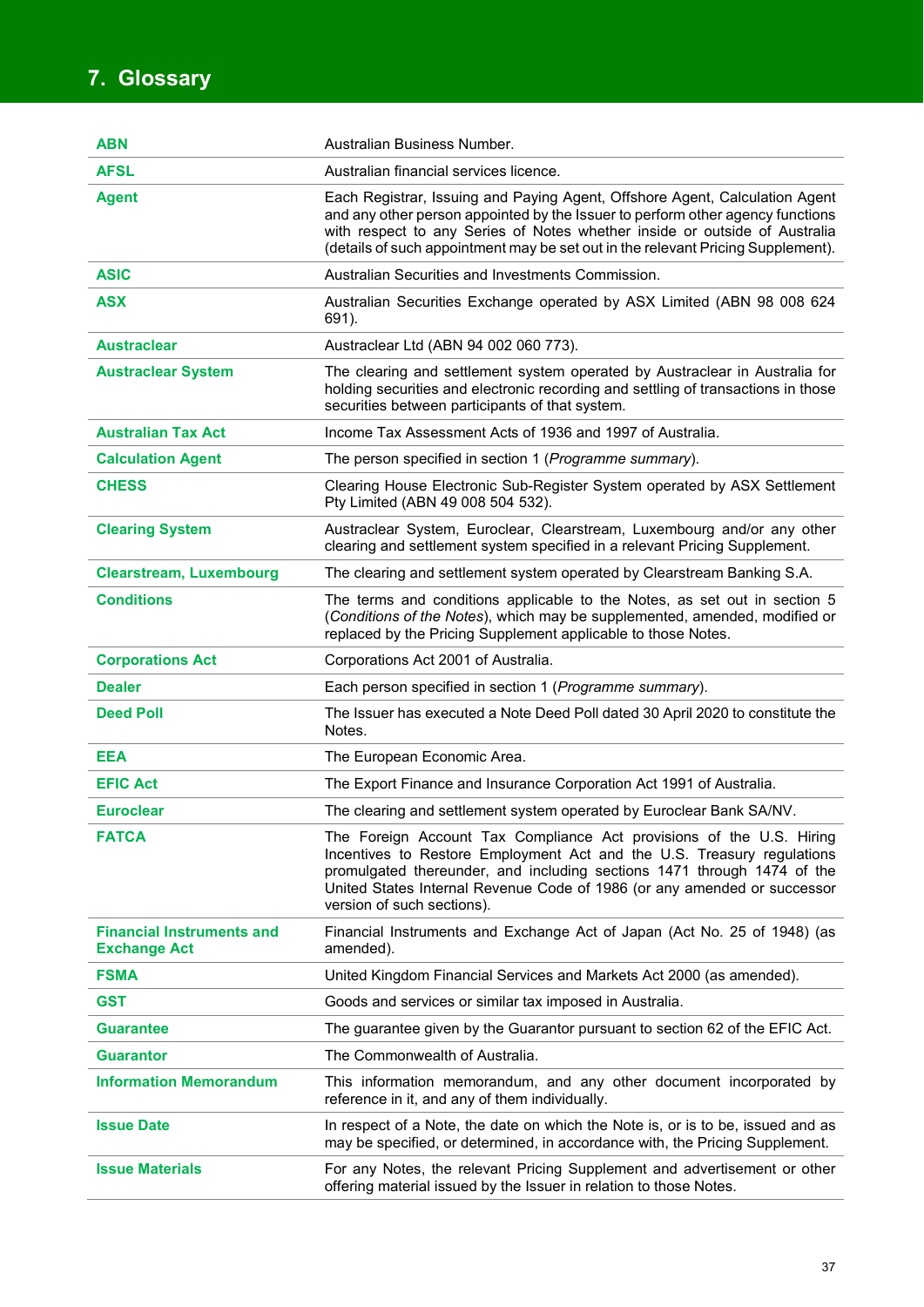# 7. Glossary

| | |
|---|---|
| **ABN** | Australian Business Number. |
| **AFSL** | Australian financial services licence. |
| **Agent** | Each Registrar, Issuing and Paying Agent, Offshore Agent, Calculation Agent and any other person appointed by the Issuer to perform other agency functions with respect to any Series of Notes whether inside or outside of Australia (details of such appointment may be set out in the relevant Pricing Supplement). |
| **ASIC** | Australian Securities and Investments Commission. |
| **ASX** | Australian Securities Exchange operated by ASX Limited (ABN 98 008 624 691). |
| **Austraclear** | Austraclear Ltd (ABN 94 002 060 773). |
| **Austraclear System** | The clearing and settlement system operated by Austraclear in Australia for holding securities and electronic recording and settling of transactions in those securities between participants of that system. |
| **Australian Tax Act** | Income Tax Assessment Acts of 1936 and 1997 of Australia. |
| **Calculation Agent** | The person specified in section 1 (*Programme summary*). |
| **CHESS** | Clearing House Electronic Sub-Register System operated by ASX Settlement Pty Limited (ABN 49 008 504 532). |
| **Clearing System** | Austraclear System, Euroclear, Clearstream, Luxembourg and/or any other clearing and settlement system specified in a relevant Pricing Supplement. |
| **Clearstream, Luxembourg** | The clearing and settlement system operated by Clearstream Banking S.A. |
| **Conditions** | The terms and conditions applicable to the Notes, as set out in section 5 (*Conditions of the Notes*), which may be supplemented, amended, modified or replaced by the Pricing Supplement applicable to those Notes. |
| **Corporations Act** | Corporations Act 2001 of Australia. |
| **Dealer** | Each person specified in section 1 (*Programme summary*). |
| **Deed Poll** | The Issuer has executed a Note Deed Poll dated 30 April 2020 to constitute the Notes. |
| **EEA** | The European Economic Area. |
| **EFIC Act** | The Export Finance and Insurance Corporation Act 1991 of Australia. |
| **Euroclear** | The clearing and settlement system operated by Euroclear Bank SA/NV. |
| **FATCA** | The Foreign Account Tax Compliance Act provisions of the U.S. Hiring Incentives to Restore Employment Act and the U.S. Treasury regulations promulgated thereunder, and including sections 1471 through 1474 of the United States Internal Revenue Code of 1986 (or any amended or successor version of such sections). |
| **Financial Instruments and Exchange Act** | Financial Instruments and Exchange Act of Japan (Act No. 25 of 1948) (as amended). |
| **FSMA** | United Kingdom Financial Services and Markets Act 2000 (as amended). |
| **GST** | Goods and services or similar tax imposed in Australia. |
| **Guarantee** | The guarantee given by the Guarantor pursuant to section 62 of the EFIC Act. |
| **Guarantor** | The Commonwealth of Australia. |
| **Information Memorandum** | This information memorandum, and any other document incorporated by reference in it, and any of them individually. |
| **Issue Date** | In respect of a Note, the date on which the Note is, or is to be, issued and as may be specified, or determined, in accordance with, the Pricing Supplement. |
| **Issue Materials** | For any Notes, the relevant Pricing Supplement and advertisement or other offering material issued by the Issuer in relation to those Notes. |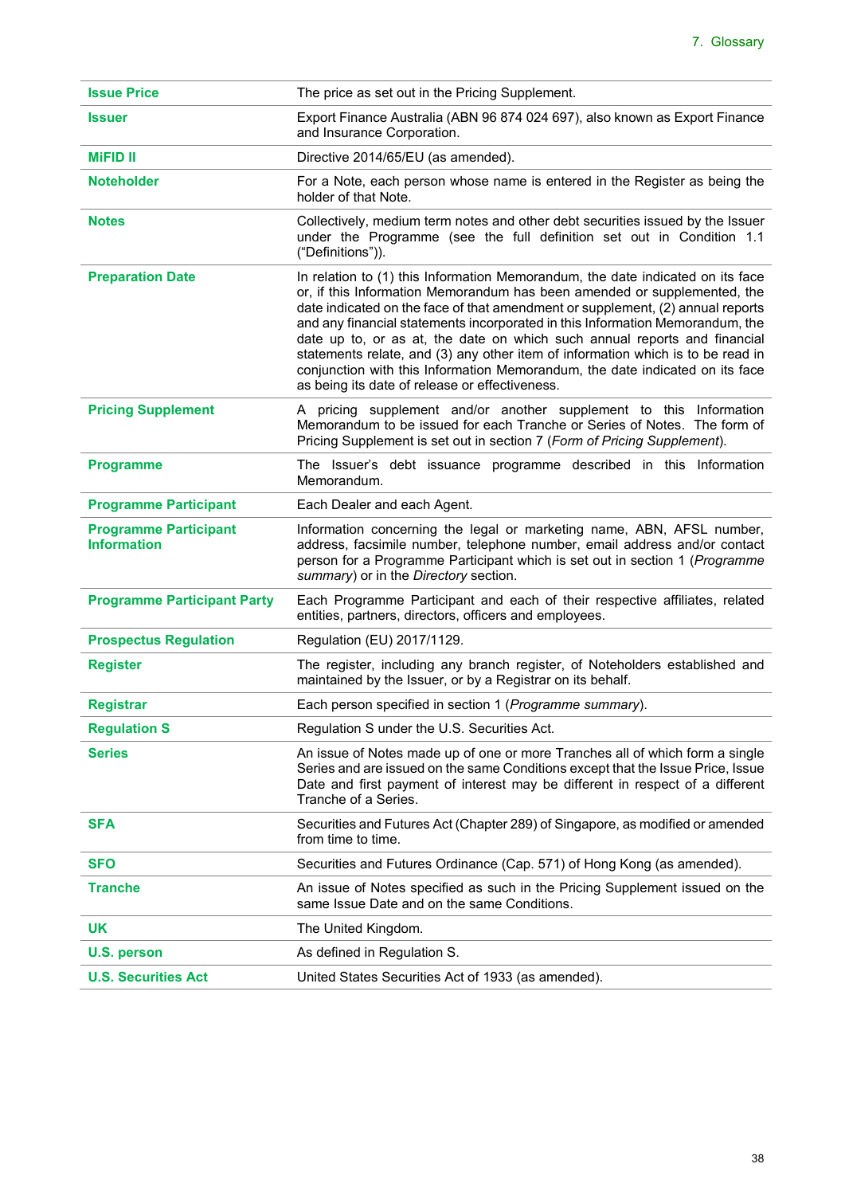| | |
|---|---|
| **Issue Price** | The price as set out in the Pricing Supplement. |
| **Issuer** | Export Finance Australia (ABN 96 874 024 697), also known as Export Finance and Insurance Corporation. |
| **MiFID II** | Directive 2014/65/EU (as amended). |
| **Noteholder** | For a Note, each person whose name is entered in the Register as being the holder of that Note. |
| **Notes** | Collectively, medium term notes and other debt securities issued by the Issuer under the Programme (see the full definition set out in Condition 1.1 ("Definitions")). |
| **Preparation Date** | In relation to (1) this Information Memorandum, the date indicated on its face or, if this Information Memorandum has been amended or supplemented, the date indicated on the face of that amendment or supplement, (2) annual reports and any financial statements incorporated in this Information Memorandum, the date up to, or as at, the date on which such annual reports and financial statements relate, and (3) any other item of information which is to be read in conjunction with this Information Memorandum, the date indicated on its face as being its date of release or effectiveness. |
| **Pricing Supplement** | A pricing supplement and/or another supplement to this Information Memorandum to be issued for each Tranche or Series of Notes. The form of Pricing Supplement is set out in section 7 (*Form of Pricing Supplement*). |
| **Programme** | The Issuer's debt issuance programme described in this Information Memorandum. |
| **Programme Participant** | Each Dealer and each Agent. |
| **Programme Participant Information** | Information concerning the legal or marketing name, ABN, AFSL number, address, facsimile number, telephone number, email address and/or contact person for a Programme Participant which is set out in section 1 (*Programme summary*) or in the *Directory* section. |
| **Programme Participant Party** | Each Programme Participant and each of their respective affiliates, related entities, partners, directors, officers and employees. |
| **Prospectus Regulation** | Regulation (EU) 2017/1129. |
| **Register** | The register, including any branch register, of Noteholders established and maintained by the Issuer, or by a Registrar on its behalf. |
| **Registrar** | Each person specified in section 1 (*Programme summary*). |
| **Regulation S** | Regulation S under the U.S. Securities Act. |
| **Series** | An issue of Notes made up of one or more Tranches all of which form a single Series and are issued on the same Conditions except that the Issue Price, Issue Date and first payment of interest may be different in respect of a different Tranche of a Series. |
| **SFA** | Securities and Futures Act (Chapter 289) of Singapore, as modified or amended from time to time. |
| **SFO** | Securities and Futures Ordinance (Cap. 571) of Hong Kong (as amended). |
| **Tranche** | An issue of Notes specified as such in the Pricing Supplement issued on the same Issue Date and on the same Conditions. |
| **UK** | The United Kingdom. |
| **U.S. person** | As defined in Regulation S. |
| **U.S. Securities Act** | United States Securities Act of 1933 (as amended). |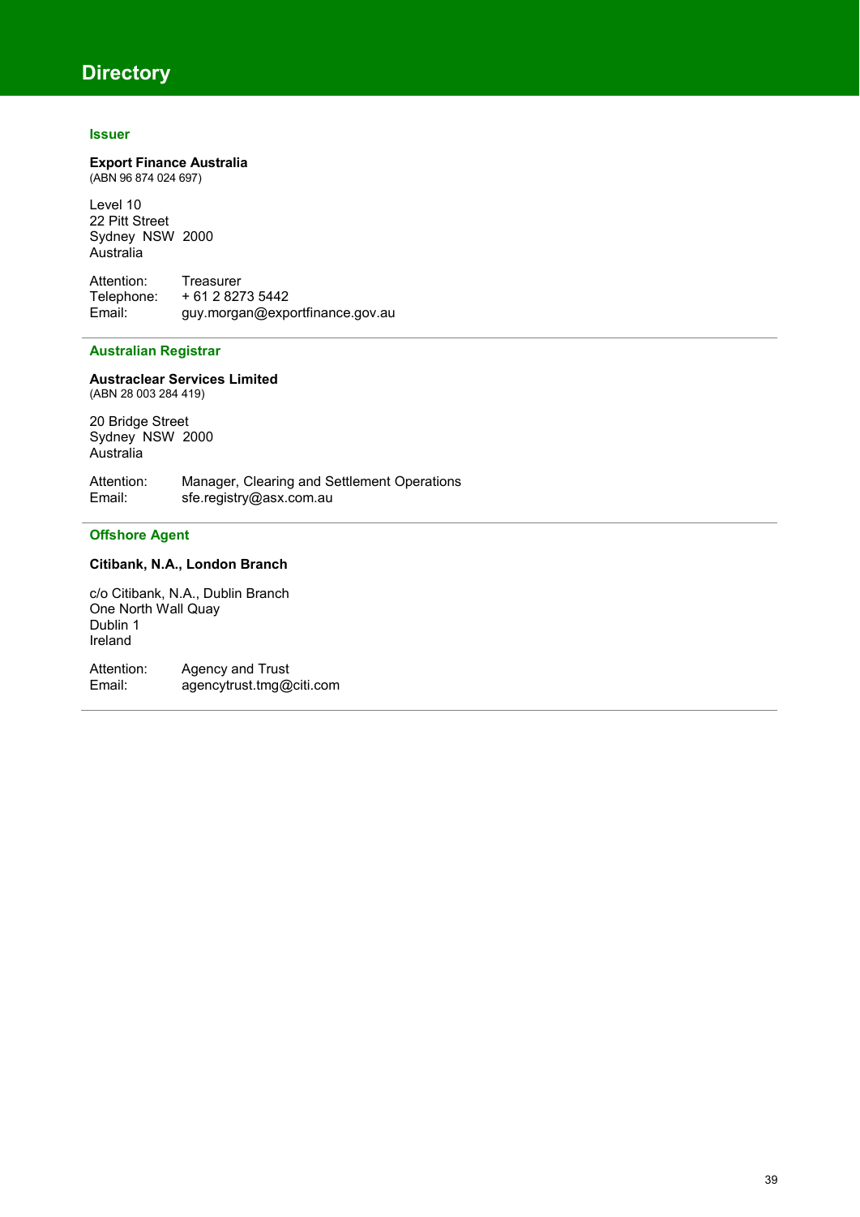# Directory

## Issuer

**Export Finance Australia**
(ABN 96 874 024 697)

Level 10
22 Pitt Street
Sydney NSW 2000
Australia

Attention: Treasurer
Telephone: + 61 2 8273 5442
Email: guy.morgan@exportfinance.gov.au

---

## Australian Registrar

**Austraclear Services Limited**
(ABN 28 003 284 419)

20 Bridge Street
Sydney NSW 2000
Australia

Attention: Manager, Clearing and Settlement Operations
Email: sfe.registry@asx.com.au

---

## Offshore Agent

**Citibank, N.A., London Branch**

c/o Citibank, N.A., Dublin Branch
One North Wall Quay
Dublin 1
Ireland

Attention: Agency and Trust
Email: agencytrust.tmg@citi.com

---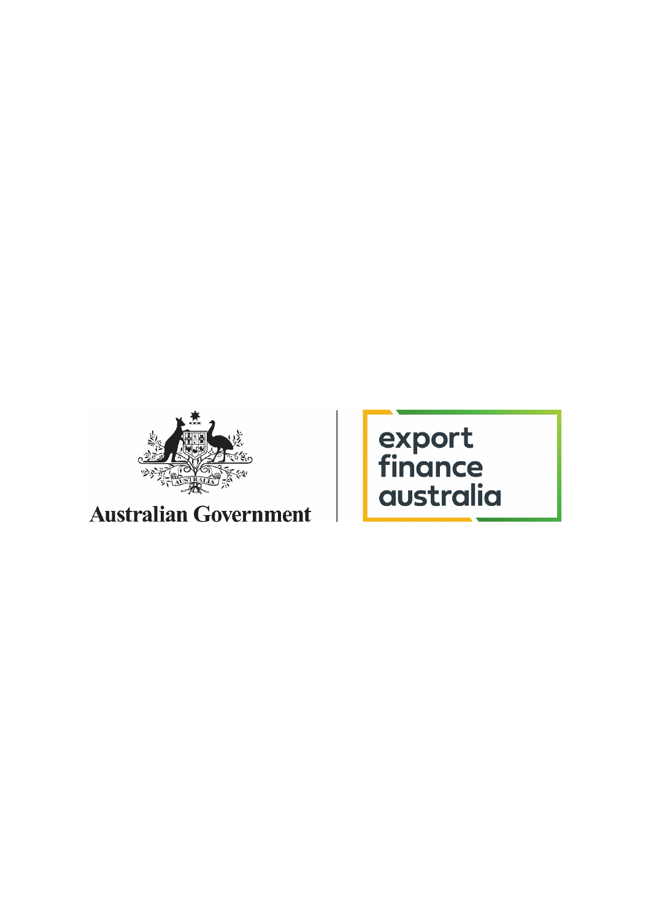Australian Government

export
finance
australia